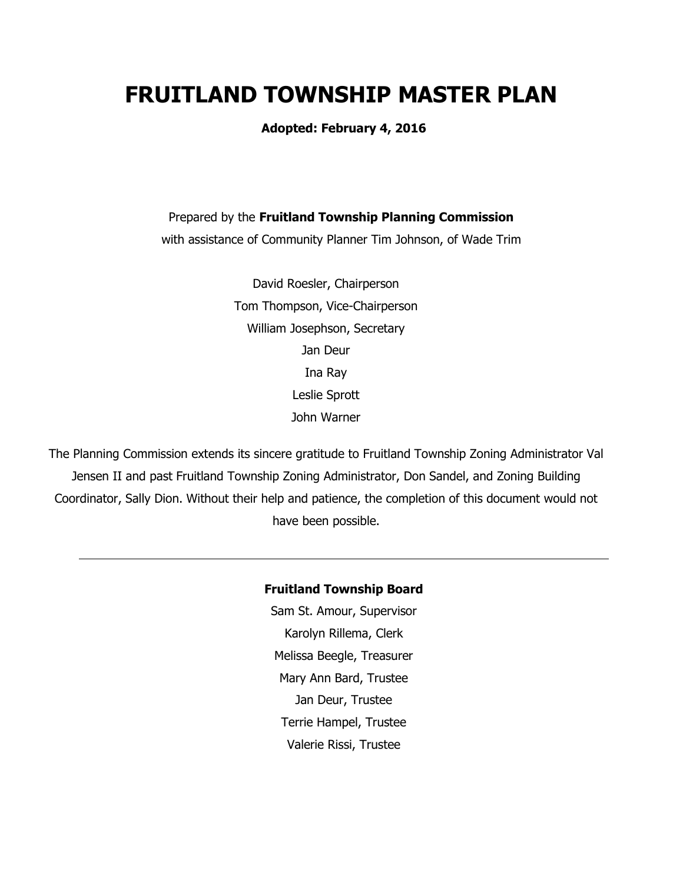# FRUITLAND TOWNSHIP MASTER PLAN

**Adopted: February 4, 2016**

Prepared by the **Fruitland Township Planning Commission**
with assistance of Community Planner Tim Johnson, of Wade Trim

David Roesler, Chairperson
Tom Thompson, Vice-Chairperson
William Josephson, Secretary
Jan Deur
Ina Ray
Leslie Sprott
John Warner

The Planning Commission extends its sincere gratitude to Fruitland Township Zoning Administrator Val Jensen II and past Fruitland Township Zoning Administrator, Don Sandel, and Zoning Building Coordinator, Sally Dion. Without their help and patience, the completion of this document would not have been possible.

---

**Fruitland Township Board**

Sam St. Amour, Supervisor
Karolyn Rillema, Clerk
Melissa Beegle, Treasurer
Mary Ann Bard, Trustee
Jan Deur, Trustee
Terrie Hampel, Trustee
Valerie Rissi, Trustee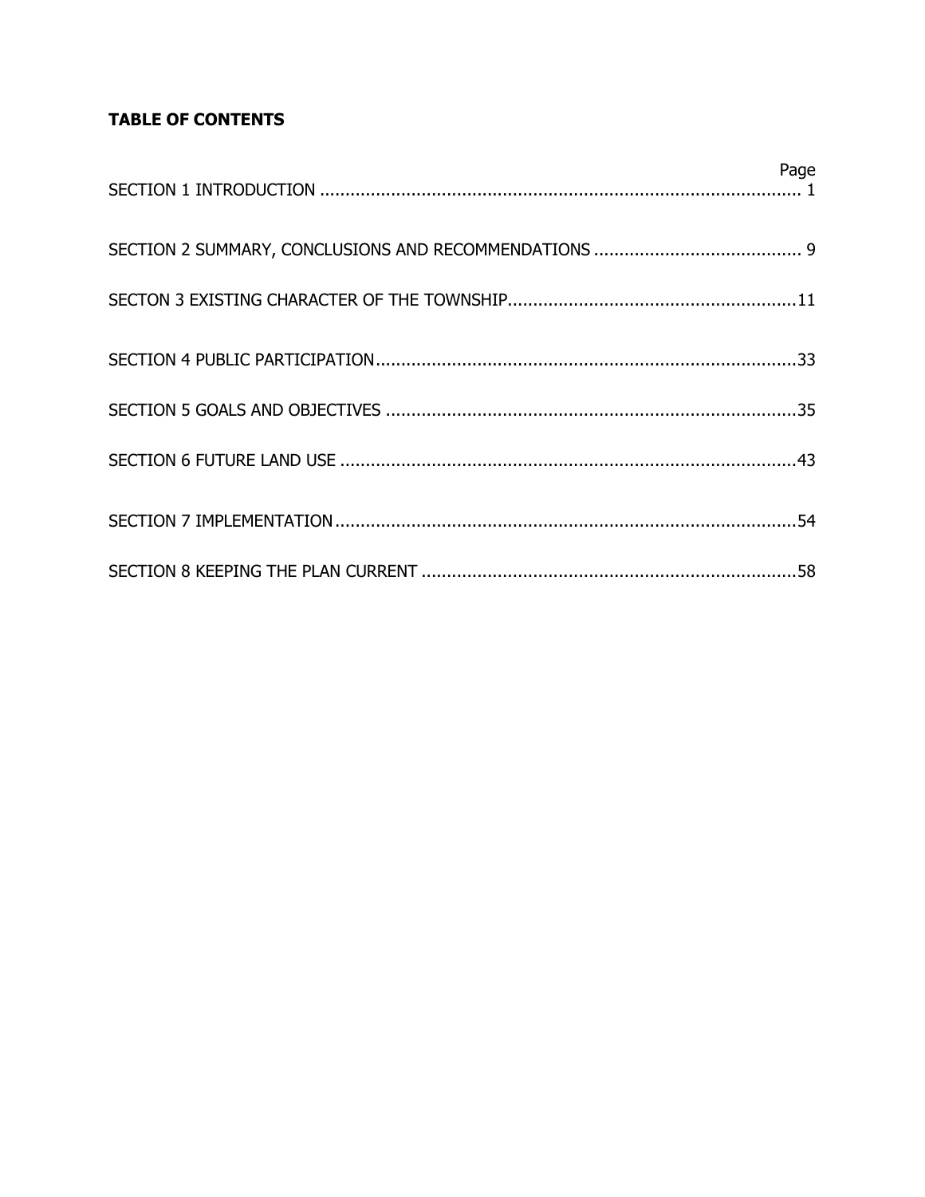**TABLE OF CONTENTS**

| | Page |
|---|---|
| SECTION 1 INTRODUCTION | 1 |
| SECTION 2 SUMMARY, CONCLUSIONS AND RECOMMENDATIONS | 9 |
| SECTON 3 EXISTING CHARACTER OF THE TOWNSHIP | 11 |
| SECTION 4 PUBLIC PARTICIPATION | 33 |
| SECTION 5 GOALS AND OBJECTIVES | 35 |
| SECTION 6 FUTURE LAND USE | 43 |
| SECTION 7 IMPLEMENTATION | 54 |
| SECTION 8 KEEPING THE PLAN CURRENT | 58 |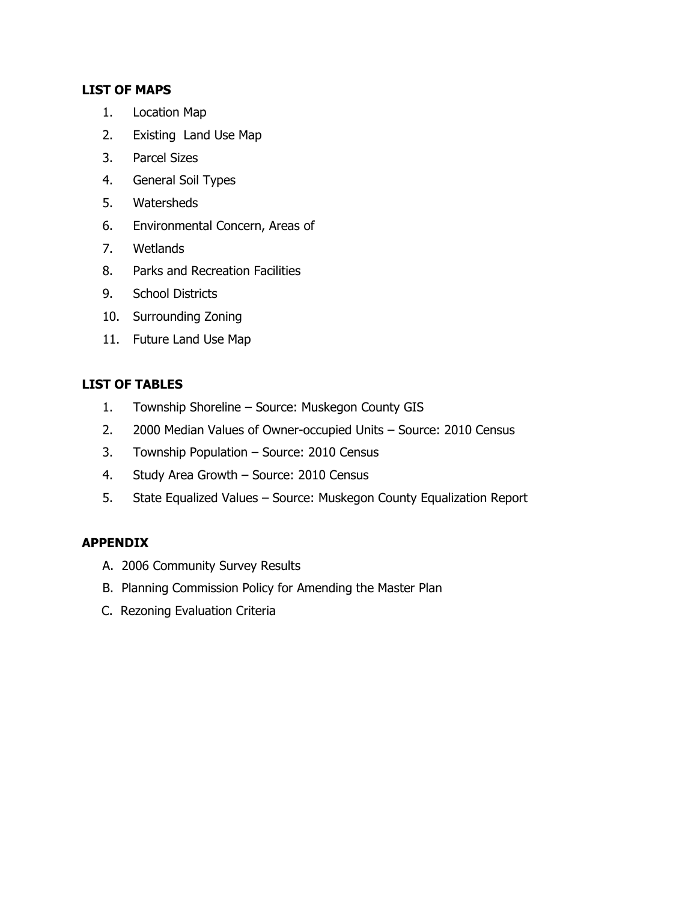**LIST OF MAPS**

1. Location Map
2. Existing Land Use Map
3. Parcel Sizes
4. General Soil Types
5. Watersheds
6. Environmental Concern, Areas of
7. Wetlands
8. Parks and Recreation Facilities
9. School Districts
10. Surrounding Zoning
11. Future Land Use Map

**LIST OF TABLES**

1. Township Shoreline – Source: Muskegon County GIS
2. 2000 Median Values of Owner-occupied Units – Source: 2010 Census
3. Township Population – Source: 2010 Census
4. Study Area Growth – Source: 2010 Census
5. State Equalized Values – Source: Muskegon County Equalization Report

**APPENDIX**

A. 2006 Community Survey Results
B. Planning Commission Policy for Amending the Master Plan
C. Rezoning Evaluation Criteria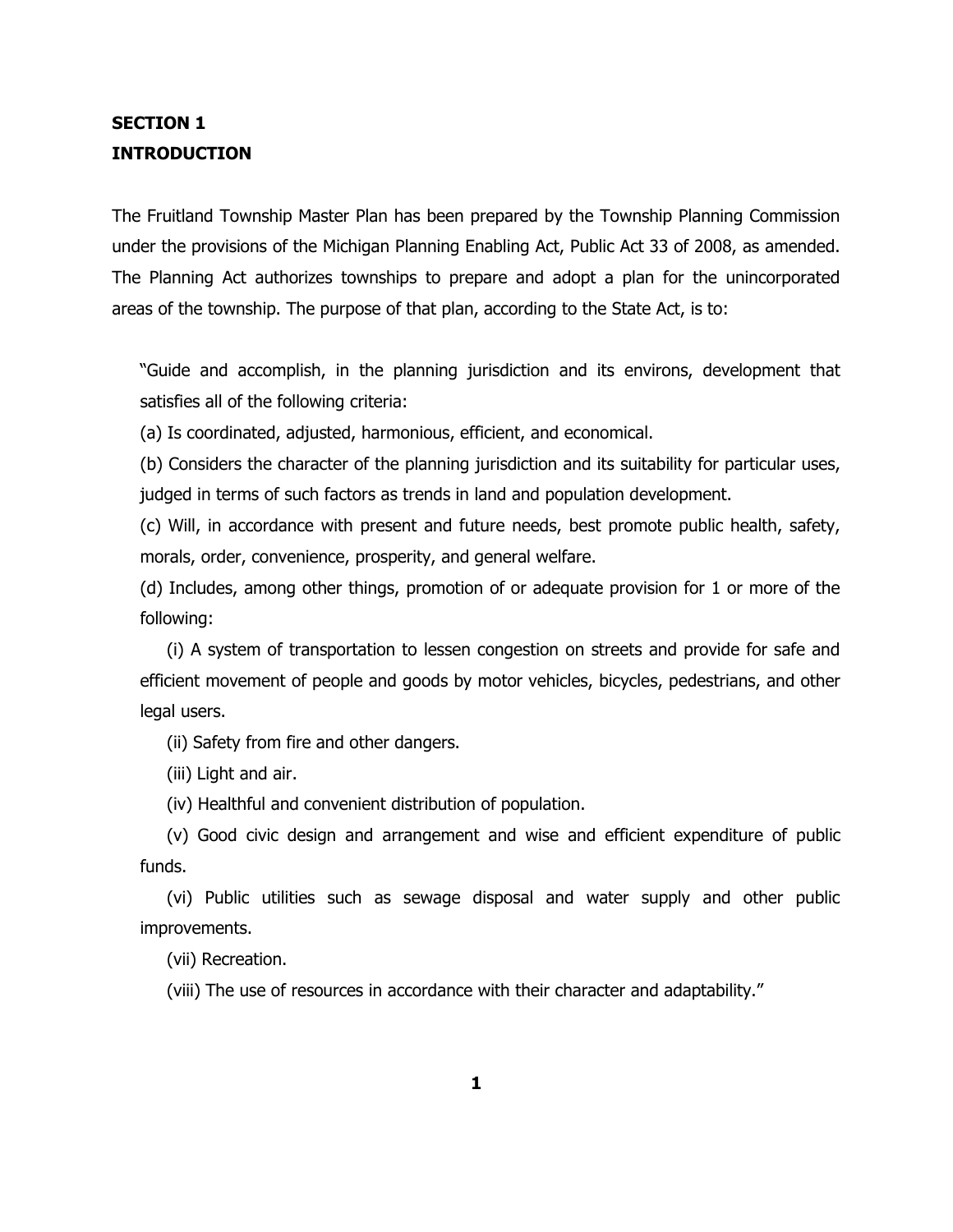## SECTION 1
## INTRODUCTION

The Fruitland Township Master Plan has been prepared by the Township Planning Commission under the provisions of the Michigan Planning Enabling Act, Public Act 33 of 2008, as amended. The Planning Act authorizes townships to prepare and adopt a plan for the unincorporated areas of the township. The purpose of that plan, according to the State Act, is to:

> "Guide and accomplish, in the planning jurisdiction and its environs, development that satisfies all of the following criteria:
>
> (a) Is coordinated, adjusted, harmonious, efficient, and economical.
>
> (b) Considers the character of the planning jurisdiction and its suitability for particular uses, judged in terms of such factors as trends in land and population development.
>
> (c) Will, in accordance with present and future needs, best promote public health, safety, morals, order, convenience, prosperity, and general welfare.
>
> (d) Includes, among other things, promotion of or adequate provision for 1 or more of the following:
>
> (i) A system of transportation to lessen congestion on streets and provide for safe and efficient movement of people and goods by motor vehicles, bicycles, pedestrians, and other legal users.
>
> (ii) Safety from fire and other dangers.
>
> (iii) Light and air.
>
> (iv) Healthful and convenient distribution of population.
>
> (v) Good civic design and arrangement and wise and efficient expenditure of public funds.
>
> (vi) Public utilities such as sewage disposal and water supply and other public improvements.
>
> (vii) Recreation.
>
> (viii) The use of resources in accordance with their character and adaptability."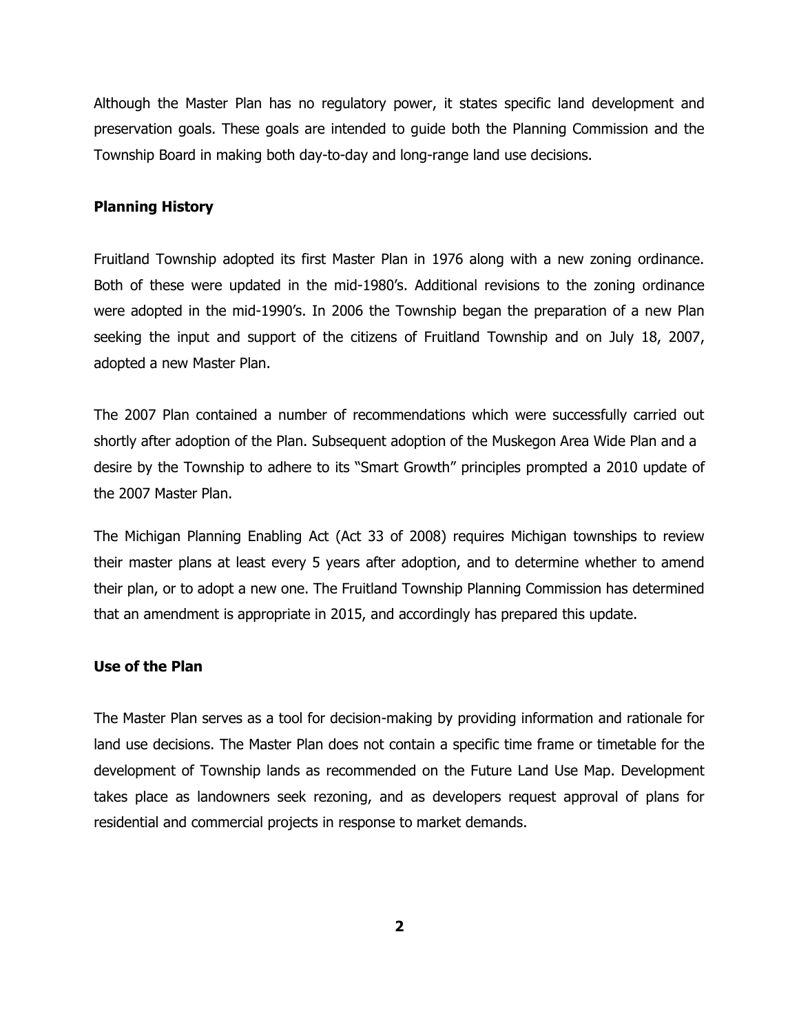Although the Master Plan has no regulatory power, it states specific land development and preservation goals. These goals are intended to guide both the Planning Commission and the Township Board in making both day-to-day and long-range land use decisions.

**Planning History**

Fruitland Township adopted its first Master Plan in 1976 along with a new zoning ordinance. Both of these were updated in the mid-1980's. Additional revisions to the zoning ordinance were adopted in the mid-1990's. In 2006 the Township began the preparation of a new Plan seeking the input and support of the citizens of Fruitland Township and on July 18, 2007, adopted a new Master Plan.

The 2007 Plan contained a number of recommendations which were successfully carried out shortly after adoption of the Plan. Subsequent adoption of the Muskegon Area Wide Plan and a desire by the Township to adhere to its "Smart Growth" principles prompted a 2010 update of the 2007 Master Plan.

The Michigan Planning Enabling Act (Act 33 of 2008) requires Michigan townships to review their master plans at least every 5 years after adoption, and to determine whether to amend their plan, or to adopt a new one. The Fruitland Township Planning Commission has determined that an amendment is appropriate in 2015, and accordingly has prepared this update.

**Use of the Plan**

The Master Plan serves as a tool for decision-making by providing information and rationale for land use decisions. The Master Plan does not contain a specific time frame or timetable for the development of Township lands as recommended on the Future Land Use Map. Development takes place as landowners seek rezoning, and as developers request approval of plans for residential and commercial projects in response to market demands.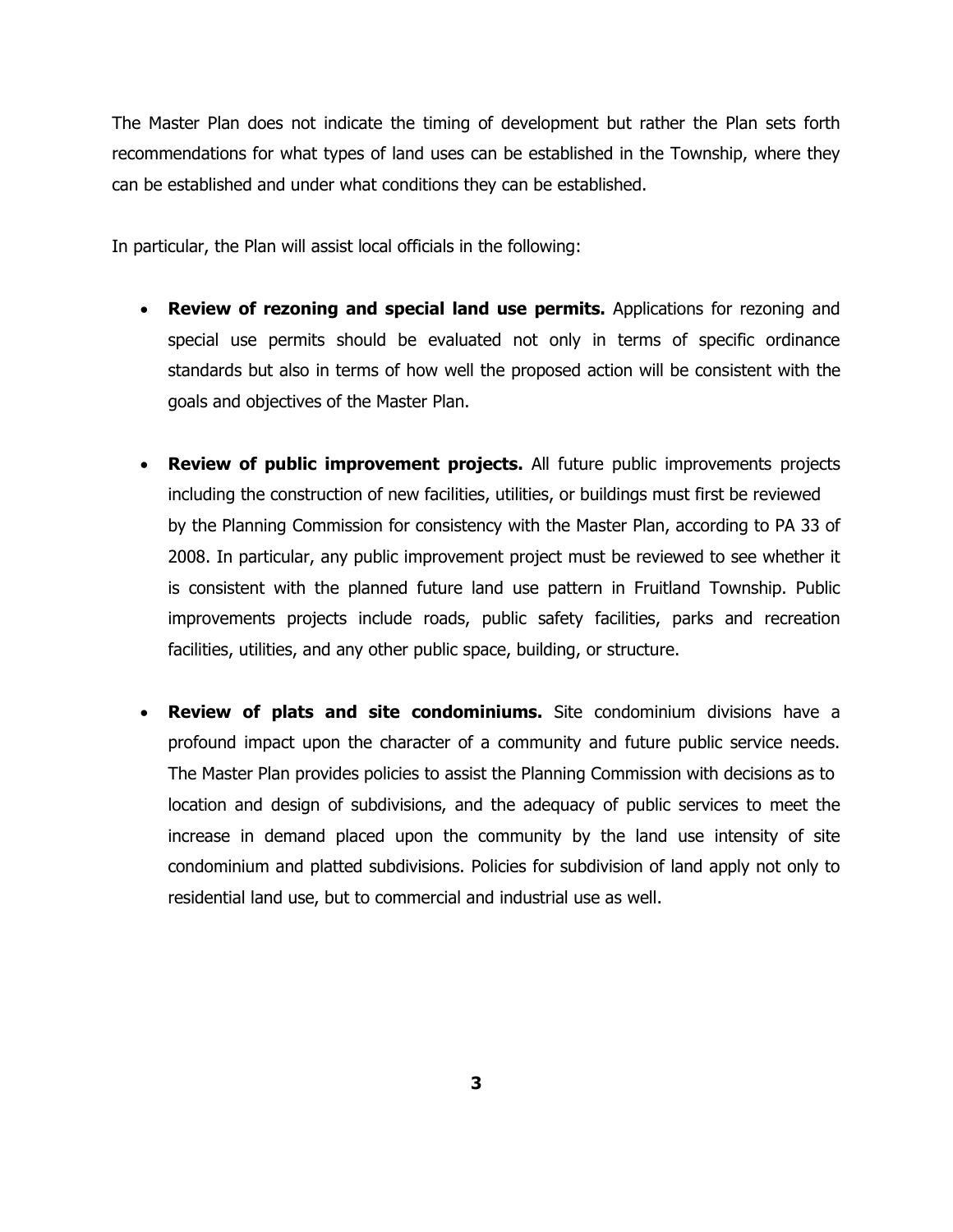The Master Plan does not indicate the timing of development but rather the Plan sets forth recommendations for what types of land uses can be established in the Township, where they can be established and under what conditions they can be established.

In particular, the Plan will assist local officials in the following:

- **Review of rezoning and special land use permits.** Applications for rezoning and special use permits should be evaluated not only in terms of specific ordinance standards but also in terms of how well the proposed action will be consistent with the goals and objectives of the Master Plan.

- **Review of public improvement projects.** All future public improvements projects including the construction of new facilities, utilities, or buildings must first be reviewed by the Planning Commission for consistency with the Master Plan, according to PA 33 of 2008. In particular, any public improvement project must be reviewed to see whether it is consistent with the planned future land use pattern in Fruitland Township. Public improvements projects include roads, public safety facilities, parks and recreation facilities, utilities, and any other public space, building, or structure.

- **Review of plats and site condominiums.** Site condominium divisions have a profound impact upon the character of a community and future public service needs. The Master Plan provides policies to assist the Planning Commission with decisions as to location and design of subdivisions, and the adequacy of public services to meet the increase in demand placed upon the community by the land use intensity of site condominium and platted subdivisions. Policies for subdivision of land apply not only to residential land use, but to commercial and industrial use as well.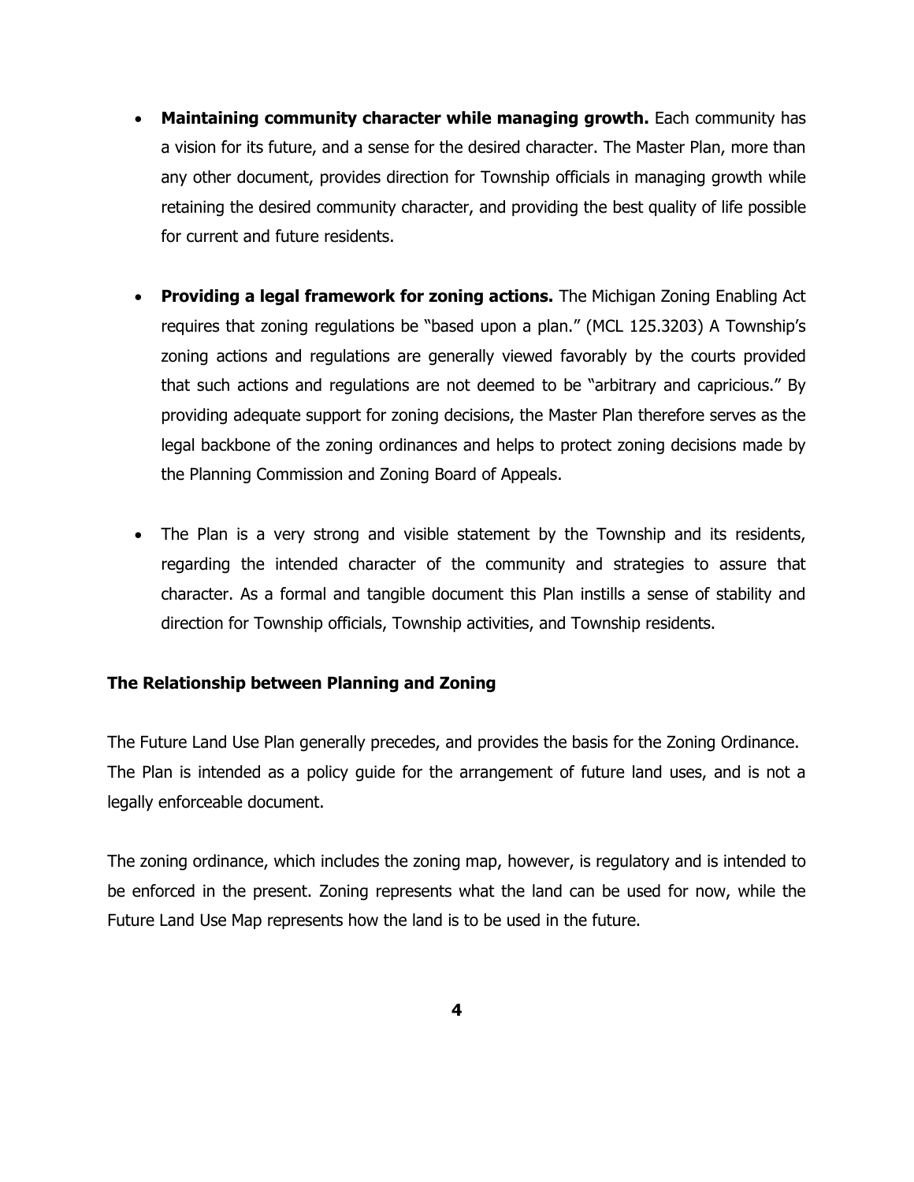- **Maintaining community character while managing growth.** Each community has a vision for its future, and a sense for the desired character. The Master Plan, more than any other document, provides direction for Township officials in managing growth while retaining the desired community character, and providing the best quality of life possible for current and future residents.

- **Providing a legal framework for zoning actions.** The Michigan Zoning Enabling Act requires that zoning regulations be "based upon a plan." (MCL 125.3203) A Township's zoning actions and regulations are generally viewed favorably by the courts provided that such actions and regulations are not deemed to be "arbitrary and capricious." By providing adequate support for zoning decisions, the Master Plan therefore serves as the legal backbone of the zoning ordinances and helps to protect zoning decisions made by the Planning Commission and Zoning Board of Appeals.

- The Plan is a very strong and visible statement by the Township and its residents, regarding the intended character of the community and strategies to assure that character. As a formal and tangible document this Plan instills a sense of stability and direction for Township officials, Township activities, and Township residents.

**The Relationship between Planning and Zoning**

The Future Land Use Plan generally precedes, and provides the basis for the Zoning Ordinance. The Plan is intended as a policy guide for the arrangement of future land uses, and is not a legally enforceable document.

The zoning ordinance, which includes the zoning map, however, is regulatory and is intended to be enforced in the present. Zoning represents what the land can be used for now, while the Future Land Use Map represents how the land is to be used in the future.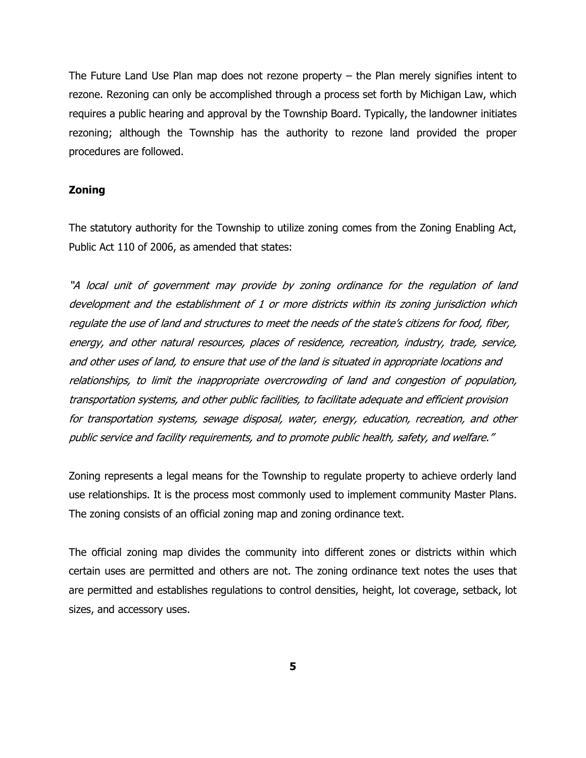The Future Land Use Plan map does not rezone property – the Plan merely signifies intent to rezone. Rezoning can only be accomplished through a process set forth by Michigan Law, which requires a public hearing and approval by the Township Board. Typically, the landowner initiates rezoning; although the Township has the authority to rezone land provided the proper procedures are followed.

**Zoning**

The statutory authority for the Township to utilize zoning comes from the Zoning Enabling Act, Public Act 110 of 2006, as amended that states:

*"A local unit of government may provide by zoning ordinance for the regulation of land development and the establishment of 1 or more districts within its zoning jurisdiction which regulate the use of land and structures to meet the needs of the state's citizens for food, fiber, energy, and other natural resources, places of residence, recreation, industry, trade, service, and other uses of land, to ensure that use of the land is situated in appropriate locations and relationships, to limit the inappropriate overcrowding of land and congestion of population, transportation systems, and other public facilities, to facilitate adequate and efficient provision for transportation systems, sewage disposal, water, energy, education, recreation, and other public service and facility requirements, and to promote public health, safety, and welfare."*

Zoning represents a legal means for the Township to regulate property to achieve orderly land use relationships. It is the process most commonly used to implement community Master Plans. The zoning consists of an official zoning map and zoning ordinance text.

The official zoning map divides the community into different zones or districts within which certain uses are permitted and others are not. The zoning ordinance text notes the uses that are permitted and establishes regulations to control densities, height, lot coverage, setback, lot sizes, and accessory uses.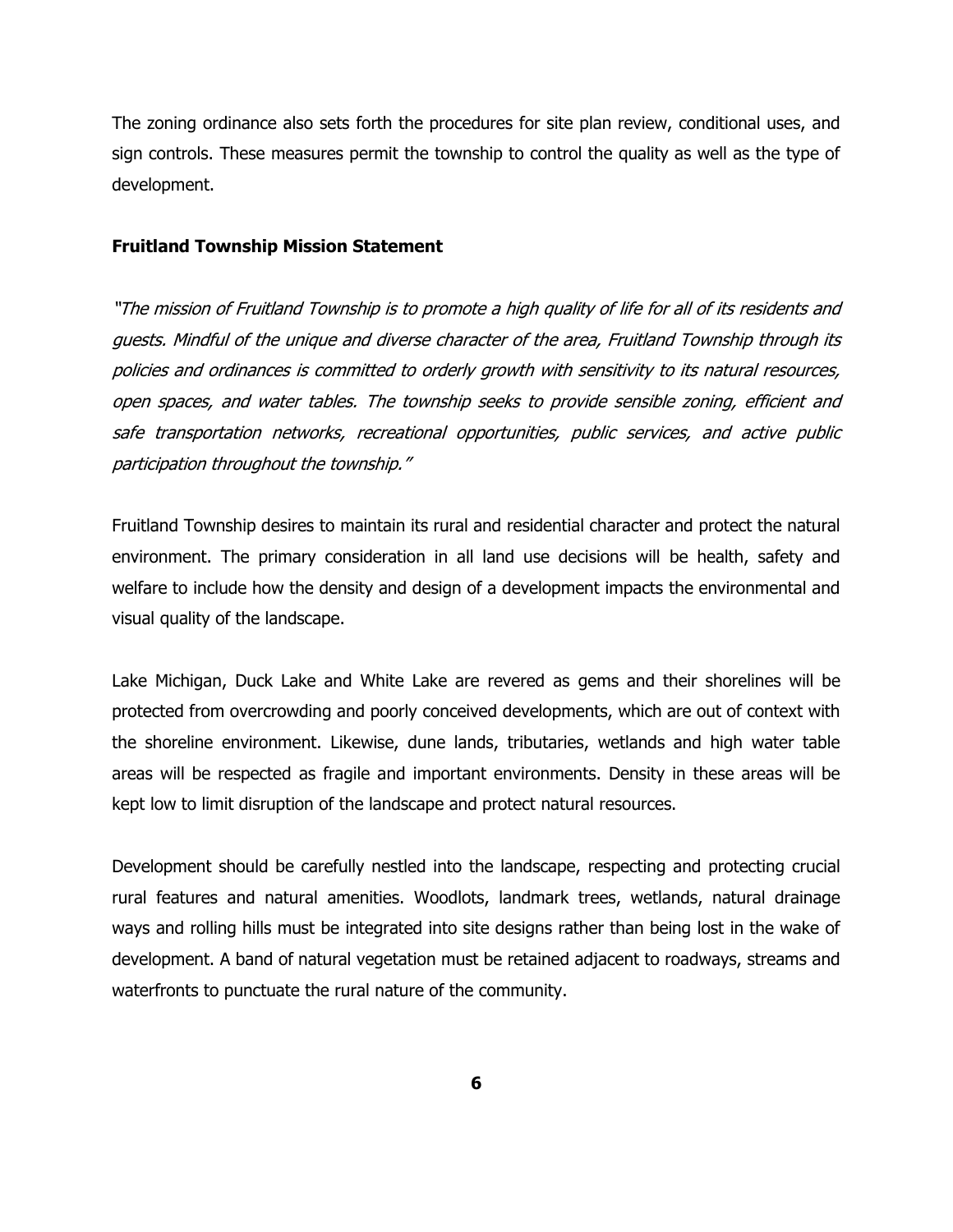The zoning ordinance also sets forth the procedures for site plan review, conditional uses, and sign controls. These measures permit the township to control the quality as well as the type of development.

**Fruitland Township Mission Statement**

*"The mission of Fruitland Township is to promote a high quality of life for all of its residents and guests. Mindful of the unique and diverse character of the area, Fruitland Township through its policies and ordinances is committed to orderly growth with sensitivity to its natural resources, open spaces, and water tables. The township seeks to provide sensible zoning, efficient and safe transportation networks, recreational opportunities, public services, and active public participation throughout the township."*

Fruitland Township desires to maintain its rural and residential character and protect the natural environment. The primary consideration in all land use decisions will be health, safety and welfare to include how the density and design of a development impacts the environmental and visual quality of the landscape.

Lake Michigan, Duck Lake and White Lake are revered as gems and their shorelines will be protected from overcrowding and poorly conceived developments, which are out of context with the shoreline environment. Likewise, dune lands, tributaries, wetlands and high water table areas will be respected as fragile and important environments. Density in these areas will be kept low to limit disruption of the landscape and protect natural resources.

Development should be carefully nestled into the landscape, respecting and protecting crucial rural features and natural amenities. Woodlots, landmark trees, wetlands, natural drainage ways and rolling hills must be integrated into site designs rather than being lost in the wake of development. A band of natural vegetation must be retained adjacent to roadways, streams and waterfronts to punctuate the rural nature of the community.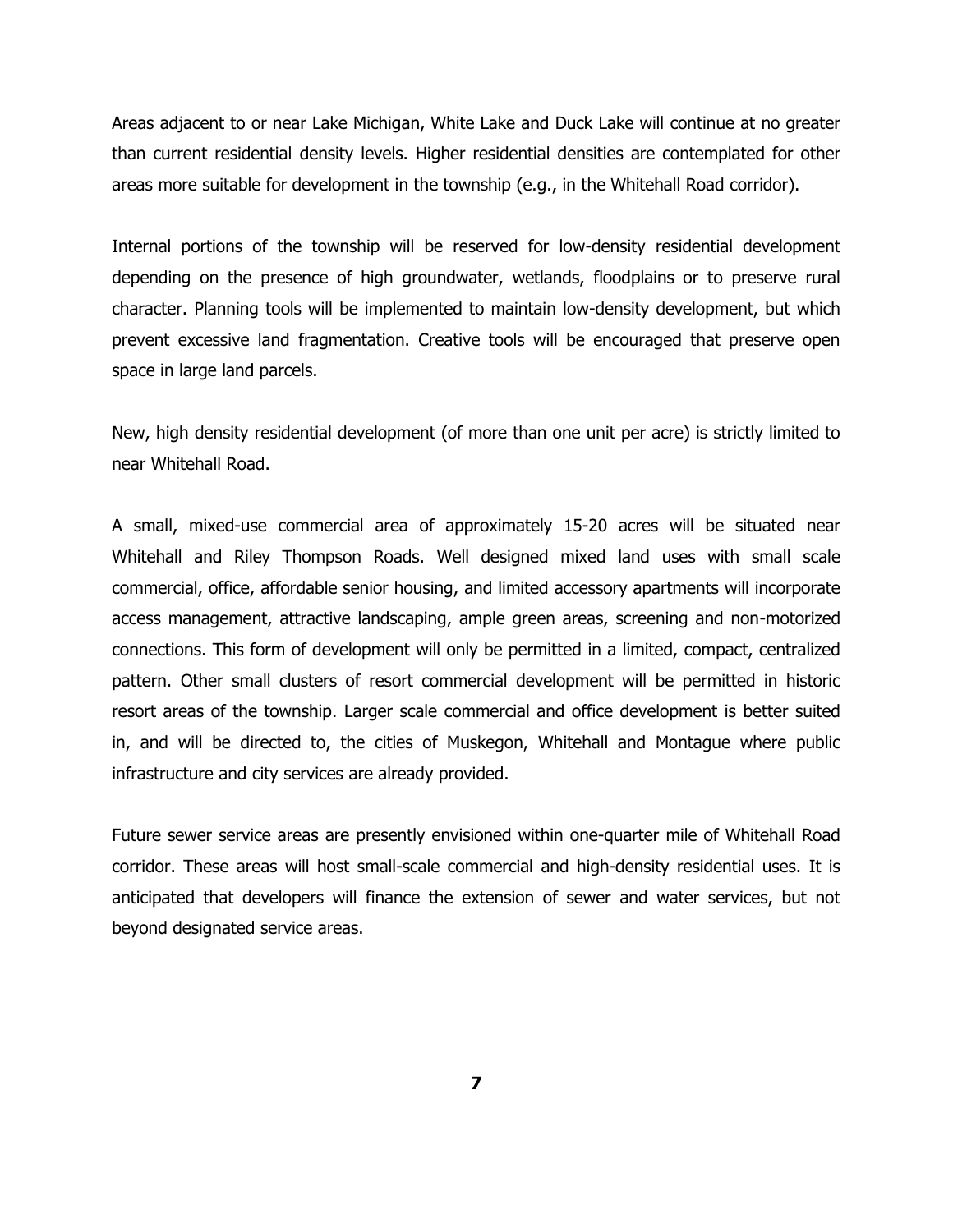Areas adjacent to or near Lake Michigan, White Lake and Duck Lake will continue at no greater than current residential density levels. Higher residential densities are contemplated for other areas more suitable for development in the township (e.g., in the Whitehall Road corridor).

Internal portions of the township will be reserved for low-density residential development depending on the presence of high groundwater, wetlands, floodplains or to preserve rural character. Planning tools will be implemented to maintain low-density development, but which prevent excessive land fragmentation. Creative tools will be encouraged that preserve open space in large land parcels.

New, high density residential development (of more than one unit per acre) is strictly limited to near Whitehall Road.

A small, mixed-use commercial area of approximately 15-20 acres will be situated near Whitehall and Riley Thompson Roads. Well designed mixed land uses with small scale commercial, office, affordable senior housing, and limited accessory apartments will incorporate access management, attractive landscaping, ample green areas, screening and non-motorized connections. This form of development will only be permitted in a limited, compact, centralized pattern. Other small clusters of resort commercial development will be permitted in historic resort areas of the township. Larger scale commercial and office development is better suited in, and will be directed to, the cities of Muskegon, Whitehall and Montague where public infrastructure and city services are already provided.

Future sewer service areas are presently envisioned within one-quarter mile of Whitehall Road corridor. These areas will host small-scale commercial and high-density residential uses. It is anticipated that developers will finance the extension of sewer and water services, but not beyond designated service areas.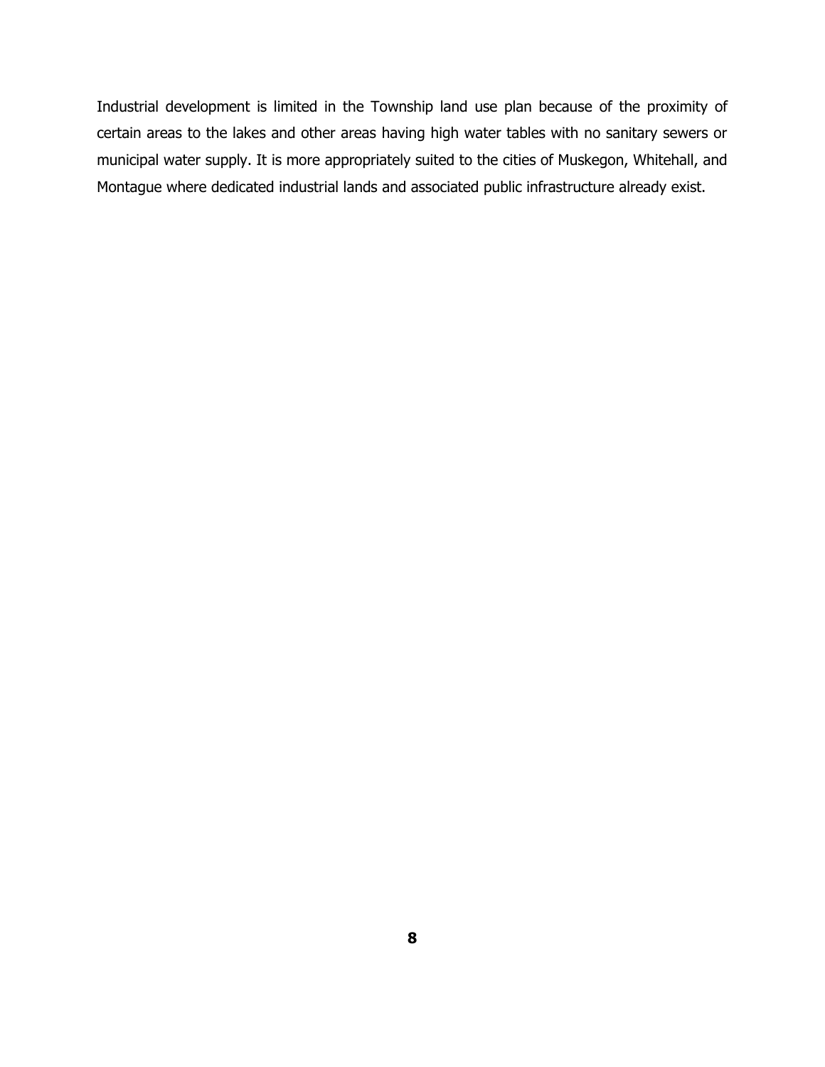Industrial development is limited in the Township land use plan because of the proximity of certain areas to the lakes and other areas having high water tables with no sanitary sewers or municipal water supply. It is more appropriately suited to the cities of Muskegon, Whitehall, and Montague where dedicated industrial lands and associated public infrastructure already exist.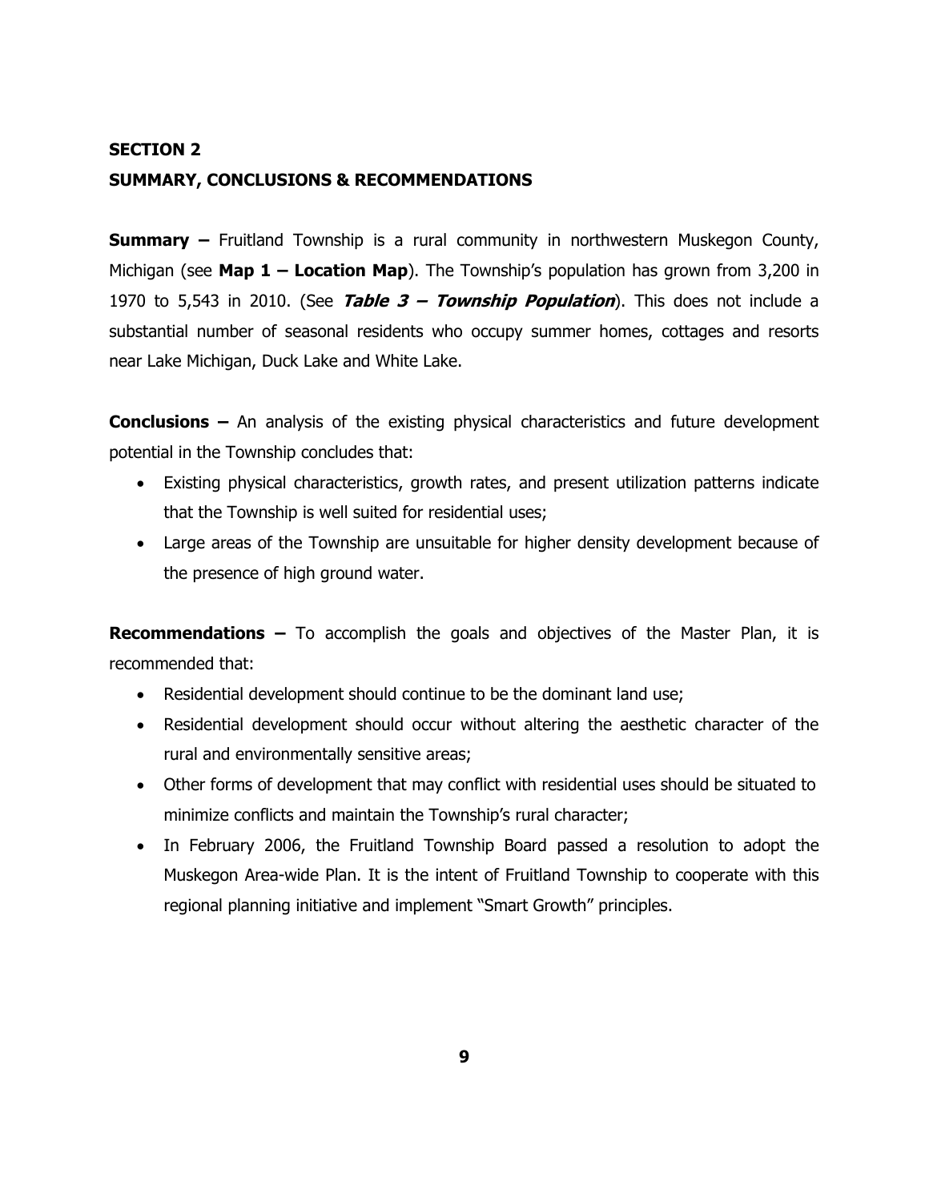## SECTION 2

## SUMMARY, CONCLUSIONS & RECOMMENDATIONS

**Summary –** Fruitland Township is a rural community in northwestern Muskegon County, Michigan (see **Map 1 – Location Map**). The Township's population has grown from 3,200 in 1970 to 5,543 in 2010. (See ***Table 3 – Township Population***). This does not include a substantial number of seasonal residents who occupy summer homes, cottages and resorts near Lake Michigan, Duck Lake and White Lake.

**Conclusions –** An analysis of the existing physical characteristics and future development potential in the Township concludes that:

- Existing physical characteristics, growth rates, and present utilization patterns indicate that the Township is well suited for residential uses;
- Large areas of the Township are unsuitable for higher density development because of the presence of high ground water.

**Recommendations –** To accomplish the goals and objectives of the Master Plan, it is recommended that:

- Residential development should continue to be the dominant land use;
- Residential development should occur without altering the aesthetic character of the rural and environmentally sensitive areas;
- Other forms of development that may conflict with residential uses should be situated to minimize conflicts and maintain the Township's rural character;
- In February 2006, the Fruitland Township Board passed a resolution to adopt the Muskegon Area-wide Plan. It is the intent of Fruitland Township to cooperate with this regional planning initiative and implement "Smart Growth" principles.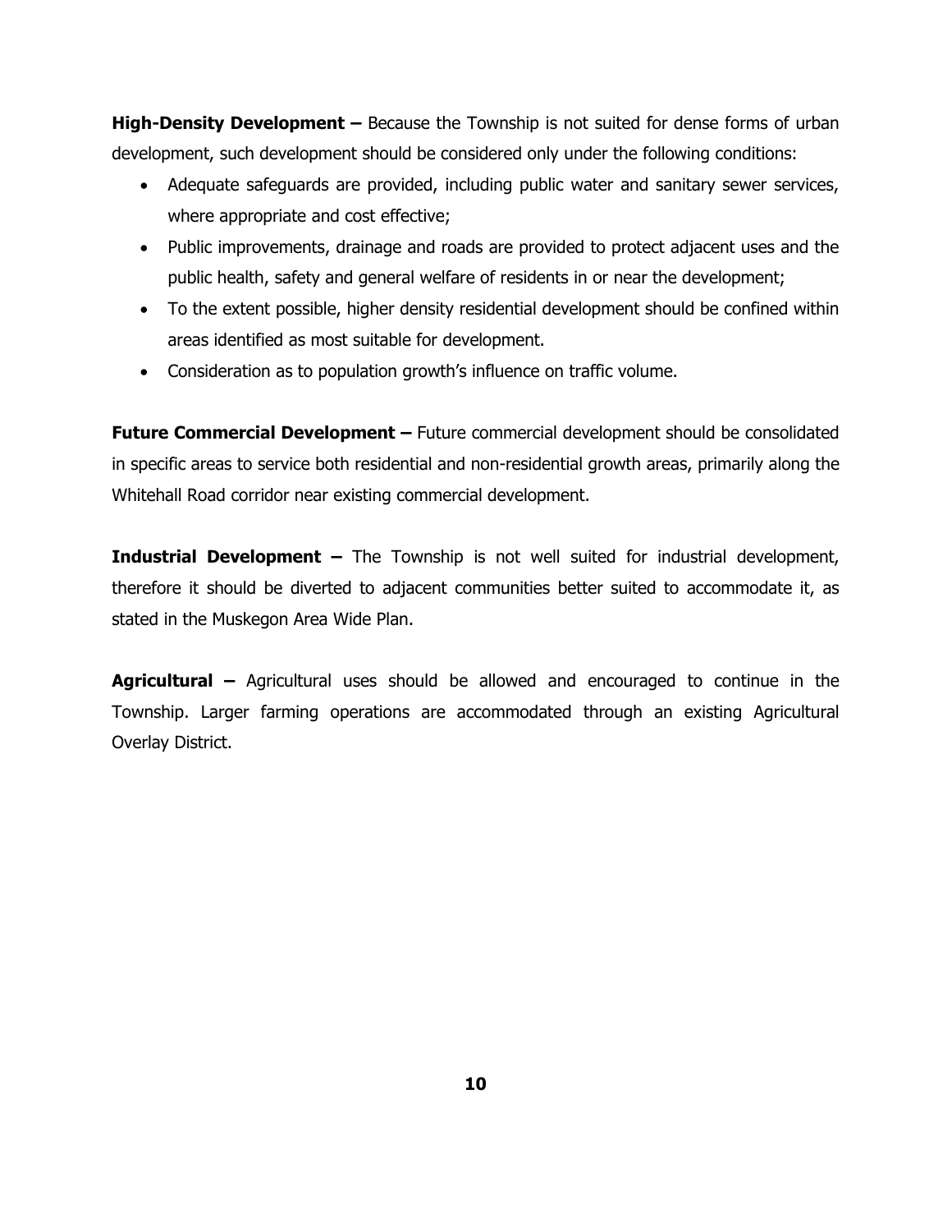**High-Density Development –** Because the Township is not suited for dense forms of urban development, such development should be considered only under the following conditions:

- Adequate safeguards are provided, including public water and sanitary sewer services, where appropriate and cost effective;
- Public improvements, drainage and roads are provided to protect adjacent uses and the public health, safety and general welfare of residents in or near the development;
- To the extent possible, higher density residential development should be confined within areas identified as most suitable for development.
- Consideration as to population growth's influence on traffic volume.

**Future Commercial Development –** Future commercial development should be consolidated in specific areas to service both residential and non-residential growth areas, primarily along the Whitehall Road corridor near existing commercial development.

**Industrial Development –** The Township is not well suited for industrial development, therefore it should be diverted to adjacent communities better suited to accommodate it, as stated in the Muskegon Area Wide Plan.

**Agricultural –** Agricultural uses should be allowed and encouraged to continue in the Township. Larger farming operations are accommodated through an existing Agricultural Overlay District.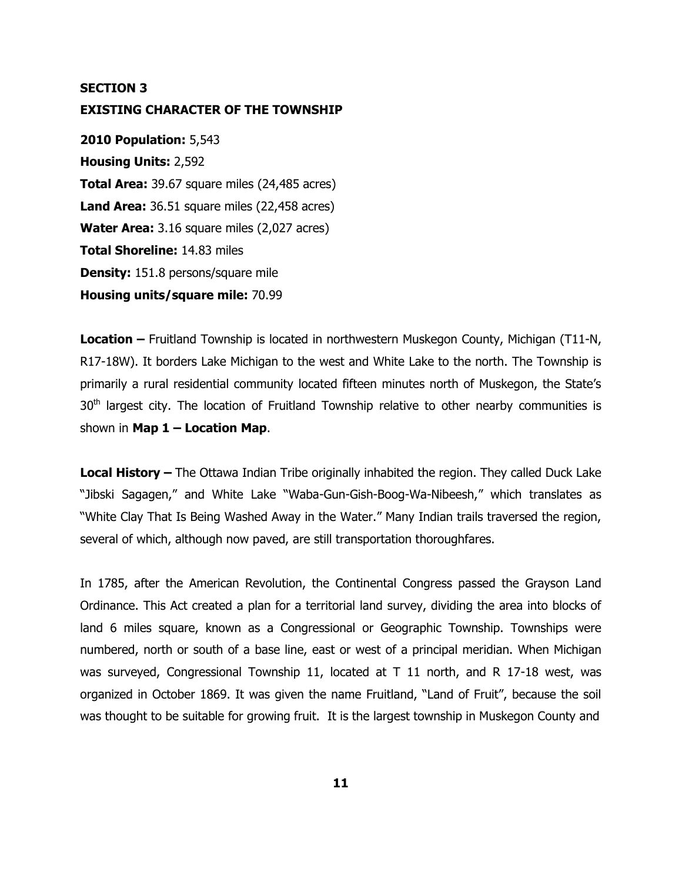## SECTION 3

## EXISTING CHARACTER OF THE TOWNSHIP

**2010 Population:** 5,543
**Housing Units:** 2,592
**Total Area:** 39.67 square miles (24,485 acres)
**Land Area:** 36.51 square miles (22,458 acres)
**Water Area:** 3.16 square miles (2,027 acres)
**Total Shoreline:** 14.83 miles
**Density:** 151.8 persons/square mile
**Housing units/square mile:** 70.99

**Location –** Fruitland Township is located in northwestern Muskegon County, Michigan (T11-N, R17-18W). It borders Lake Michigan to the west and White Lake to the north. The Township is primarily a rural residential community located fifteen minutes north of Muskegon, the State's 30th largest city. The location of Fruitland Township relative to other nearby communities is shown in **Map 1 – Location Map**.

**Local History –** The Ottawa Indian Tribe originally inhabited the region. They called Duck Lake "Jibski Sagagen," and White Lake "Waba-Gun-Gish-Boog-Wa-Nibeesh," which translates as "White Clay That Is Being Washed Away in the Water." Many Indian trails traversed the region, several of which, although now paved, are still transportation thoroughfares.

In 1785, after the American Revolution, the Continental Congress passed the Grayson Land Ordinance. This Act created a plan for a territorial land survey, dividing the area into blocks of land 6 miles square, known as a Congressional or Geographic Township. Townships were numbered, north or south of a base line, east or west of a principal meridian. When Michigan was surveyed, Congressional Township 11, located at T 11 north, and R 17-18 west, was organized in October 1869. It was given the name Fruitland, "Land of Fruit", because the soil was thought to be suitable for growing fruit. It is the largest township in Muskegon County and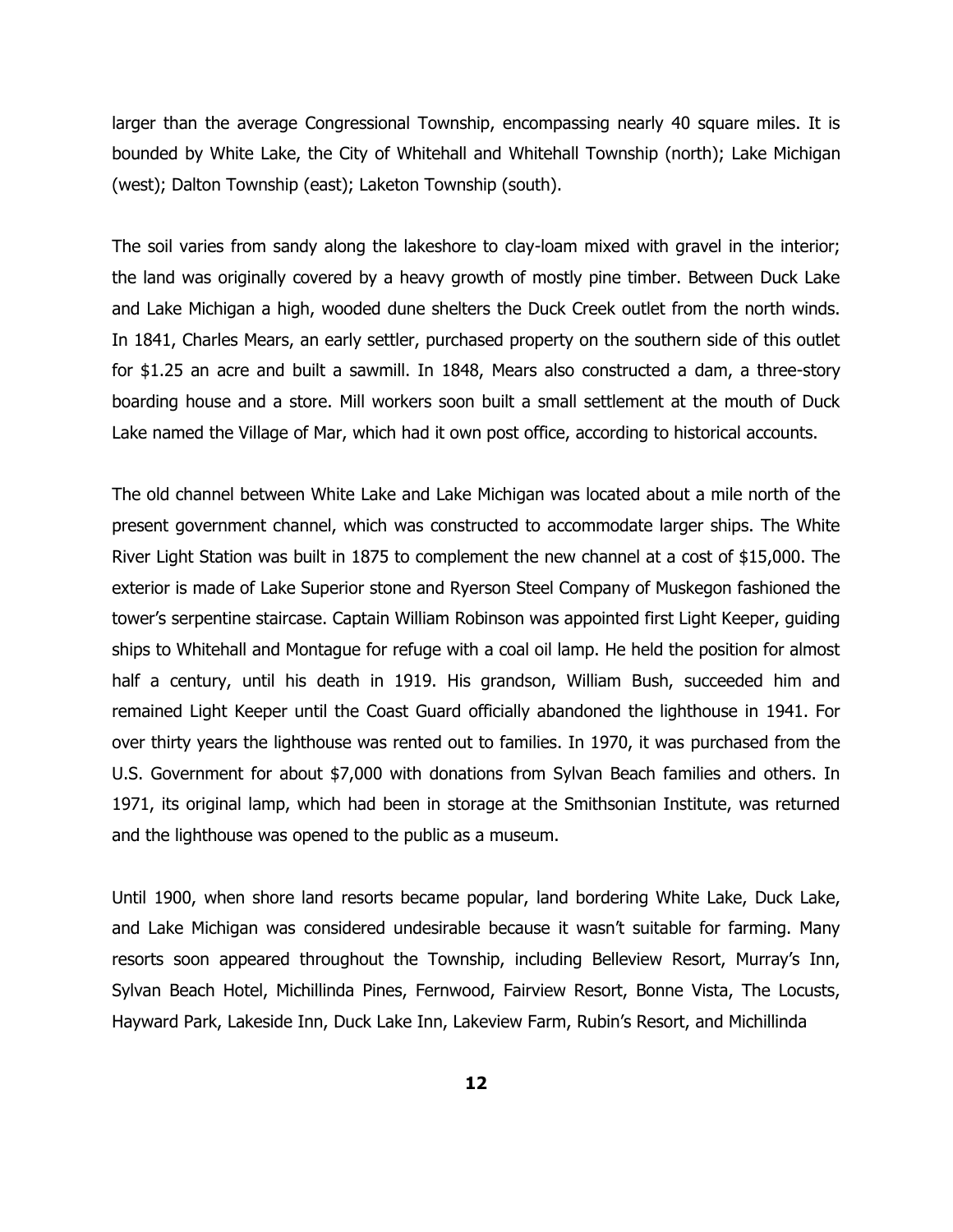larger than the average Congressional Township, encompassing nearly 40 square miles. It is bounded by White Lake, the City of Whitehall and Whitehall Township (north); Lake Michigan (west); Dalton Township (east); Laketon Township (south).

The soil varies from sandy along the lakeshore to clay-loam mixed with gravel in the interior; the land was originally covered by a heavy growth of mostly pine timber. Between Duck Lake and Lake Michigan a high, wooded dune shelters the Duck Creek outlet from the north winds. In 1841, Charles Mears, an early settler, purchased property on the southern side of this outlet for $1.25 an acre and built a sawmill. In 1848, Mears also constructed a dam, a three-story boarding house and a store. Mill workers soon built a small settlement at the mouth of Duck Lake named the Village of Mar, which had it own post office, according to historical accounts.

The old channel between White Lake and Lake Michigan was located about a mile north of the present government channel, which was constructed to accommodate larger ships. The White River Light Station was built in 1875 to complement the new channel at a cost of $15,000. The exterior is made of Lake Superior stone and Ryerson Steel Company of Muskegon fashioned the tower's serpentine staircase. Captain William Robinson was appointed first Light Keeper, guiding ships to Whitehall and Montague for refuge with a coal oil lamp. He held the position for almost half a century, until his death in 1919. His grandson, William Bush, succeeded him and remained Light Keeper until the Coast Guard officially abandoned the lighthouse in 1941. For over thirty years the lighthouse was rented out to families. In 1970, it was purchased from the U.S. Government for about $7,000 with donations from Sylvan Beach families and others. In 1971, its original lamp, which had been in storage at the Smithsonian Institute, was returned and the lighthouse was opened to the public as a museum.

Until 1900, when shore land resorts became popular, land bordering White Lake, Duck Lake, and Lake Michigan was considered undesirable because it wasn't suitable for farming. Many resorts soon appeared throughout the Township, including Belleview Resort, Murray's Inn, Sylvan Beach Hotel, Michillinda Pines, Fernwood, Fairview Resort, Bonne Vista, The Locusts, Hayward Park, Lakeside Inn, Duck Lake Inn, Lakeview Farm, Rubin's Resort, and Michillinda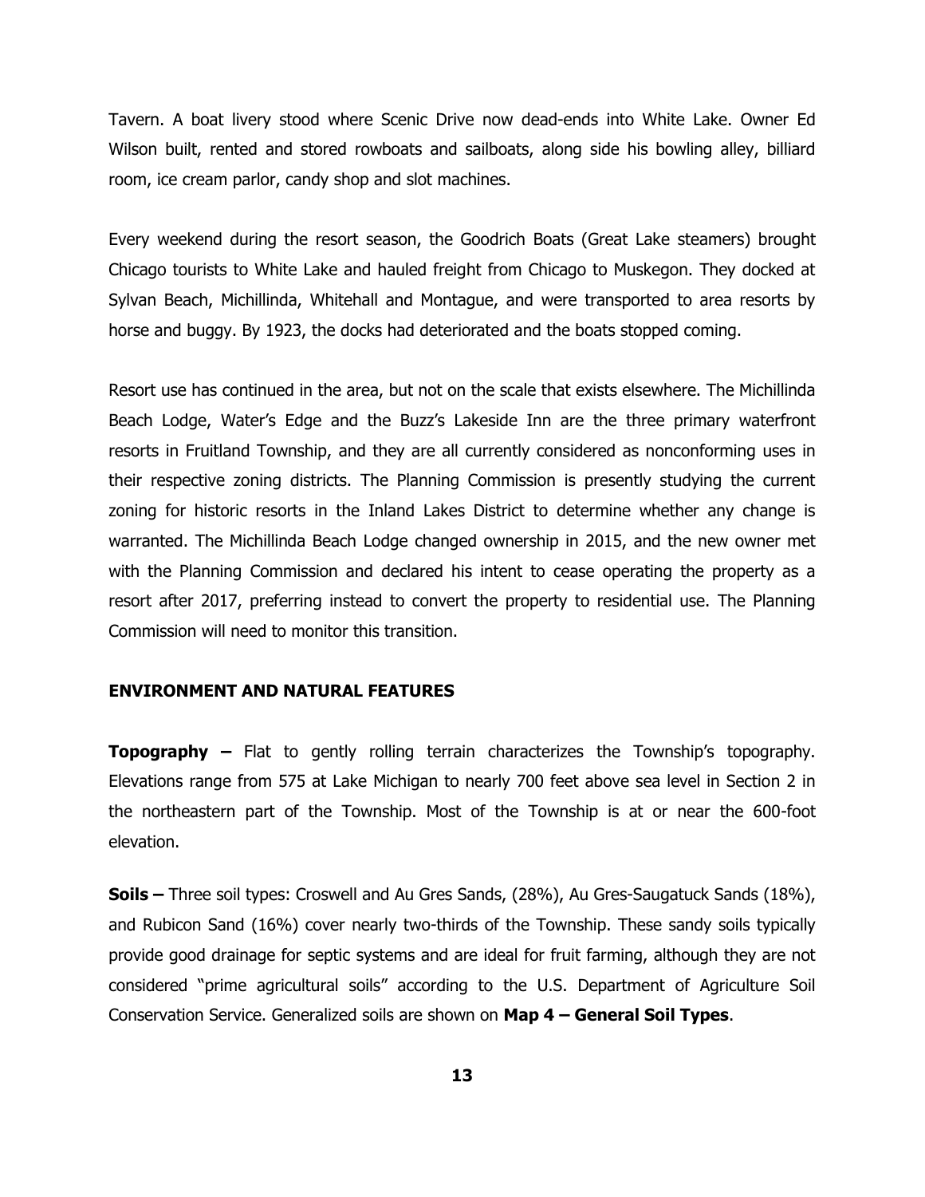Tavern. A boat livery stood where Scenic Drive now dead-ends into White Lake. Owner Ed Wilson built, rented and stored rowboats and sailboats, along side his bowling alley, billiard room, ice cream parlor, candy shop and slot machines.

Every weekend during the resort season, the Goodrich Boats (Great Lake steamers) brought Chicago tourists to White Lake and hauled freight from Chicago to Muskegon. They docked at Sylvan Beach, Michillinda, Whitehall and Montague, and were transported to area resorts by horse and buggy. By 1923, the docks had deteriorated and the boats stopped coming.

Resort use has continued in the area, but not on the scale that exists elsewhere. The Michillinda Beach Lodge, Water's Edge and the Buzz's Lakeside Inn are the three primary waterfront resorts in Fruitland Township, and they are all currently considered as nonconforming uses in their respective zoning districts. The Planning Commission is presently studying the current zoning for historic resorts in the Inland Lakes District to determine whether any change is warranted. The Michillinda Beach Lodge changed ownership in 2015, and the new owner met with the Planning Commission and declared his intent to cease operating the property as a resort after 2017, preferring instead to convert the property to residential use. The Planning Commission will need to monitor this transition.

## ENVIRONMENT AND NATURAL FEATURES

**Topography –** Flat to gently rolling terrain characterizes the Township's topography. Elevations range from 575 at Lake Michigan to nearly 700 feet above sea level in Section 2 in the northeastern part of the Township. Most of the Township is at or near the 600-foot elevation.

**Soils –** Three soil types: Croswell and Au Gres Sands, (28%), Au Gres-Saugatuck Sands (18%), and Rubicon Sand (16%) cover nearly two-thirds of the Township. These sandy soils typically provide good drainage for septic systems and are ideal for fruit farming, although they are not considered "prime agricultural soils" according to the U.S. Department of Agriculture Soil Conservation Service. Generalized soils are shown on **Map 4 – General Soil Types**.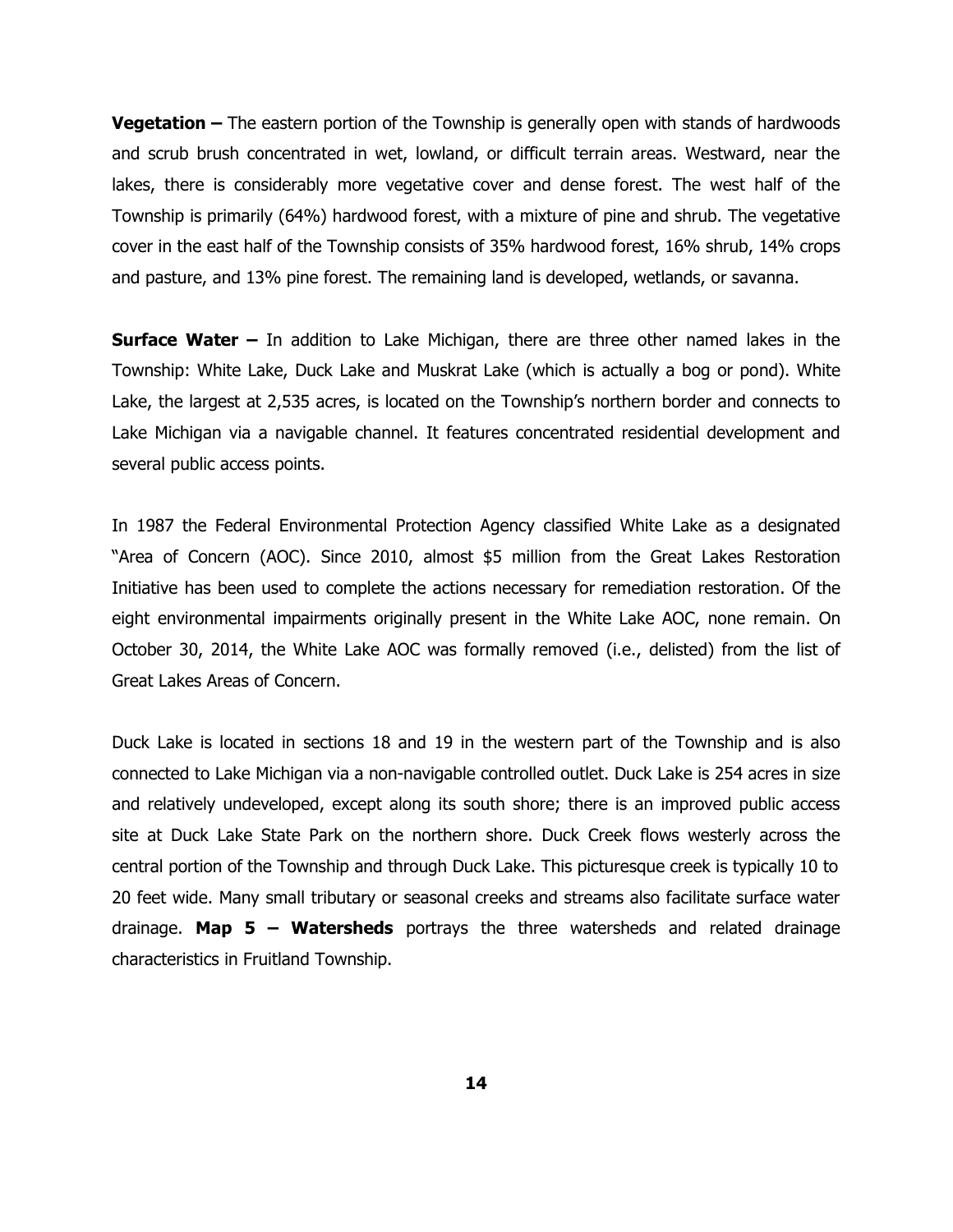**Vegetation –** The eastern portion of the Township is generally open with stands of hardwoods and scrub brush concentrated in wet, lowland, or difficult terrain areas. Westward, near the lakes, there is considerably more vegetative cover and dense forest. The west half of the Township is primarily (64%) hardwood forest, with a mixture of pine and shrub. The vegetative cover in the east half of the Township consists of 35% hardwood forest, 16% shrub, 14% crops and pasture, and 13% pine forest. The remaining land is developed, wetlands, or savanna.

**Surface Water –** In addition to Lake Michigan, there are three other named lakes in the Township: White Lake, Duck Lake and Muskrat Lake (which is actually a bog or pond). White Lake, the largest at 2,535 acres, is located on the Township's northern border and connects to Lake Michigan via a navigable channel. It features concentrated residential development and several public access points.

In 1987 the Federal Environmental Protection Agency classified White Lake as a designated "Area of Concern (AOC). Since 2010, almost $5 million from the Great Lakes Restoration Initiative has been used to complete the actions necessary for remediation restoration. Of the eight environmental impairments originally present in the White Lake AOC, none remain. On October 30, 2014, the White Lake AOC was formally removed (i.e., delisted) from the list of Great Lakes Areas of Concern.

Duck Lake is located in sections 18 and 19 in the western part of the Township and is also connected to Lake Michigan via a non-navigable controlled outlet. Duck Lake is 254 acres in size and relatively undeveloped, except along its south shore; there is an improved public access site at Duck Lake State Park on the northern shore. Duck Creek flows westerly across the central portion of the Township and through Duck Lake. This picturesque creek is typically 10 to 20 feet wide. Many small tributary or seasonal creeks and streams also facilitate surface water drainage. **Map 5 – Watersheds** portrays the three watersheds and related drainage characteristics in Fruitland Township.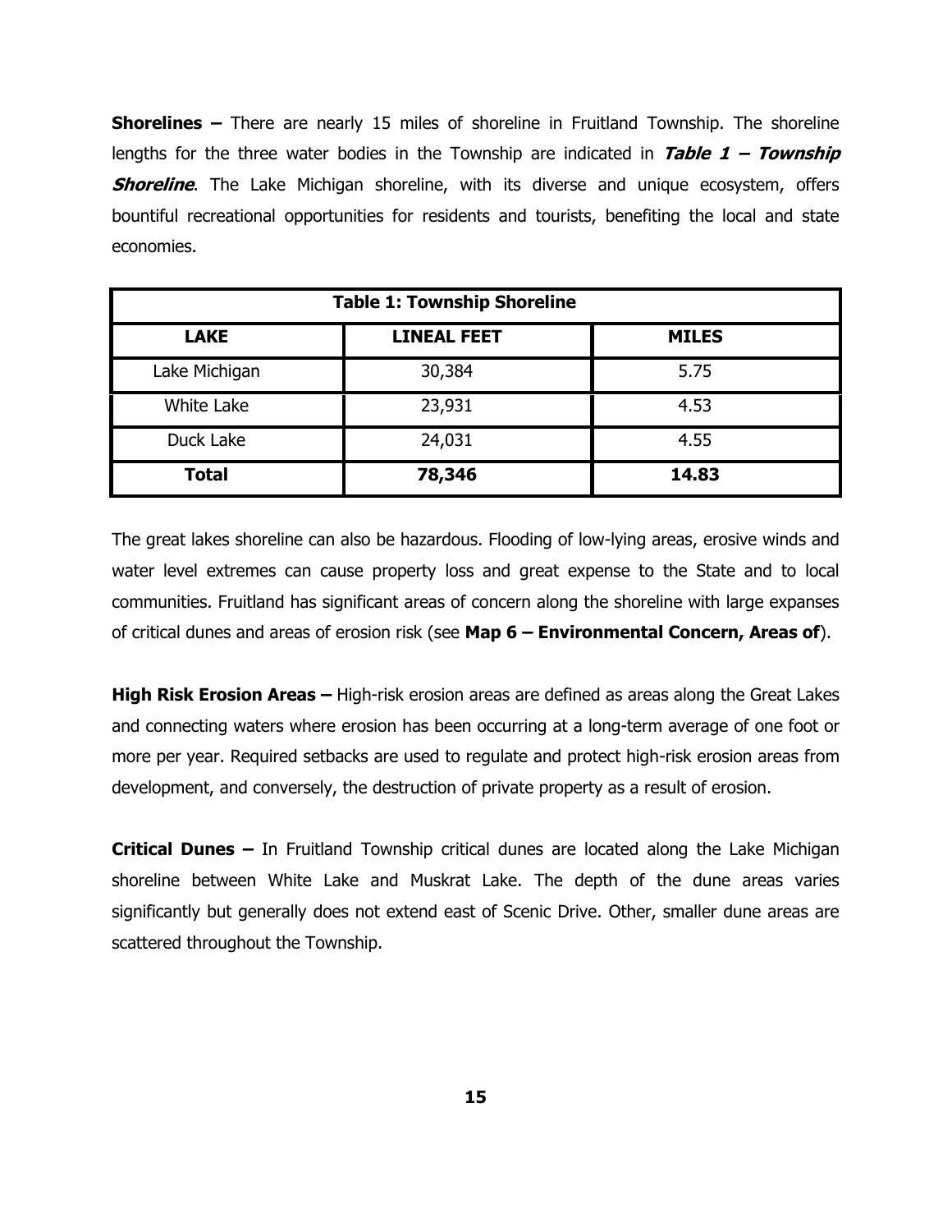**Shorelines –** There are nearly 15 miles of shoreline in Fruitland Township. The shoreline lengths for the three water bodies in the Township are indicated in ***Table 1 – Township Shoreline***. The Lake Michigan shoreline, with its diverse and unique ecosystem, offers bountiful recreational opportunities for residents and tourists, benefiting the local and state economies.

| **Table 1: Township Shoreline** | | |
|---|---|---|
| **LAKE** | **LINEAL FEET** | **MILES** |
| Lake Michigan | 30,384 | 5.75 |
| White Lake | 23,931 | 4.53 |
| Duck Lake | 24,031 | 4.55 |
| **Total** | **78,346** | **14.83** |

The great lakes shoreline can also be hazardous. Flooding of low-lying areas, erosive winds and water level extremes can cause property loss and great expense to the State and to local communities. Fruitland has significant areas of concern along the shoreline with large expanses of critical dunes and areas of erosion risk (see **Map 6 – Environmental Concern, Areas of**).

**High Risk Erosion Areas –** High-risk erosion areas are defined as areas along the Great Lakes and connecting waters where erosion has been occurring at a long-term average of one foot or more per year. Required setbacks are used to regulate and protect high-risk erosion areas from development, and conversely, the destruction of private property as a result of erosion.

**Critical Dunes –** In Fruitland Township critical dunes are located along the Lake Michigan shoreline between White Lake and Muskrat Lake. The depth of the dune areas varies significantly but generally does not extend east of Scenic Drive. Other, smaller dune areas are scattered throughout the Township.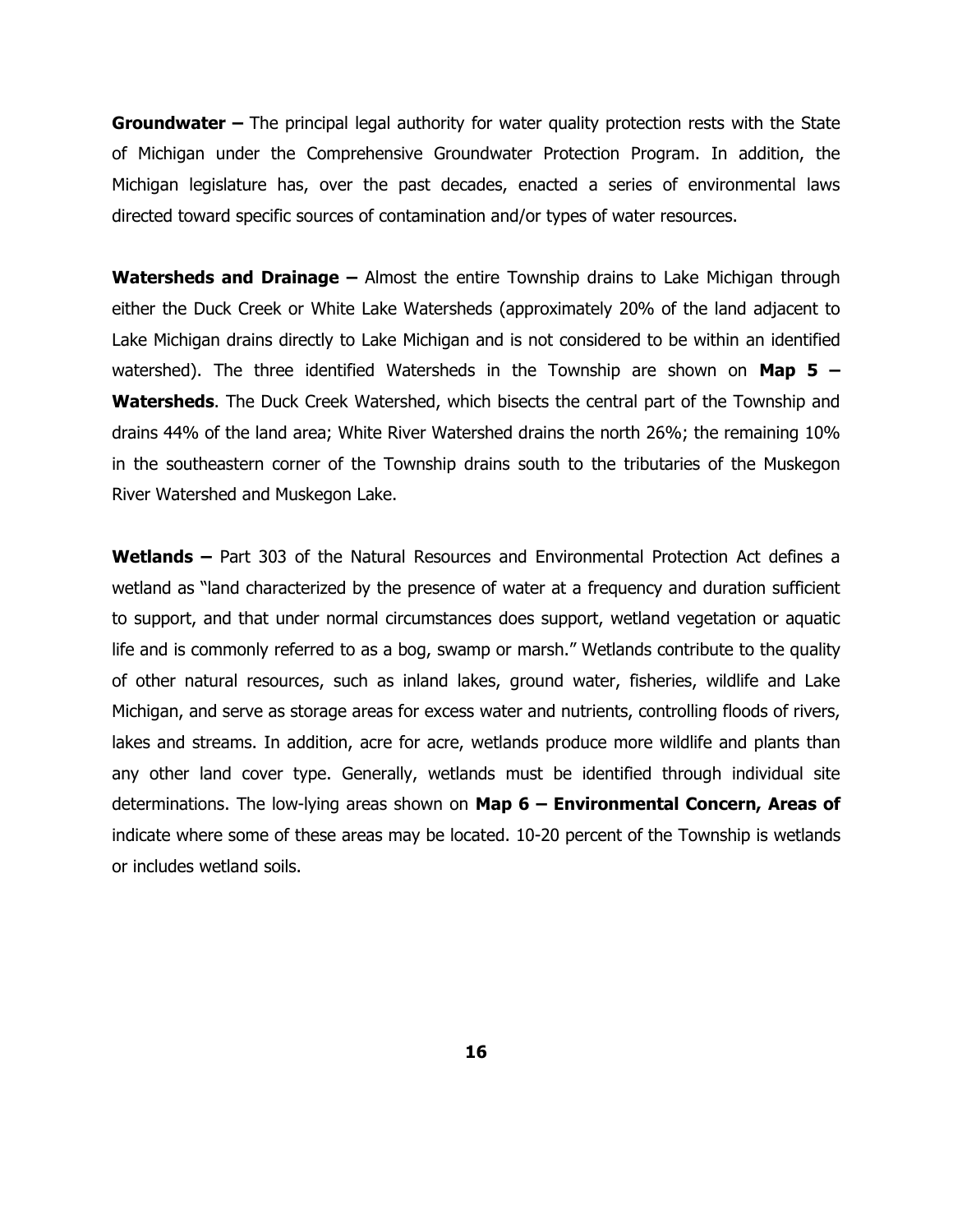**Groundwater –** The principal legal authority for water quality protection rests with the State of Michigan under the Comprehensive Groundwater Protection Program. In addition, the Michigan legislature has, over the past decades, enacted a series of environmental laws directed toward specific sources of contamination and/or types of water resources.

**Watersheds and Drainage –** Almost the entire Township drains to Lake Michigan through either the Duck Creek or White Lake Watersheds (approximately 20% of the land adjacent to Lake Michigan drains directly to Lake Michigan and is not considered to be within an identified watershed). The three identified Watersheds in the Township are shown on **Map 5 – Watersheds**. The Duck Creek Watershed, which bisects the central part of the Township and drains 44% of the land area; White River Watershed drains the north 26%; the remaining 10% in the southeastern corner of the Township drains south to the tributaries of the Muskegon River Watershed and Muskegon Lake.

**Wetlands –** Part 303 of the Natural Resources and Environmental Protection Act defines a wetland as "land characterized by the presence of water at a frequency and duration sufficient to support, and that under normal circumstances does support, wetland vegetation or aquatic life and is commonly referred to as a bog, swamp or marsh." Wetlands contribute to the quality of other natural resources, such as inland lakes, ground water, fisheries, wildlife and Lake Michigan, and serve as storage areas for excess water and nutrients, controlling floods of rivers, lakes and streams. In addition, acre for acre, wetlands produce more wildlife and plants than any other land cover type. Generally, wetlands must be identified through individual site determinations. The low-lying areas shown on **Map 6 – Environmental Concern, Areas of** indicate where some of these areas may be located. 10-20 percent of the Township is wetlands or includes wetland soils.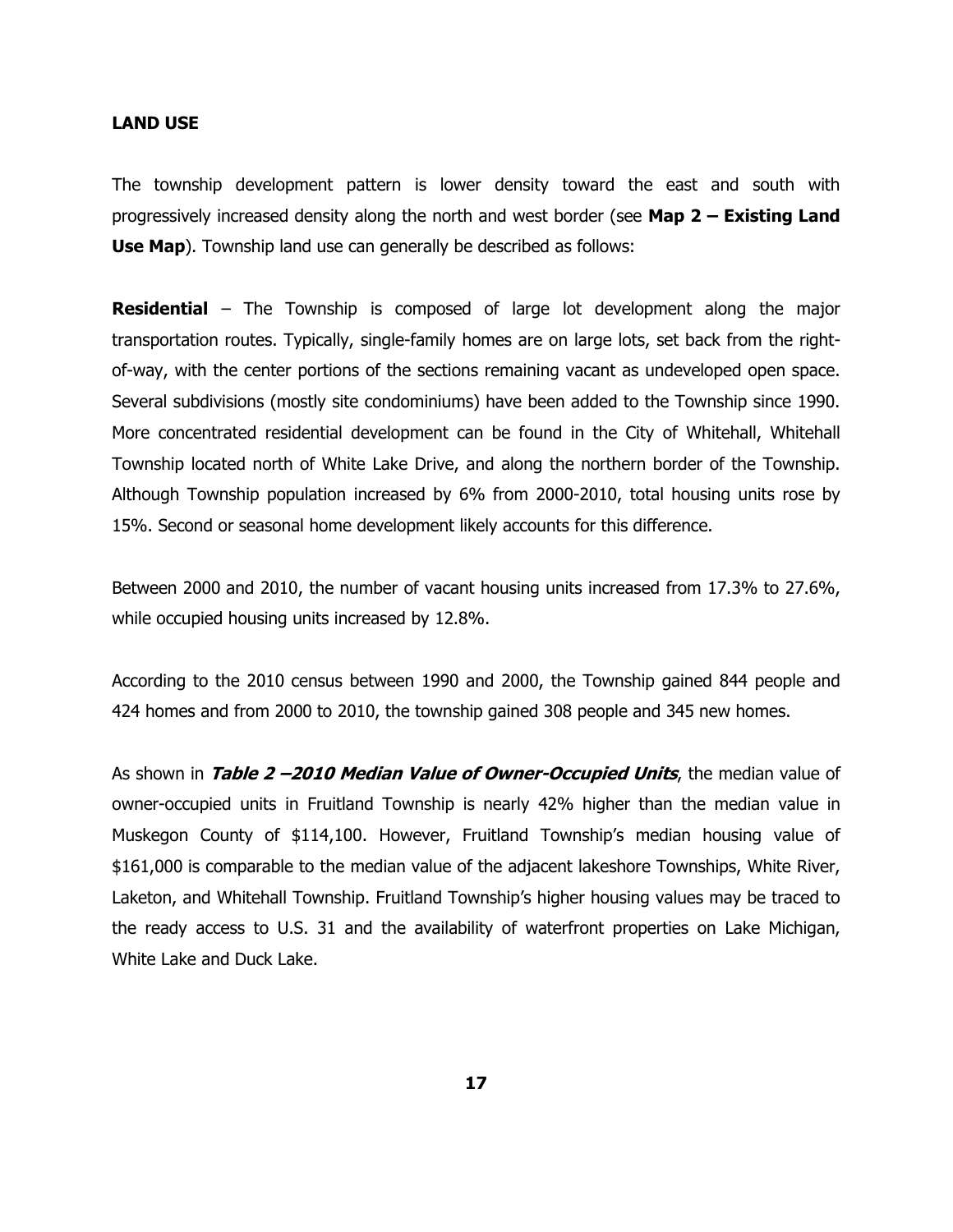## LAND USE

The township development pattern is lower density toward the east and south with progressively increased density along the north and west border (see **Map 2 – Existing Land Use Map**). Township land use can generally be described as follows:

**Residential** – The Township is composed of large lot development along the major transportation routes. Typically, single-family homes are on large lots, set back from the right-of-way, with the center portions of the sections remaining vacant as undeveloped open space. Several subdivisions (mostly site condominiums) have been added to the Township since 1990. More concentrated residential development can be found in the City of Whitehall, Whitehall Township located north of White Lake Drive, and along the northern border of the Township. Although Township population increased by 6% from 2000-2010, total housing units rose by 15%. Second or seasonal home development likely accounts for this difference.

Between 2000 and 2010, the number of vacant housing units increased from 17.3% to 27.6%, while occupied housing units increased by 12.8%.

According to the 2010 census between 1990 and 2000, the Township gained 844 people and 424 homes and from 2000 to 2010, the township gained 308 people and 345 new homes.

As shown in ***Table 2 –2010 Median Value of Owner-Occupied Units***, the median value of owner-occupied units in Fruitland Township is nearly 42% higher than the median value in Muskegon County of $114,100. However, Fruitland Township's median housing value of $161,000 is comparable to the median value of the adjacent lakeshore Townships, White River, Laketon, and Whitehall Township. Fruitland Township's higher housing values may be traced to the ready access to U.S. 31 and the availability of waterfront properties on Lake Michigan, White Lake and Duck Lake.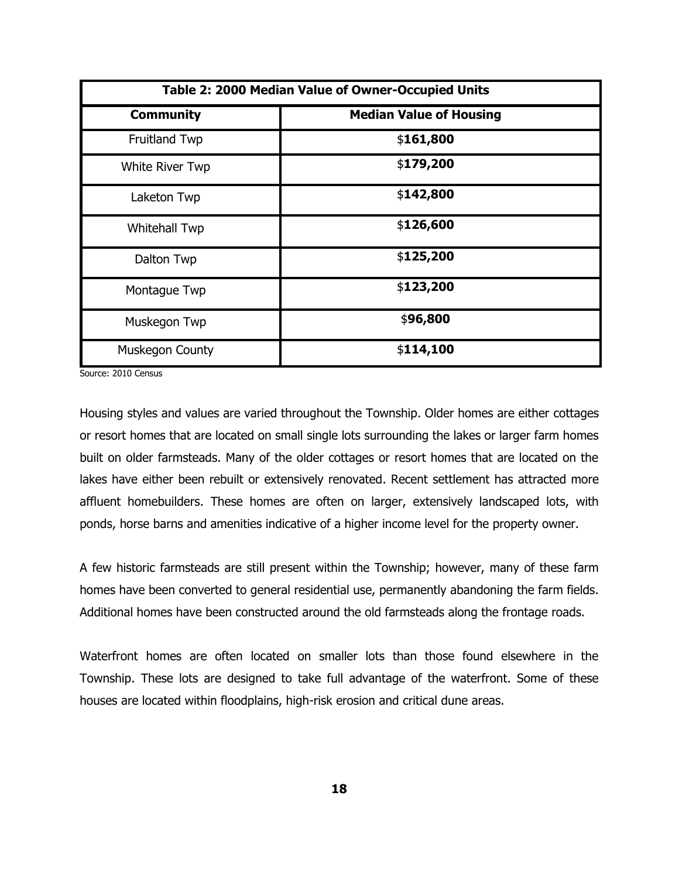| Table 2: 2000 Median Value of Owner-Occupied Units | |
|---|---|
| **Community** | **Median Value of Housing** |
| Fruitland Twp | $**161,800** |
| White River Twp | $**179,200** |
| Laketon Twp | $**142,800** |
| Whitehall Twp | $**126,600** |
| Dalton Twp | $**125,200** |
| Montague Twp | $**123,200** |
| Muskegon Twp | $**96,800** |
| Muskegon County | $**114,100** |

Source: 2010 Census

Housing styles and values are varied throughout the Township. Older homes are either cottages or resort homes that are located on small single lots surrounding the lakes or larger farm homes built on older farmsteads. Many of the older cottages or resort homes that are located on the lakes have either been rebuilt or extensively renovated. Recent settlement has attracted more affluent homebuilders. These homes are often on larger, extensively landscaped lots, with ponds, horse barns and amenities indicative of a higher income level for the property owner.

A few historic farmsteads are still present within the Township; however, many of these farm homes have been converted to general residential use, permanently abandoning the farm fields. Additional homes have been constructed around the old farmsteads along the frontage roads.

Waterfront homes are often located on smaller lots than those found elsewhere in the Township. These lots are designed to take full advantage of the waterfront. Some of these houses are located within floodplains, high-risk erosion and critical dune areas.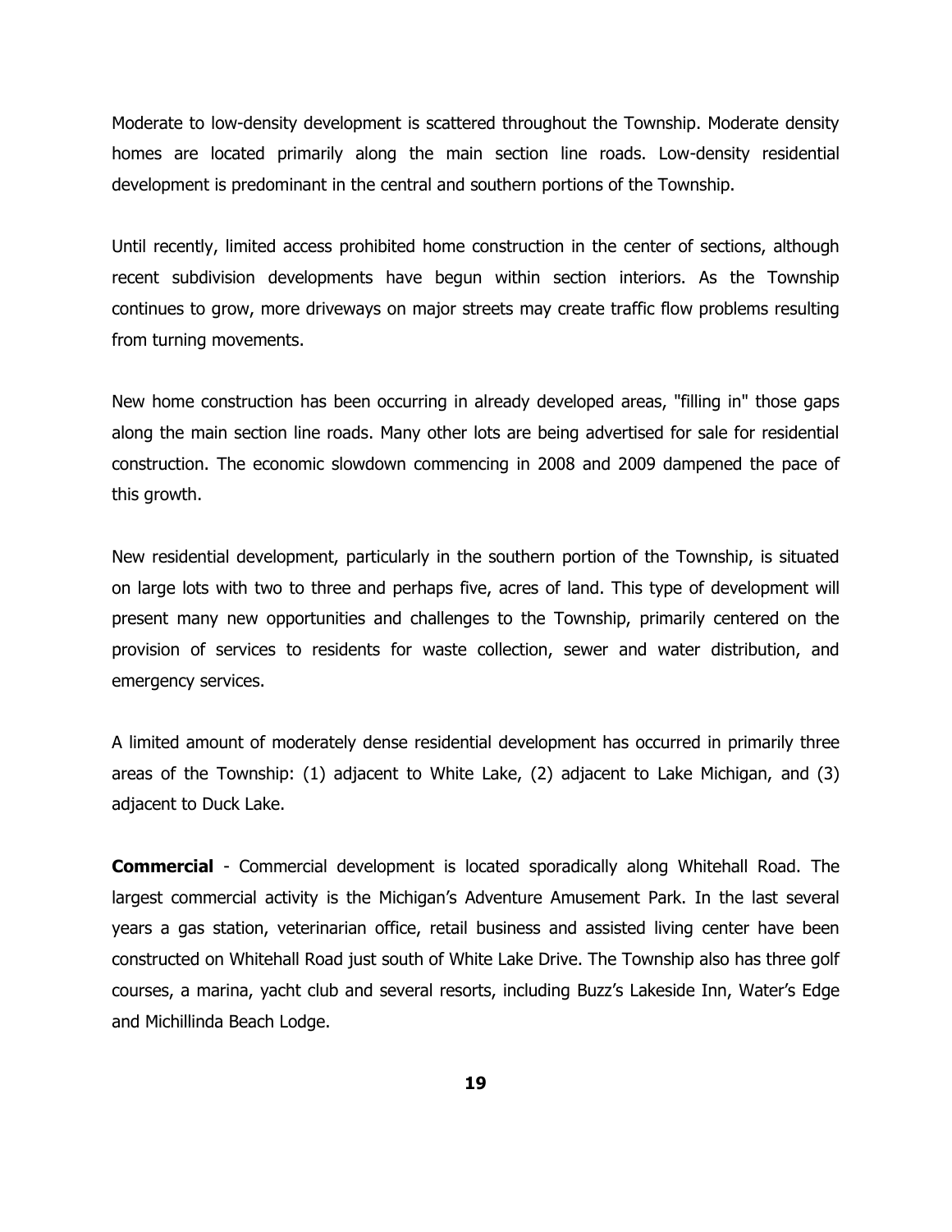Moderate to low-density development is scattered throughout the Township. Moderate density homes are located primarily along the main section line roads. Low-density residential development is predominant in the central and southern portions of the Township.

Until recently, limited access prohibited home construction in the center of sections, although recent subdivision developments have begun within section interiors. As the Township continues to grow, more driveways on major streets may create traffic flow problems resulting from turning movements.

New home construction has been occurring in already developed areas, "filling in" those gaps along the main section line roads. Many other lots are being advertised for sale for residential construction. The economic slowdown commencing in 2008 and 2009 dampened the pace of this growth.

New residential development, particularly in the southern portion of the Township, is situated on large lots with two to three and perhaps five, acres of land. This type of development will present many new opportunities and challenges to the Township, primarily centered on the provision of services to residents for waste collection, sewer and water distribution, and emergency services.

A limited amount of moderately dense residential development has occurred in primarily three areas of the Township: (1) adjacent to White Lake, (2) adjacent to Lake Michigan, and (3) adjacent to Duck Lake.

**Commercial** - Commercial development is located sporadically along Whitehall Road. The largest commercial activity is the Michigan's Adventure Amusement Park. In the last several years a gas station, veterinarian office, retail business and assisted living center have been constructed on Whitehall Road just south of White Lake Drive. The Township also has three golf courses, a marina, yacht club and several resorts, including Buzz's Lakeside Inn, Water's Edge and Michillinda Beach Lodge.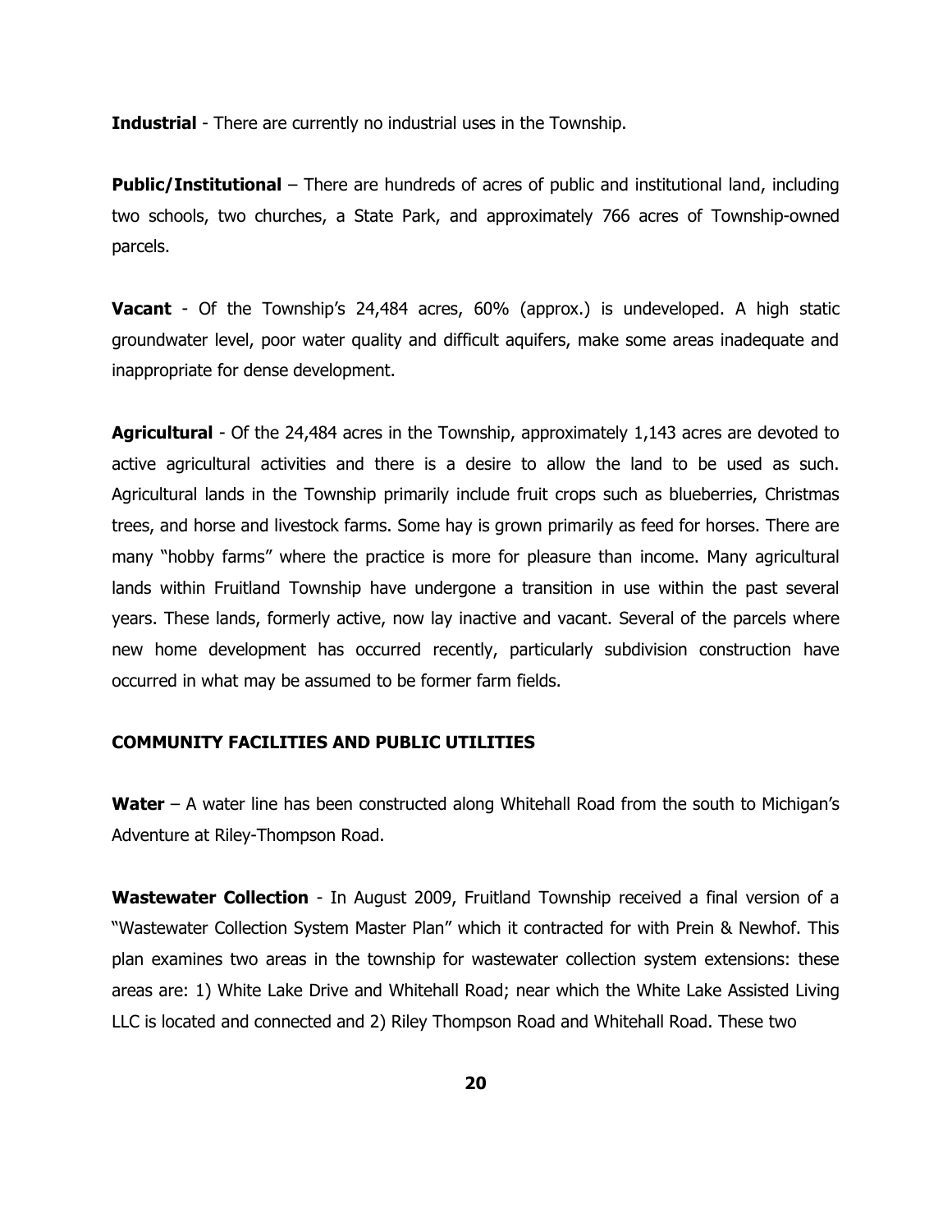**Industrial** - There are currently no industrial uses in the Township.

**Public/Institutional** – There are hundreds of acres of public and institutional land, including two schools, two churches, a State Park, and approximately 766 acres of Township-owned parcels.

**Vacant** - Of the Township's 24,484 acres, 60% (approx.) is undeveloped. A high static groundwater level, poor water quality and difficult aquifers, make some areas inadequate and inappropriate for dense development.

**Agricultural** - Of the 24,484 acres in the Township, approximately 1,143 acres are devoted to active agricultural activities and there is a desire to allow the land to be used as such. Agricultural lands in the Township primarily include fruit crops such as blueberries, Christmas trees, and horse and livestock farms. Some hay is grown primarily as feed for horses. There are many "hobby farms" where the practice is more for pleasure than income. Many agricultural lands within Fruitland Township have undergone a transition in use within the past several years. These lands, formerly active, now lay inactive and vacant. Several of the parcels where new home development has occurred recently, particularly subdivision construction have occurred in what may be assumed to be former farm fields.

## COMMUNITY FACILITIES AND PUBLIC UTILITIES

**Water** – A water line has been constructed along Whitehall Road from the south to Michigan's Adventure at Riley-Thompson Road.

**Wastewater Collection** - In August 2009, Fruitland Township received a final version of a "Wastewater Collection System Master Plan" which it contracted for with Prein & Newhof. This plan examines two areas in the township for wastewater collection system extensions: these areas are: 1) White Lake Drive and Whitehall Road; near which the White Lake Assisted Living LLC is located and connected and 2) Riley Thompson Road and Whitehall Road. These two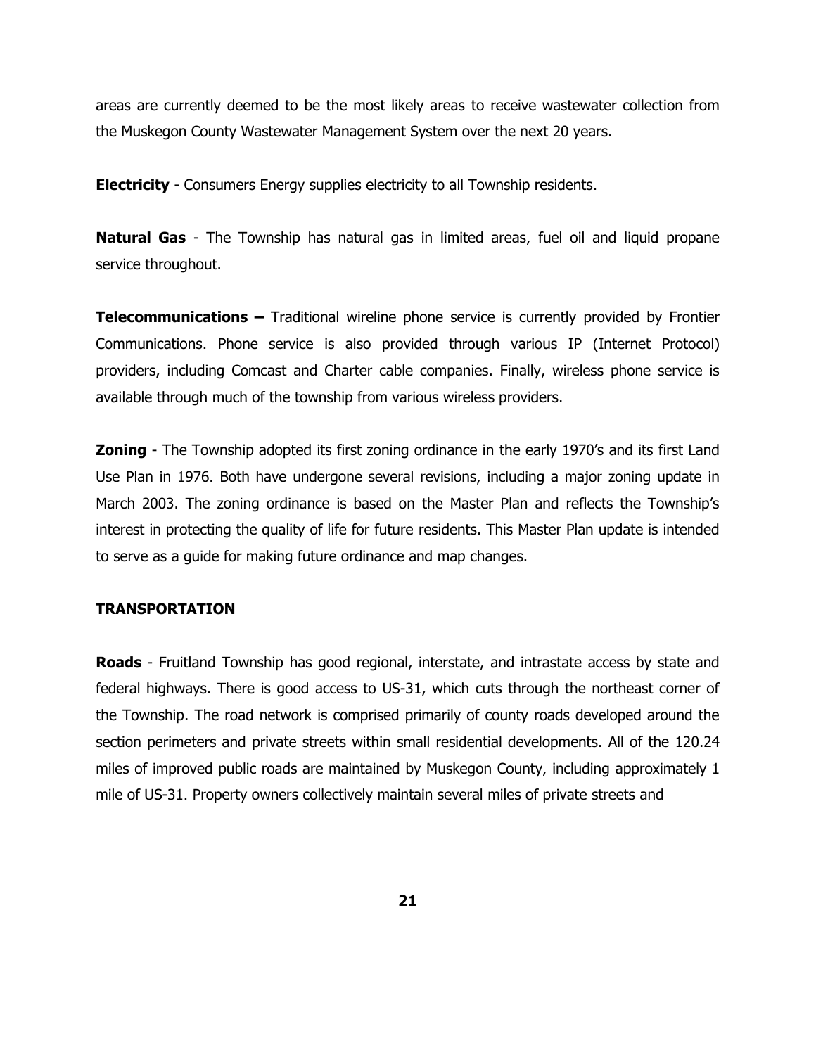areas are currently deemed to be the most likely areas to receive wastewater collection from the Muskegon County Wastewater Management System over the next 20 years.

**Electricity** - Consumers Energy supplies electricity to all Township residents.

**Natural Gas** - The Township has natural gas in limited areas, fuel oil and liquid propane service throughout.

**Telecommunications –** Traditional wireline phone service is currently provided by Frontier Communications. Phone service is also provided through various IP (Internet Protocol) providers, including Comcast and Charter cable companies. Finally, wireless phone service is available through much of the township from various wireless providers.

**Zoning** - The Township adopted its first zoning ordinance in the early 1970's and its first Land Use Plan in 1976. Both have undergone several revisions, including a major zoning update in March 2003. The zoning ordinance is based on the Master Plan and reflects the Township's interest in protecting the quality of life for future residents. This Master Plan update is intended to serve as a guide for making future ordinance and map changes.

## TRANSPORTATION

**Roads** - Fruitland Township has good regional, interstate, and intrastate access by state and federal highways. There is good access to US-31, which cuts through the northeast corner of the Township. The road network is comprised primarily of county roads developed around the section perimeters and private streets within small residential developments. All of the 120.24 miles of improved public roads are maintained by Muskegon County, including approximately 1 mile of US-31. Property owners collectively maintain several miles of private streets and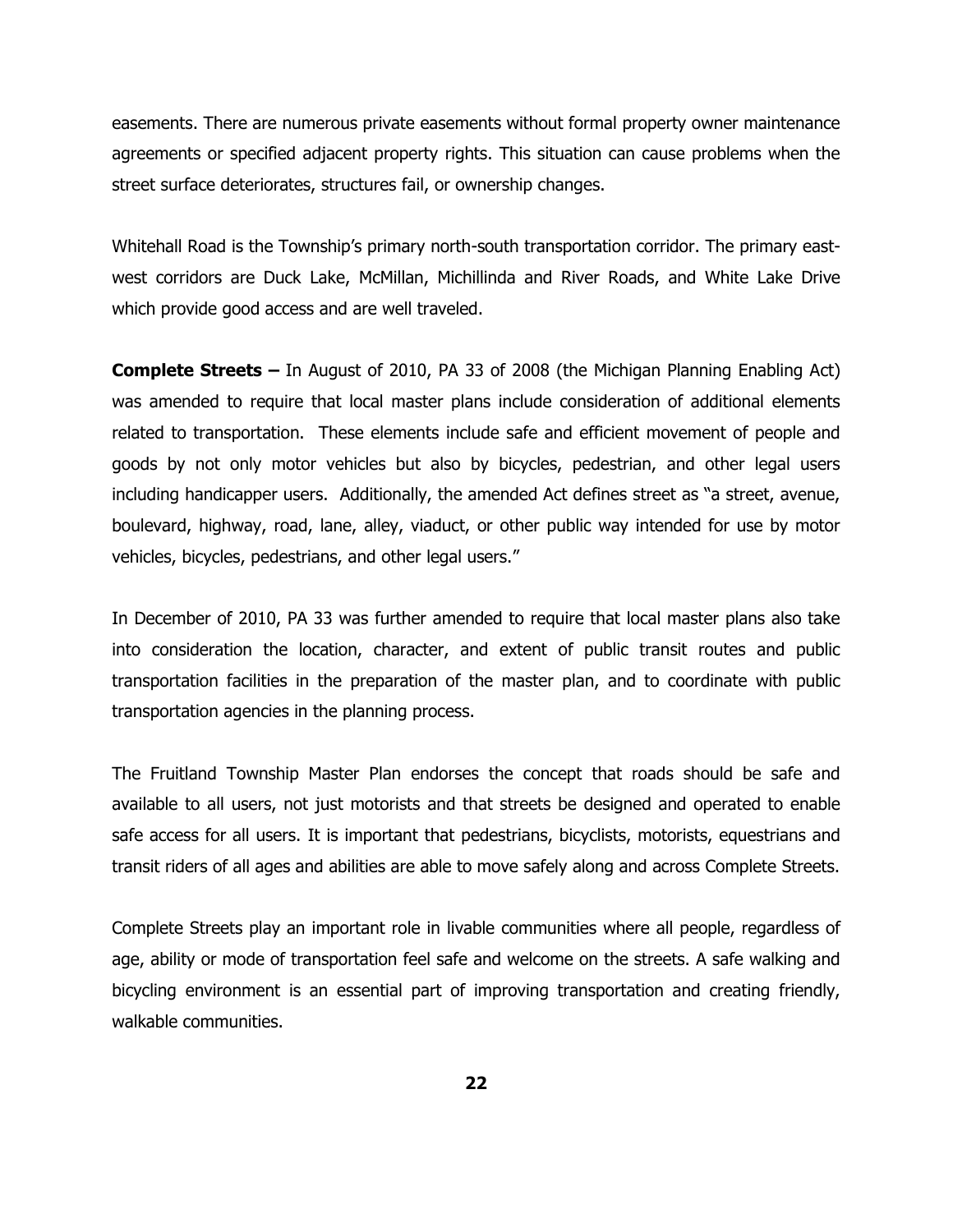easements. There are numerous private easements without formal property owner maintenance agreements or specified adjacent property rights. This situation can cause problems when the street surface deteriorates, structures fail, or ownership changes.

Whitehall Road is the Township's primary north-south transportation corridor. The primary east-west corridors are Duck Lake, McMillan, Michillinda and River Roads, and White Lake Drive which provide good access and are well traveled.

**Complete Streets –** In August of 2010, PA 33 of 2008 (the Michigan Planning Enabling Act) was amended to require that local master plans include consideration of additional elements related to transportation. These elements include safe and efficient movement of people and goods by not only motor vehicles but also by bicycles, pedestrian, and other legal users including handicapper users. Additionally, the amended Act defines street as "a street, avenue, boulevard, highway, road, lane, alley, viaduct, or other public way intended for use by motor vehicles, bicycles, pedestrians, and other legal users."

In December of 2010, PA 33 was further amended to require that local master plans also take into consideration the location, character, and extent of public transit routes and public transportation facilities in the preparation of the master plan, and to coordinate with public transportation agencies in the planning process.

The Fruitland Township Master Plan endorses the concept that roads should be safe and available to all users, not just motorists and that streets be designed and operated to enable safe access for all users. It is important that pedestrians, bicyclists, motorists, equestrians and transit riders of all ages and abilities are able to move safely along and across Complete Streets.

Complete Streets play an important role in livable communities where all people, regardless of age, ability or mode of transportation feel safe and welcome on the streets. A safe walking and bicycling environment is an essential part of improving transportation and creating friendly, walkable communities.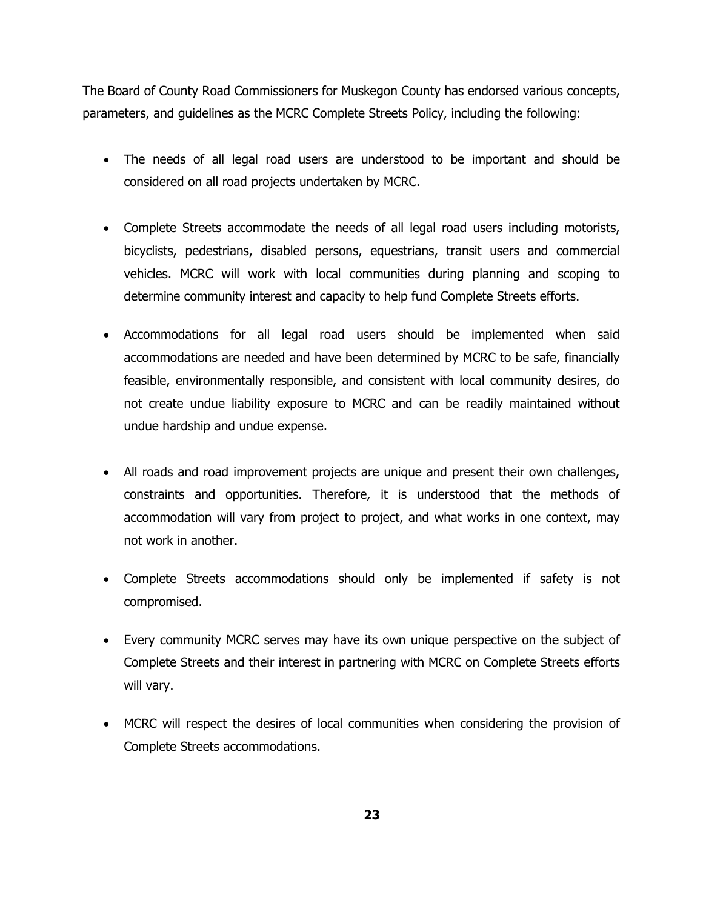The Board of County Road Commissioners for Muskegon County has endorsed various concepts, parameters, and guidelines as the MCRC Complete Streets Policy, including the following:

- The needs of all legal road users are understood to be important and should be considered on all road projects undertaken by MCRC.
- Complete Streets accommodate the needs of all legal road users including motorists, bicyclists, pedestrians, disabled persons, equestrians, transit users and commercial vehicles. MCRC will work with local communities during planning and scoping to determine community interest and capacity to help fund Complete Streets efforts.
- Accommodations for all legal road users should be implemented when said accommodations are needed and have been determined by MCRC to be safe, financially feasible, environmentally responsible, and consistent with local community desires, do not create undue liability exposure to MCRC and can be readily maintained without undue hardship and undue expense.
- All roads and road improvement projects are unique and present their own challenges, constraints and opportunities. Therefore, it is understood that the methods of accommodation will vary from project to project, and what works in one context, may not work in another.
- Complete Streets accommodations should only be implemented if safety is not compromised.
- Every community MCRC serves may have its own unique perspective on the subject of Complete Streets and their interest in partnering with MCRC on Complete Streets efforts will vary.
- MCRC will respect the desires of local communities when considering the provision of Complete Streets accommodations.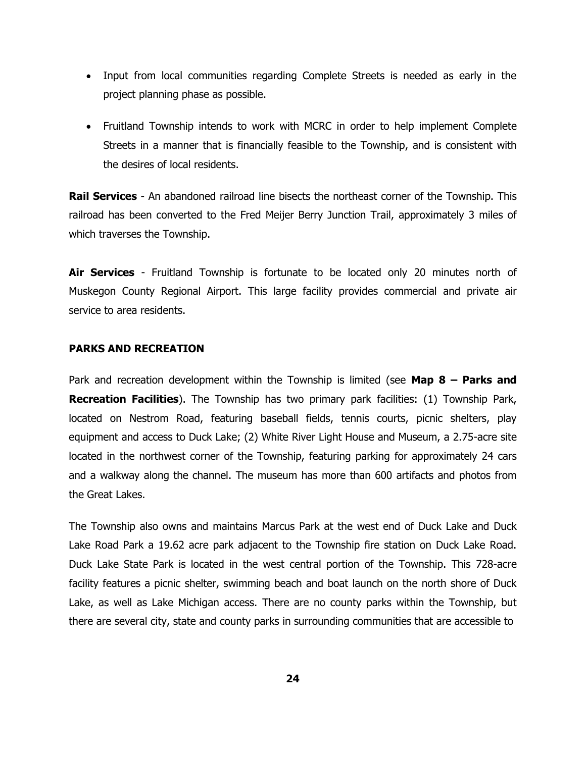- Input from local communities regarding Complete Streets is needed as early in the project planning phase as possible.

- Fruitland Township intends to work with MCRC in order to help implement Complete Streets in a manner that is financially feasible to the Township, and is consistent with the desires of local residents.

**Rail Services** - An abandoned railroad line bisects the northeast corner of the Township. This railroad has been converted to the Fred Meijer Berry Junction Trail, approximately 3 miles of which traverses the Township.

**Air Services** - Fruitland Township is fortunate to be located only 20 minutes north of Muskegon County Regional Airport. This large facility provides commercial and private air service to area residents.

**PARKS AND RECREATION**

Park and recreation development within the Township is limited (see **Map 8 – Parks and Recreation Facilities**). The Township has two primary park facilities: (1) Township Park, located on Nestrom Road, featuring baseball fields, tennis courts, picnic shelters, play equipment and access to Duck Lake; (2) White River Light House and Museum, a 2.75-acre site located in the northwest corner of the Township, featuring parking for approximately 24 cars and a walkway along the channel. The museum has more than 600 artifacts and photos from the Great Lakes.

The Township also owns and maintains Marcus Park at the west end of Duck Lake and Duck Lake Road Park a 19.62 acre park adjacent to the Township fire station on Duck Lake Road. Duck Lake State Park is located in the west central portion of the Township. This 728-acre facility features a picnic shelter, swimming beach and boat launch on the north shore of Duck Lake, as well as Lake Michigan access. There are no county parks within the Township, but there are several city, state and county parks in surrounding communities that are accessible to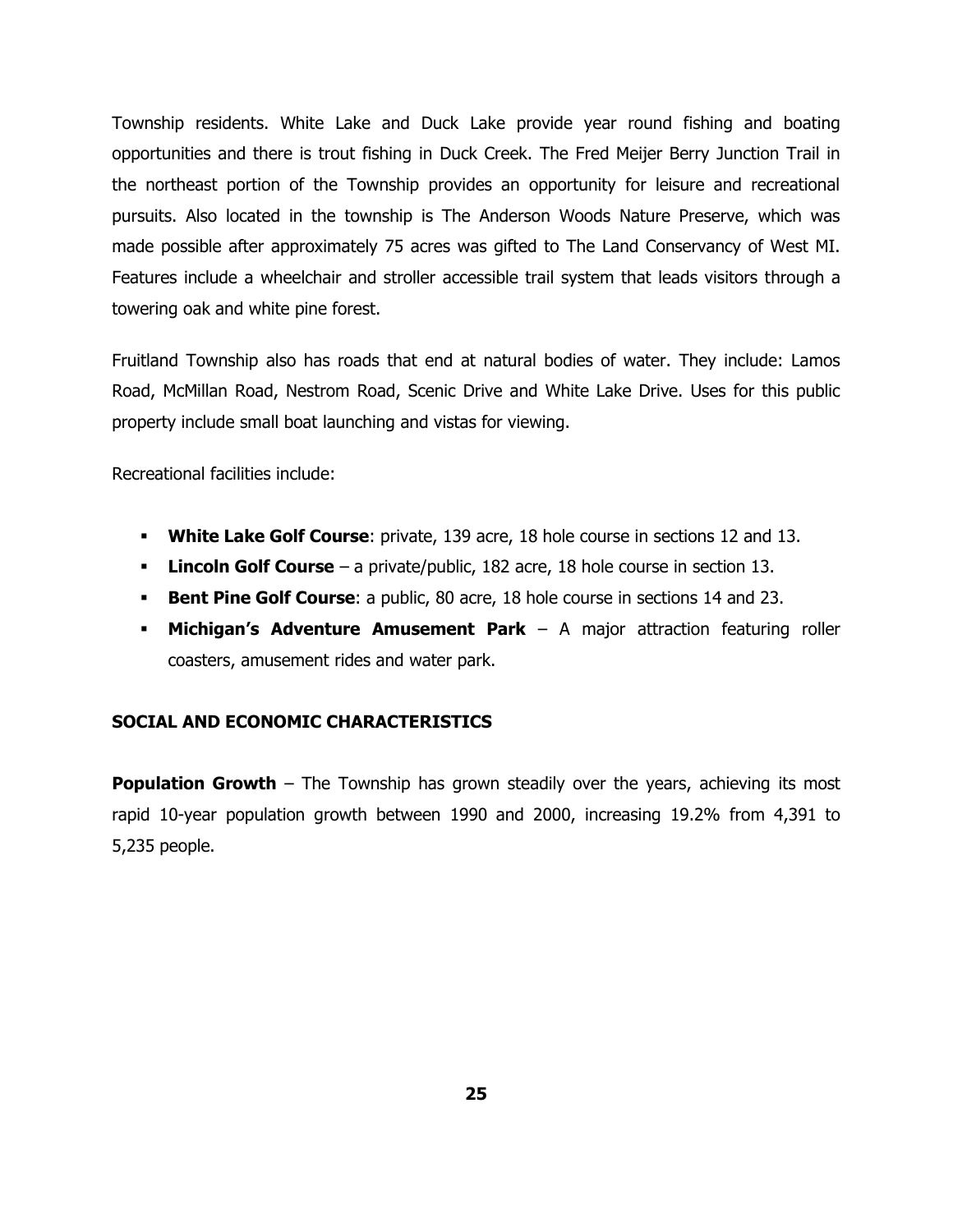Township residents. White Lake and Duck Lake provide year round fishing and boating opportunities and there is trout fishing in Duck Creek. The Fred Meijer Berry Junction Trail in the northeast portion of the Township provides an opportunity for leisure and recreational pursuits. Also located in the township is The Anderson Woods Nature Preserve, which was made possible after approximately 75 acres was gifted to The Land Conservancy of West MI. Features include a wheelchair and stroller accessible trail system that leads visitors through a towering oak and white pine forest.

Fruitland Township also has roads that end at natural bodies of water. They include: Lamos Road, McMillan Road, Nestrom Road, Scenic Drive and White Lake Drive. Uses for this public property include small boat launching and vistas for viewing.

Recreational facilities include:

- **White Lake Golf Course**: private, 139 acre, 18 hole course in sections 12 and 13.
- **Lincoln Golf Course** – a private/public, 182 acre, 18 hole course in section 13.
- **Bent Pine Golf Course**: a public, 80 acre, 18 hole course in sections 14 and 23.
- **Michigan's Adventure Amusement Park** – A major attraction featuring roller coasters, amusement rides and water park.

## SOCIAL AND ECONOMIC CHARACTERISTICS

**Population Growth** – The Township has grown steadily over the years, achieving its most rapid 10-year population growth between 1990 and 2000, increasing 19.2% from 4,391 to 5,235 people.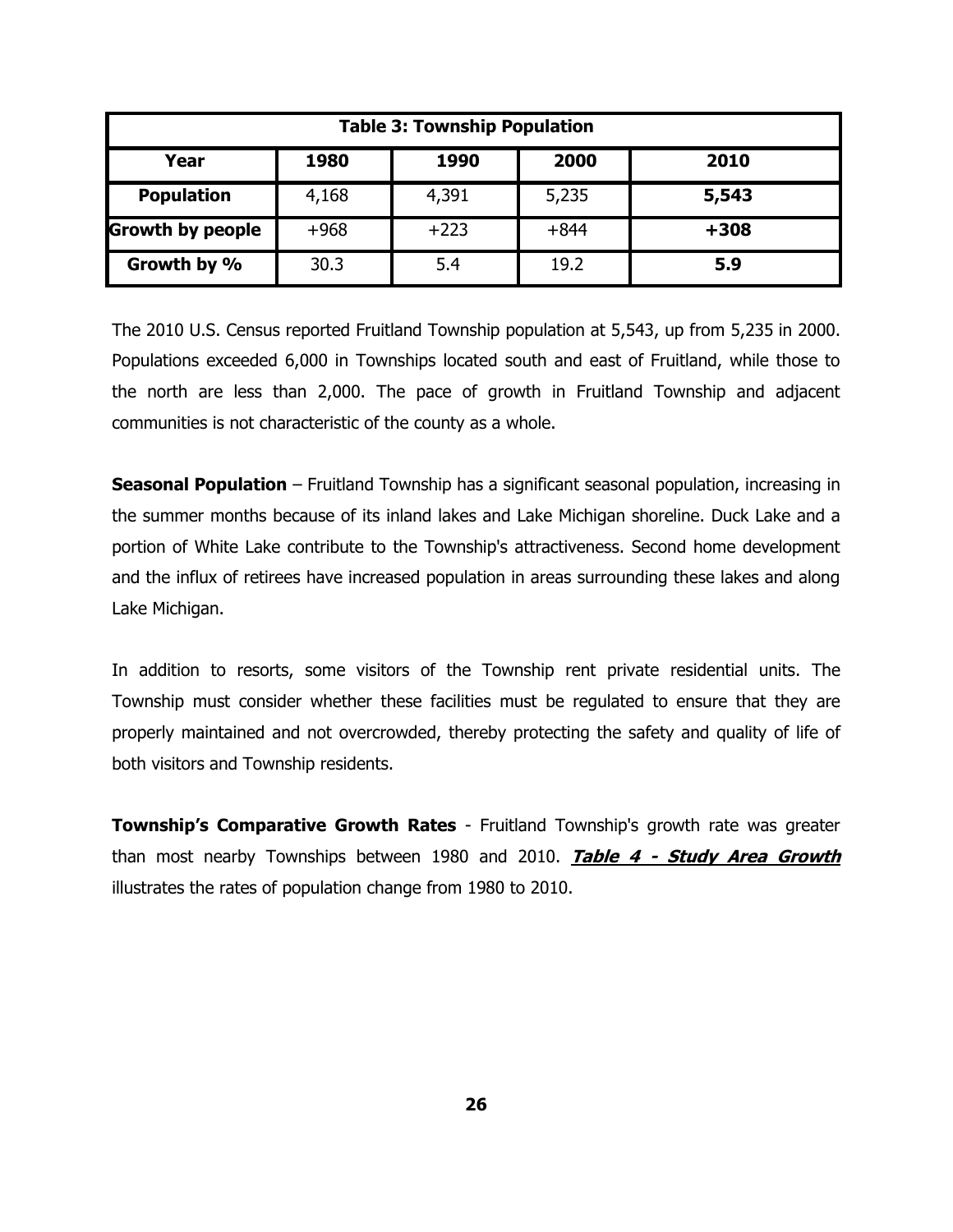| Table 3: Township Population | | | | |
|---|---|---|---|---|
| **Year** | **1980** | **1990** | **2000** | **2010** |
| **Population** | 4,168 | 4,391 | 5,235 | **5,543** |
| **Growth by people** | +968 | +223 | +844 | **+308** |
| **Growth by %** | 30.3 | 5.4 | 19.2 | **5.9** |

The 2010 U.S. Census reported Fruitland Township population at 5,543, up from 5,235 in 2000. Populations exceeded 6,000 in Townships located south and east of Fruitland, while those to the north are less than 2,000. The pace of growth in Fruitland Township and adjacent communities is not characteristic of the county as a whole.

**Seasonal Population** – Fruitland Township has a significant seasonal population, increasing in the summer months because of its inland lakes and Lake Michigan shoreline. Duck Lake and a portion of White Lake contribute to the Township's attractiveness. Second home development and the influx of retirees have increased population in areas surrounding these lakes and along Lake Michigan.

In addition to resorts, some visitors of the Township rent private residential units. The Township must consider whether these facilities must be regulated to ensure that they are properly maintained and not overcrowded, thereby protecting the safety and quality of life of both visitors and Township residents.

**Township's Comparative Growth Rates** - Fruitland Township's growth rate was greater than most nearby Townships between 1980 and 2010. ***Table 4 - Study Area Growth*** illustrates the rates of population change from 1980 to 2010.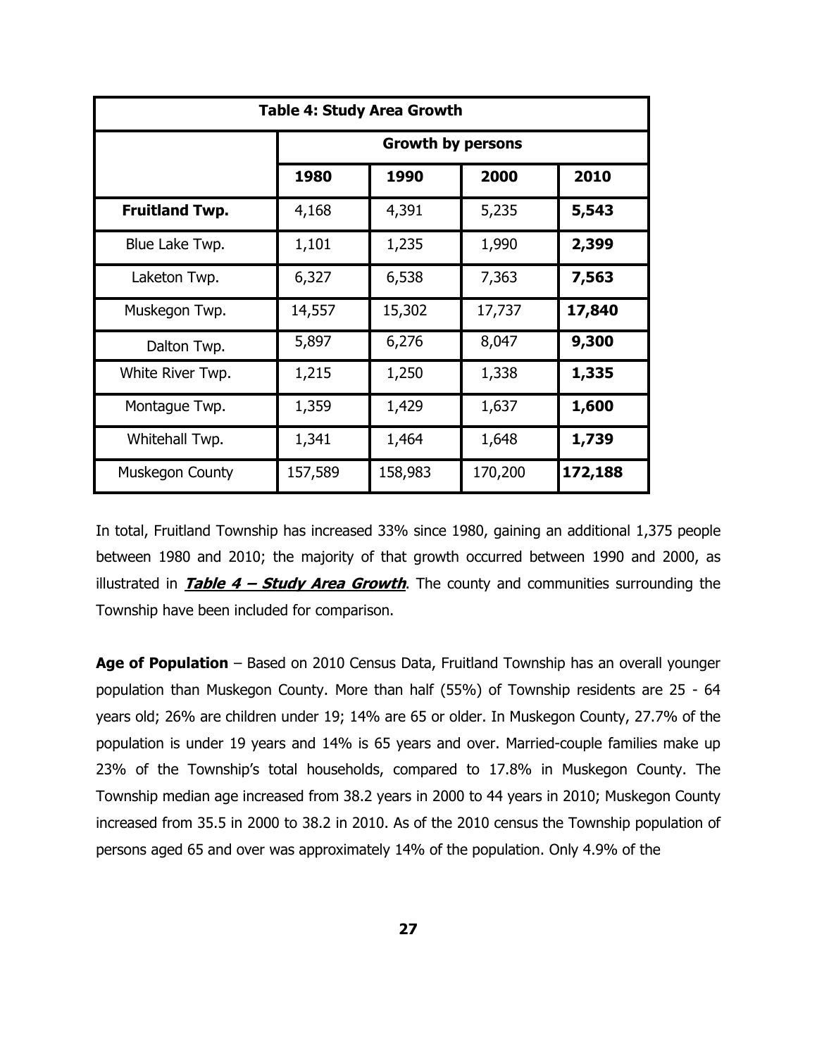| Table 4: Study Area Growth | | | | |
|---|---|---|---|---|
| | Growth by persons | | | |
| | 1980 | 1990 | 2000 | 2010 |
| **Fruitland Twp.** | 4,168 | 4,391 | 5,235 | **5,543** |
| Blue Lake Twp. | 1,101 | 1,235 | 1,990 | **2,399** |
| Laketon Twp. | 6,327 | 6,538 | 7,363 | **7,563** |
| Muskegon Twp. | 14,557 | 15,302 | 17,737 | **17,840** |
| Dalton Twp. | 5,897 | 6,276 | 8,047 | **9,300** |
| White River Twp. | 1,215 | 1,250 | 1,338 | **1,335** |
| Montague Twp. | 1,359 | 1,429 | 1,637 | **1,600** |
| Whitehall Twp. | 1,341 | 1,464 | 1,648 | **1,739** |
| Muskegon County | 157,589 | 158,983 | 170,200 | **172,188** |

In total, Fruitland Township has increased 33% since 1980, gaining an additional 1,375 people between 1980 and 2010; the majority of that growth occurred between 1990 and 2000, as illustrated in ***Table 4 – Study Area Growth***. The county and communities surrounding the Township have been included for comparison.

**Age of Population** – Based on 2010 Census Data, Fruitland Township has an overall younger population than Muskegon County. More than half (55%) of Township residents are 25 - 64 years old; 26% are children under 19; 14% are 65 or older. In Muskegon County, 27.7% of the population is under 19 years and 14% is 65 years and over. Married-couple families make up 23% of the Township's total households, compared to 17.8% in Muskegon County. The Township median age increased from 38.2 years in 2000 to 44 years in 2010; Muskegon County increased from 35.5 in 2000 to 38.2 in 2010. As of the 2010 census the Township population of persons aged 65 and over was approximately 14% of the population. Only 4.9% of the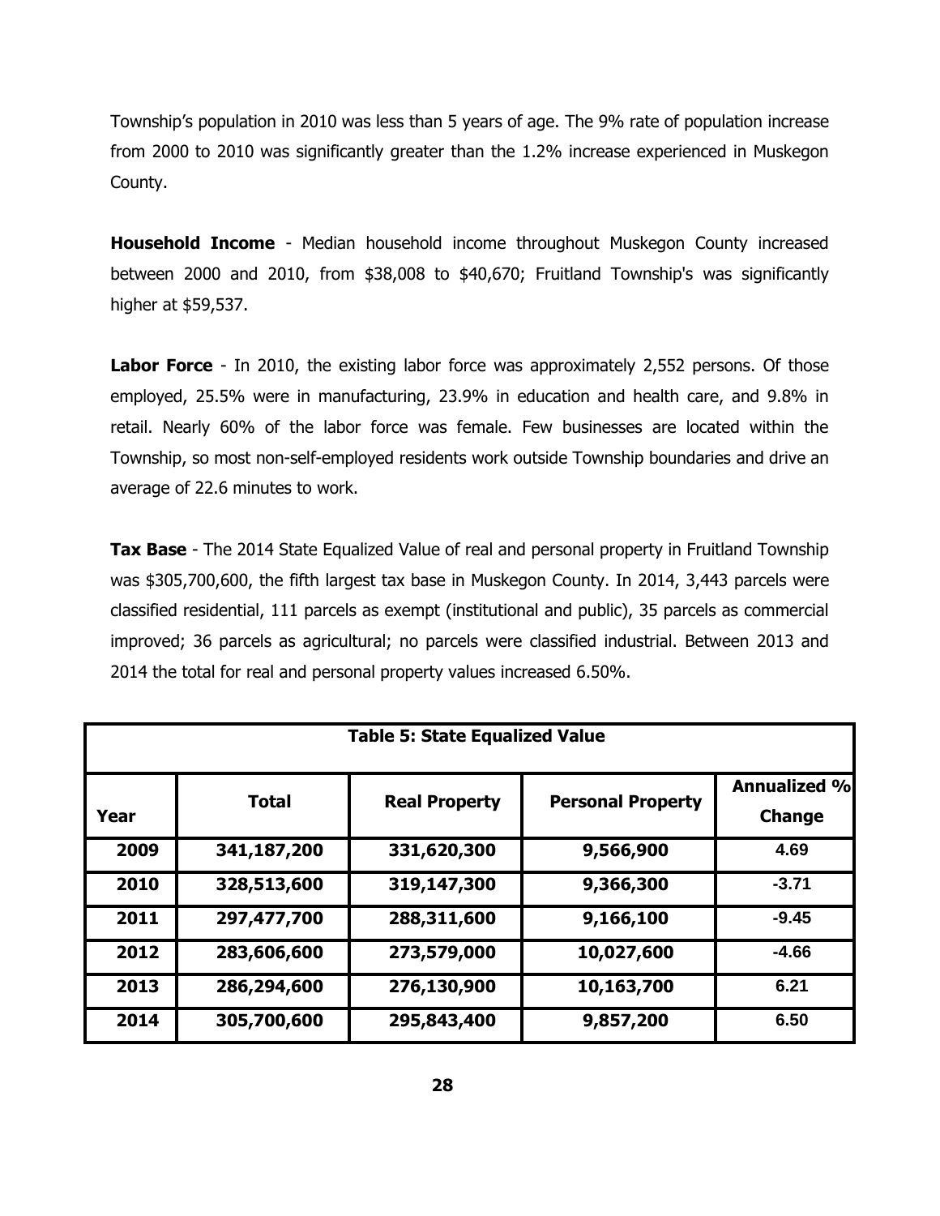Township's population in 2010 was less than 5 years of age. The 9% rate of population increase from 2000 to 2010 was significantly greater than the 1.2% increase experienced in Muskegon County.

**Household Income** - Median household income throughout Muskegon County increased between 2000 and 2010, from $38,008 to $40,670; Fruitland Township's was significantly higher at $59,537.

**Labor Force** - In 2010, the existing labor force was approximately 2,552 persons. Of those employed, 25.5% were in manufacturing, 23.9% in education and health care, and 9.8% in retail. Nearly 60% of the labor force was female. Few businesses are located within the Township, so most non-self-employed residents work outside Township boundaries and drive an average of 22.6 minutes to work.

**Tax Base** - The 2014 State Equalized Value of real and personal property in Fruitland Township was $305,700,600, the fifth largest tax base in Muskegon County. In 2014, 3,443 parcels were classified residential, 111 parcels as exempt (institutional and public), 35 parcels as commercial improved; 36 parcels as agricultural; no parcels were classified industrial. Between 2013 and 2014 the total for real and personal property values increased 6.50%.

**Table 5: State Equalized Value**

| Year | Total | Real Property | Personal Property | Annualized % Change |
|---|---|---|---|---|
| 2009 | 341,187,200 | 331,620,300 | 9,566,900 | 4.69 |
| 2010 | 328,513,600 | 319,147,300 | 9,366,300 | -3.71 |
| 2011 | 297,477,700 | 288,311,600 | 9,166,100 | -9.45 |
| 2012 | 283,606,600 | 273,579,000 | 10,027,600 | -4.66 |
| 2013 | 286,294,600 | 276,130,900 | 10,163,700 | 6.21 |
| 2014 | 305,700,600 | 295,843,400 | 9,857,200 | 6.50 |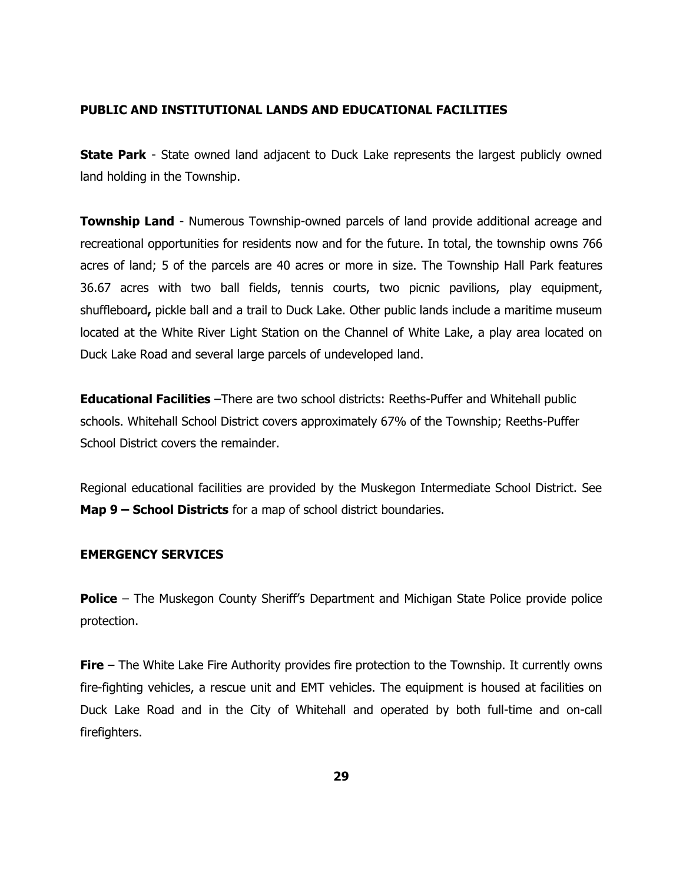## PUBLIC AND INSTITUTIONAL LANDS AND EDUCATIONAL FACILITIES

**State Park** - State owned land adjacent to Duck Lake represents the largest publicly owned land holding in the Township.

**Township Land** - Numerous Township-owned parcels of land provide additional acreage and recreational opportunities for residents now and for the future. In total, the township owns 766 acres of land; 5 of the parcels are 40 acres or more in size. The Township Hall Park features 36.67 acres with two ball fields, tennis courts, two picnic pavilions, play equipment, shuffleboard**,** pickle ball and a trail to Duck Lake. Other public lands include a maritime museum located at the White River Light Station on the Channel of White Lake, a play area located on Duck Lake Road and several large parcels of undeveloped land.

**Educational Facilities** –There are two school districts: Reeths-Puffer and Whitehall public schools. Whitehall School District covers approximately 67% of the Township; Reeths-Puffer School District covers the remainder.

Regional educational facilities are provided by the Muskegon Intermediate School District. See **Map 9 – School Districts** for a map of school district boundaries.

## EMERGENCY SERVICES

**Police** – The Muskegon County Sheriff's Department and Michigan State Police provide police protection.

**Fire** – The White Lake Fire Authority provides fire protection to the Township. It currently owns fire-fighting vehicles, a rescue unit and EMT vehicles. The equipment is housed at facilities on Duck Lake Road and in the City of Whitehall and operated by both full-time and on-call firefighters.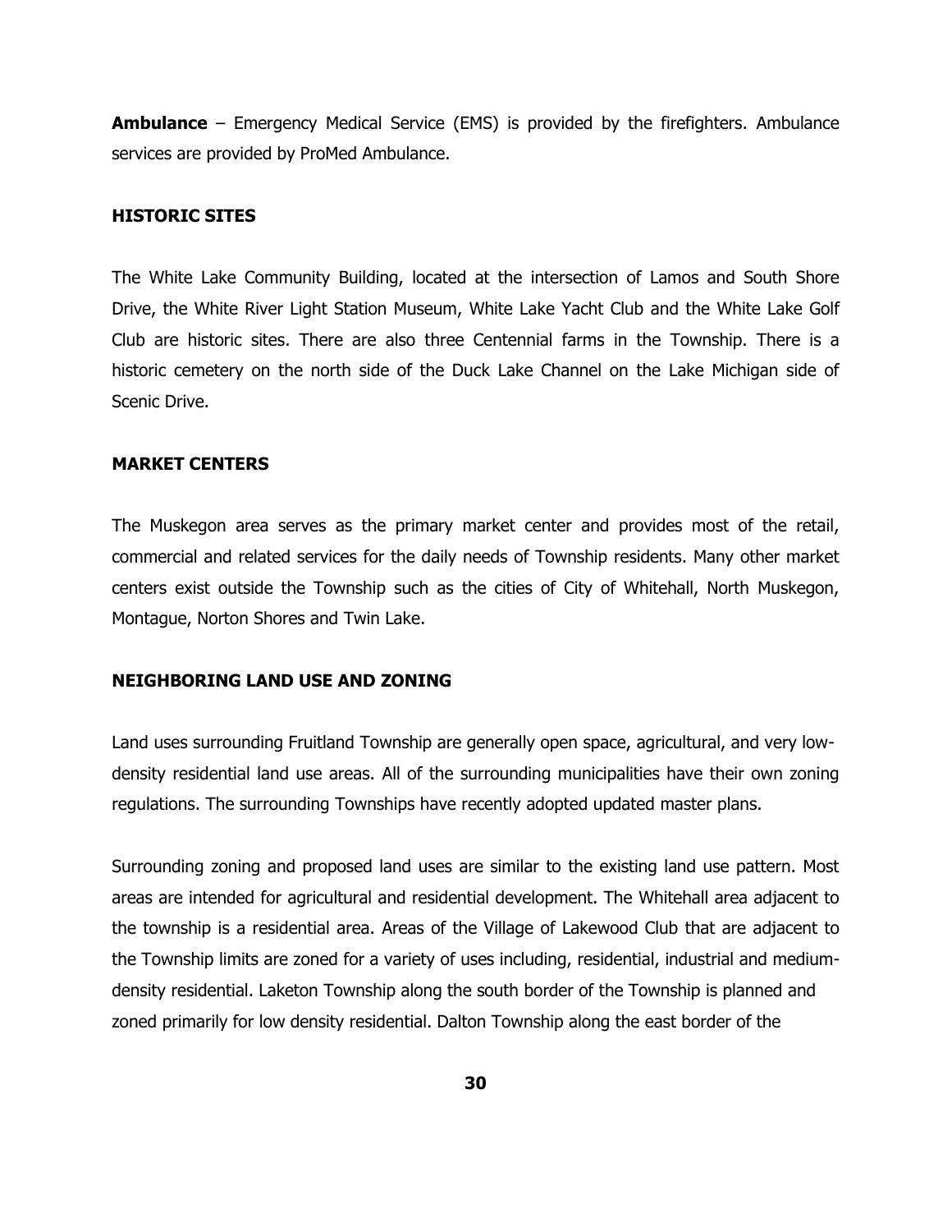**Ambulance** – Emergency Medical Service (EMS) is provided by the firefighters. Ambulance services are provided by ProMed Ambulance.

## HISTORIC SITES

The White Lake Community Building, located at the intersection of Lamos and South Shore Drive, the White River Light Station Museum, White Lake Yacht Club and the White Lake Golf Club are historic sites. There are also three Centennial farms in the Township. There is a historic cemetery on the north side of the Duck Lake Channel on the Lake Michigan side of Scenic Drive.

## MARKET CENTERS

The Muskegon area serves as the primary market center and provides most of the retail, commercial and related services for the daily needs of Township residents. Many other market centers exist outside the Township such as the cities of City of Whitehall, North Muskegon, Montague, Norton Shores and Twin Lake.

## NEIGHBORING LAND USE AND ZONING

Land uses surrounding Fruitland Township are generally open space, agricultural, and very low-density residential land use areas. All of the surrounding municipalities have their own zoning regulations. The surrounding Townships have recently adopted updated master plans.

Surrounding zoning and proposed land uses are similar to the existing land use pattern. Most areas are intended for agricultural and residential development. The Whitehall area adjacent to the township is a residential area. Areas of the Village of Lakewood Club that are adjacent to the Township limits are zoned for a variety of uses including, residential, industrial and medium-density residential. Laketon Township along the south border of the Township is planned and zoned primarily for low density residential. Dalton Township along the east border of the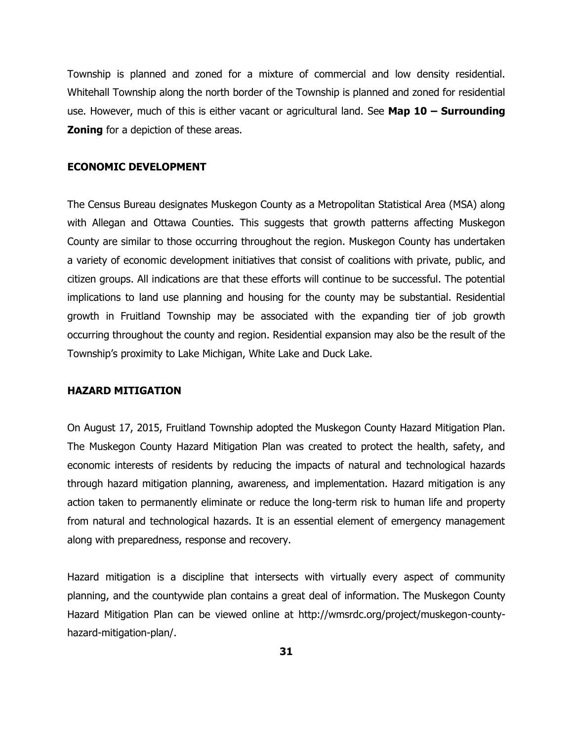Township is planned and zoned for a mixture of commercial and low density residential. Whitehall Township along the north border of the Township is planned and zoned for residential use. However, much of this is either vacant or agricultural land. See **Map 10 – Surrounding Zoning** for a depiction of these areas.

### ECONOMIC DEVELOPMENT

The Census Bureau designates Muskegon County as a Metropolitan Statistical Area (MSA) along with Allegan and Ottawa Counties. This suggests that growth patterns affecting Muskegon County are similar to those occurring throughout the region. Muskegon County has undertaken a variety of economic development initiatives that consist of coalitions with private, public, and citizen groups. All indications are that these efforts will continue to be successful. The potential implications to land use planning and housing for the county may be substantial. Residential growth in Fruitland Township may be associated with the expanding tier of job growth occurring throughout the county and region. Residential expansion may also be the result of the Township's proximity to Lake Michigan, White Lake and Duck Lake.

### HAZARD MITIGATION

On August 17, 2015, Fruitland Township adopted the Muskegon County Hazard Mitigation Plan. The Muskegon County Hazard Mitigation Plan was created to protect the health, safety, and economic interests of residents by reducing the impacts of natural and technological hazards through hazard mitigation planning, awareness, and implementation. Hazard mitigation is any action taken to permanently eliminate or reduce the long-term risk to human life and property from natural and technological hazards. It is an essential element of emergency management along with preparedness, response and recovery.

Hazard mitigation is a discipline that intersects with virtually every aspect of community planning, and the countywide plan contains a great deal of information. The Muskegon County Hazard Mitigation Plan can be viewed online at http://wmsrdc.org/project/muskegon-county-hazard-mitigation-plan/.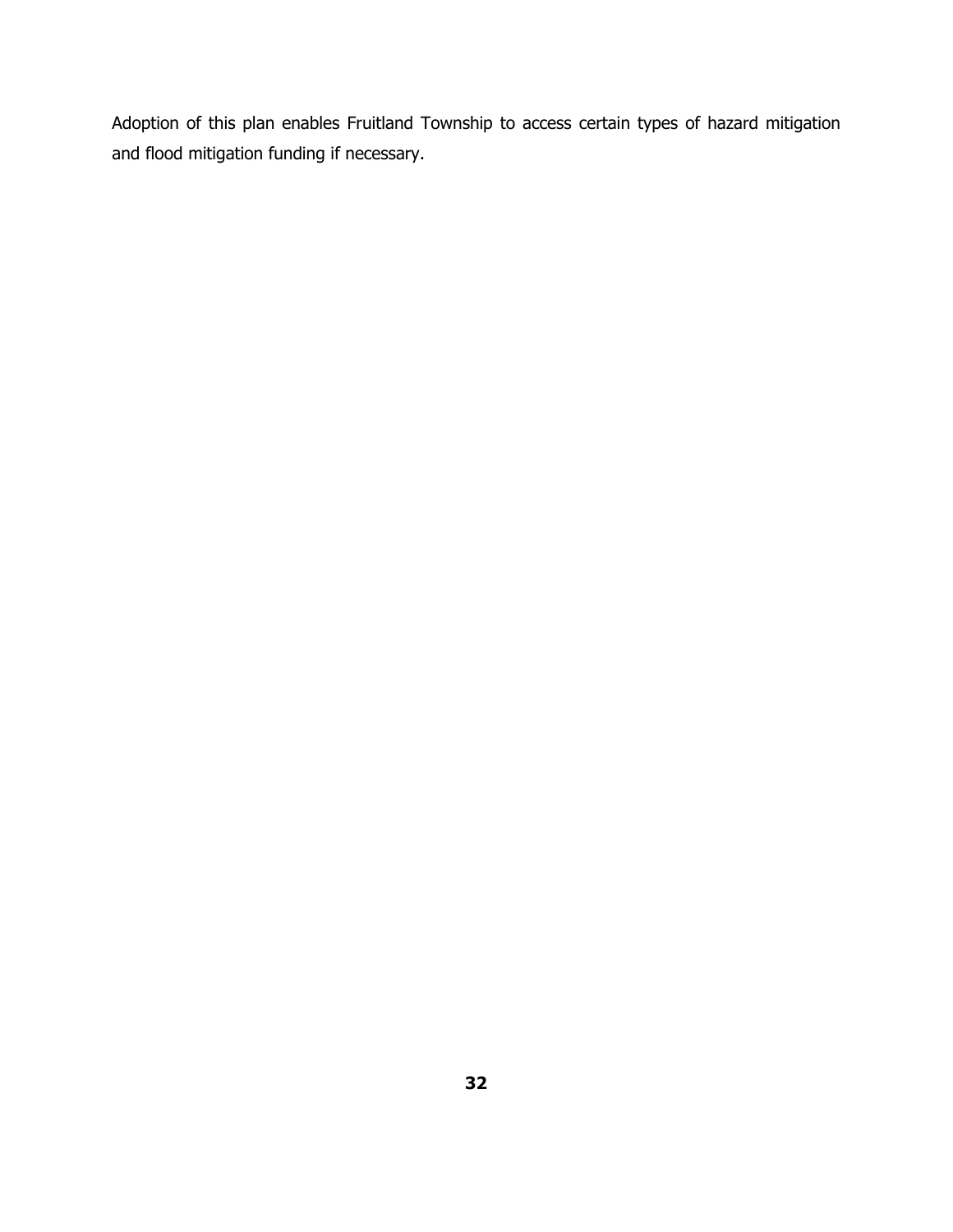Adoption of this plan enables Fruitland Township to access certain types of hazard mitigation and flood mitigation funding if necessary.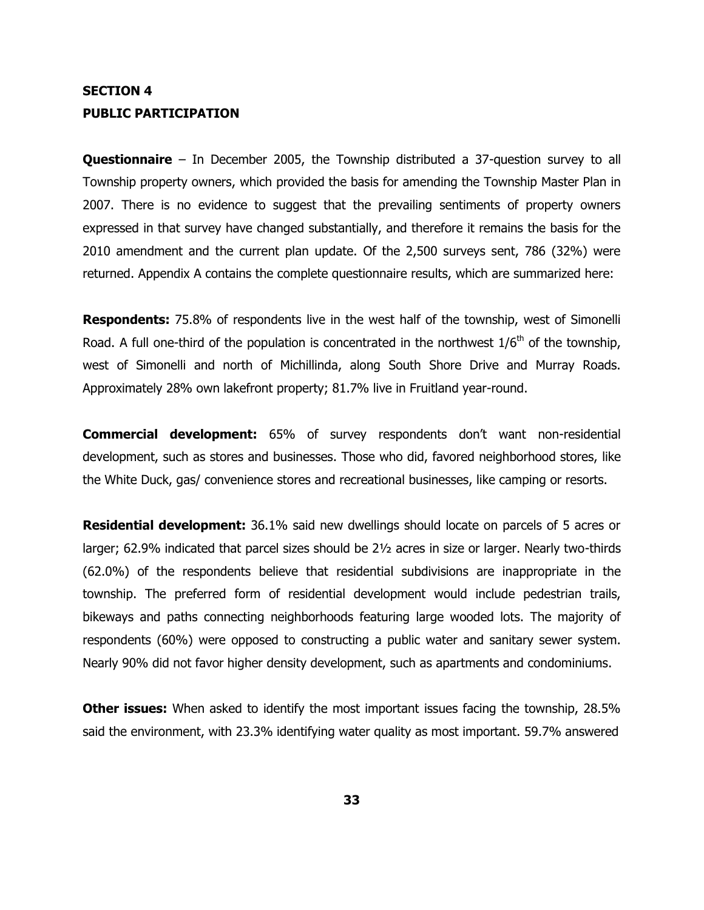## SECTION 4
## PUBLIC PARTICIPATION

**Questionnaire** – In December 2005, the Township distributed a 37-question survey to all Township property owners, which provided the basis for amending the Township Master Plan in 2007. There is no evidence to suggest that the prevailing sentiments of property owners expressed in that survey have changed substantially, and therefore it remains the basis for the 2010 amendment and the current plan update. Of the 2,500 surveys sent, 786 (32%) were returned. Appendix A contains the complete questionnaire results, which are summarized here:

**Respondents:** 75.8% of respondents live in the west half of the township, west of Simonelli Road. A full one-third of the population is concentrated in the northwest $1/6^{th}$ of the township, west of Simonelli and north of Michillinda, along South Shore Drive and Murray Roads. Approximately 28% own lakefront property; 81.7% live in Fruitland year-round.

**Commercial development:** 65% of survey respondents don't want non-residential development, such as stores and businesses. Those who did, favored neighborhood stores, like the White Duck, gas/ convenience stores and recreational businesses, like camping or resorts.

**Residential development:** 36.1% said new dwellings should locate on parcels of 5 acres or larger; 62.9% indicated that parcel sizes should be 2½ acres in size or larger. Nearly two-thirds (62.0%) of the respondents believe that residential subdivisions are inappropriate in the township. The preferred form of residential development would include pedestrian trails, bikeways and paths connecting neighborhoods featuring large wooded lots. The majority of respondents (60%) were opposed to constructing a public water and sanitary sewer system. Nearly 90% did not favor higher density development, such as apartments and condominiums.

**Other issues:** When asked to identify the most important issues facing the township, 28.5% said the environment, with 23.3% identifying water quality as most important. 59.7% answered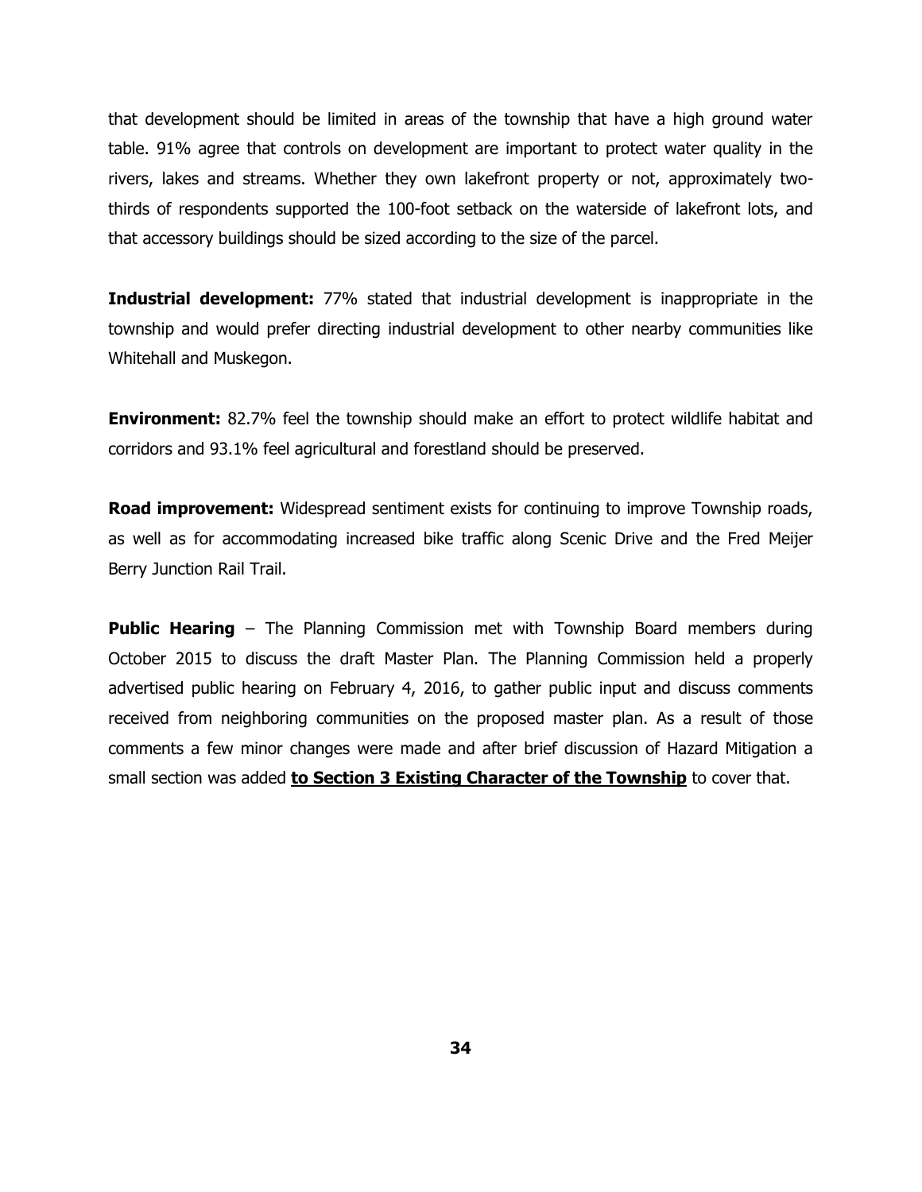that development should be limited in areas of the township that have a high ground water table. 91% agree that controls on development are important to protect water quality in the rivers, lakes and streams. Whether they own lakefront property or not, approximately two-thirds of respondents supported the 100-foot setback on the waterside of lakefront lots, and that accessory buildings should be sized according to the size of the parcel.

**Industrial development:** 77% stated that industrial development is inappropriate in the township and would prefer directing industrial development to other nearby communities like Whitehall and Muskegon.

**Environment:** 82.7% feel the township should make an effort to protect wildlife habitat and corridors and 93.1% feel agricultural and forestland should be preserved.

**Road improvement:** Widespread sentiment exists for continuing to improve Township roads, as well as for accommodating increased bike traffic along Scenic Drive and the Fred Meijer Berry Junction Rail Trail.

**Public Hearing** – The Planning Commission met with Township Board members during October 2015 to discuss the draft Master Plan. The Planning Commission held a properly advertised public hearing on February 4, 2016, to gather public input and discuss comments received from neighboring communities on the proposed master plan. As a result of those comments a few minor changes were made and after brief discussion of Hazard Mitigation a small section was added <u>**to Section 3 Existing Character of the Township**</u> to cover that.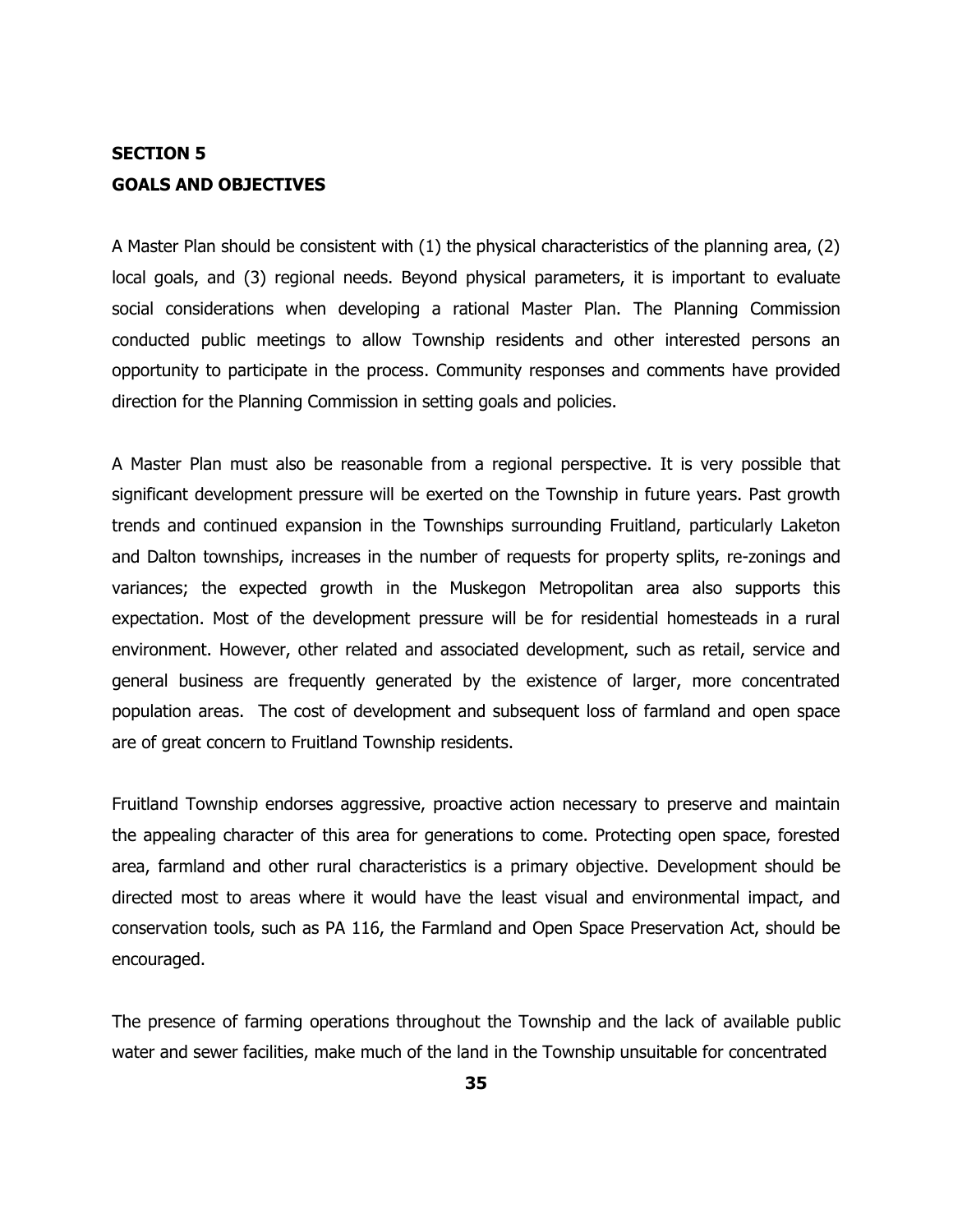## SECTION 5
## GOALS AND OBJECTIVES

A Master Plan should be consistent with (1) the physical characteristics of the planning area, (2) local goals, and (3) regional needs. Beyond physical parameters, it is important to evaluate social considerations when developing a rational Master Plan. The Planning Commission conducted public meetings to allow Township residents and other interested persons an opportunity to participate in the process. Community responses and comments have provided direction for the Planning Commission in setting goals and policies.

A Master Plan must also be reasonable from a regional perspective. It is very possible that significant development pressure will be exerted on the Township in future years. Past growth trends and continued expansion in the Townships surrounding Fruitland, particularly Laketon and Dalton townships, increases in the number of requests for property splits, re-zonings and variances; the expected growth in the Muskegon Metropolitan area also supports this expectation. Most of the development pressure will be for residential homesteads in a rural environment. However, other related and associated development, such as retail, service and general business are frequently generated by the existence of larger, more concentrated population areas. The cost of development and subsequent loss of farmland and open space are of great concern to Fruitland Township residents.

Fruitland Township endorses aggressive, proactive action necessary to preserve and maintain the appealing character of this area for generations to come. Protecting open space, forested area, farmland and other rural characteristics is a primary objective. Development should be directed most to areas where it would have the least visual and environmental impact, and conservation tools, such as PA 116, the Farmland and Open Space Preservation Act, should be encouraged.

The presence of farming operations throughout the Township and the lack of available public water and sewer facilities, make much of the land in the Township unsuitable for concentrated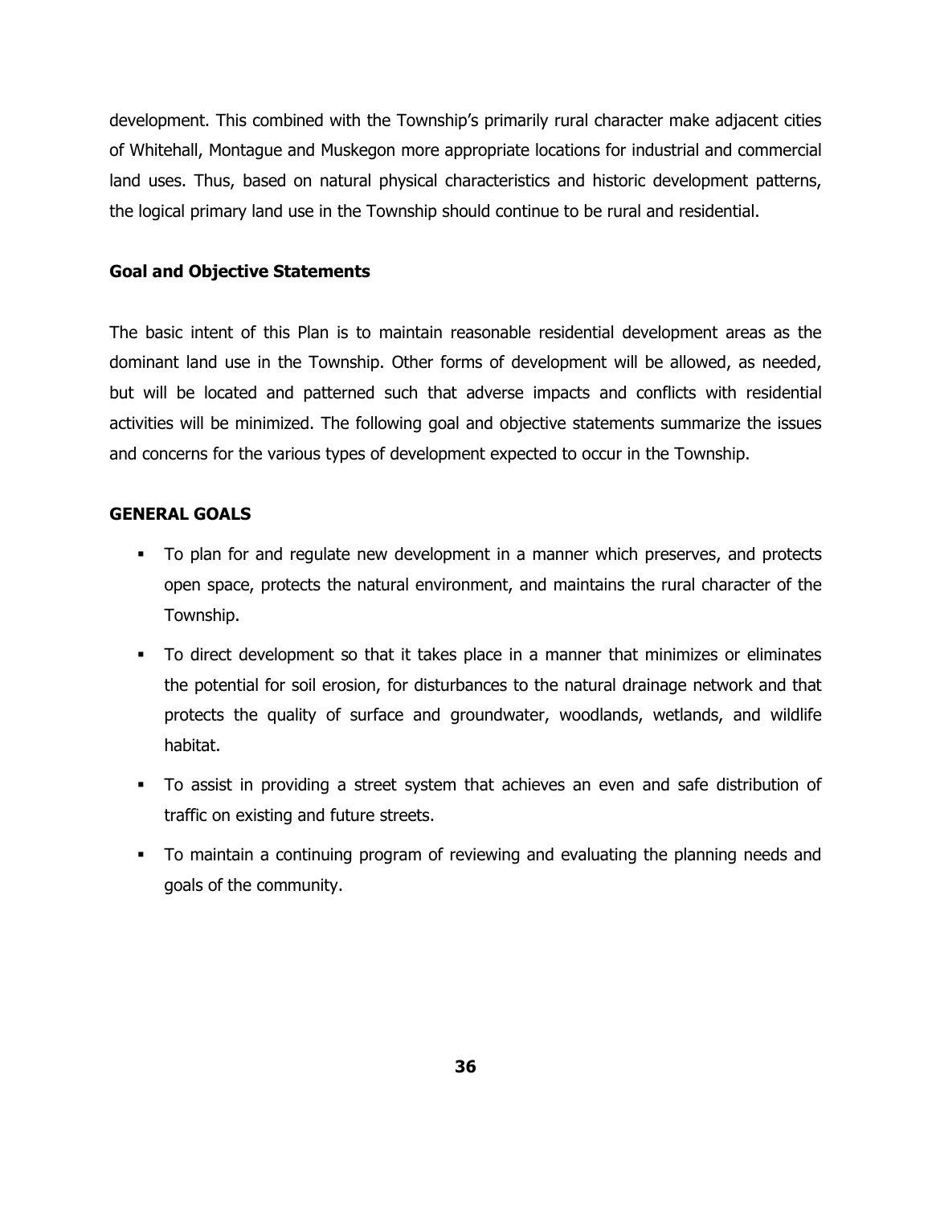development. This combined with the Township's primarily rural character make adjacent cities of Whitehall, Montague and Muskegon more appropriate locations for industrial and commercial land uses. Thus, based on natural physical characteristics and historic development patterns, the logical primary land use in the Township should continue to be rural and residential.

### Goal and Objective Statements

The basic intent of this Plan is to maintain reasonable residential development areas as the dominant land use in the Township. Other forms of development will be allowed, as needed, but will be located and patterned such that adverse impacts and conflicts with residential activities will be minimized. The following goal and objective statements summarize the issues and concerns for the various types of development expected to occur in the Township.

### GENERAL GOALS

- To plan for and regulate new development in a manner which preserves, and protects open space, protects the natural environment, and maintains the rural character of the Township.
- To direct development so that it takes place in a manner that minimizes or eliminates the potential for soil erosion, for disturbances to the natural drainage network and that protects the quality of surface and groundwater, woodlands, wetlands, and wildlife habitat.
- To assist in providing a street system that achieves an even and safe distribution of traffic on existing and future streets.
- To maintain a continuing program of reviewing and evaluating the planning needs and goals of the community.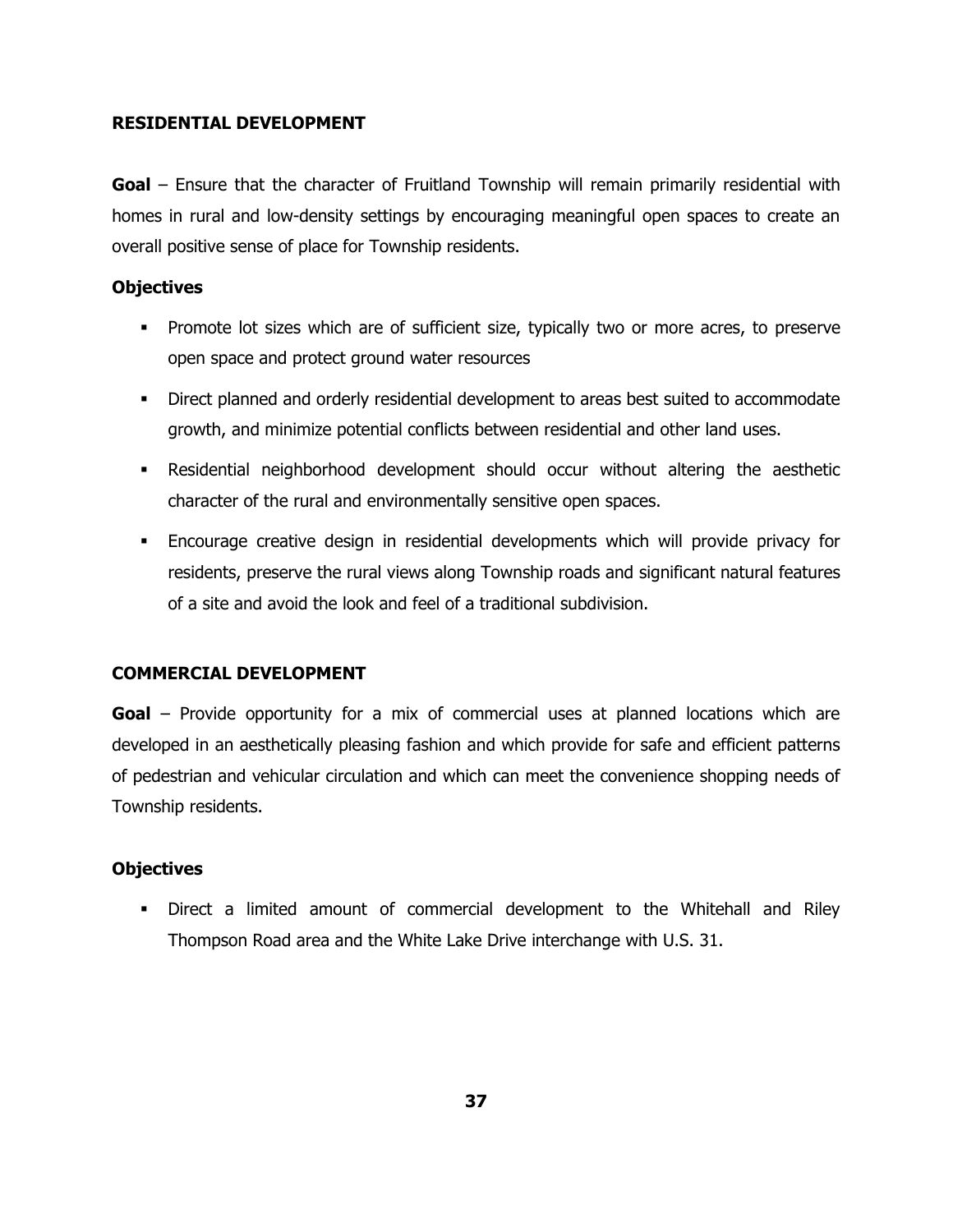## RESIDENTIAL DEVELOPMENT

**Goal** – Ensure that the character of Fruitland Township will remain primarily residential with homes in rural and low-density settings by encouraging meaningful open spaces to create an overall positive sense of place for Township residents.

### Objectives

- Promote lot sizes which are of sufficient size, typically two or more acres, to preserve open space and protect ground water resources
- Direct planned and orderly residential development to areas best suited to accommodate growth, and minimize potential conflicts between residential and other land uses.
- Residential neighborhood development should occur without altering the aesthetic character of the rural and environmentally sensitive open spaces.
- Encourage creative design in residential developments which will provide privacy for residents, preserve the rural views along Township roads and significant natural features of a site and avoid the look and feel of a traditional subdivision.

## COMMERCIAL DEVELOPMENT

**Goal** – Provide opportunity for a mix of commercial uses at planned locations which are developed in an aesthetically pleasing fashion and which provide for safe and efficient patterns of pedestrian and vehicular circulation and which can meet the convenience shopping needs of Township residents.

### Objectives

- Direct a limited amount of commercial development to the Whitehall and Riley Thompson Road area and the White Lake Drive interchange with U.S. 31.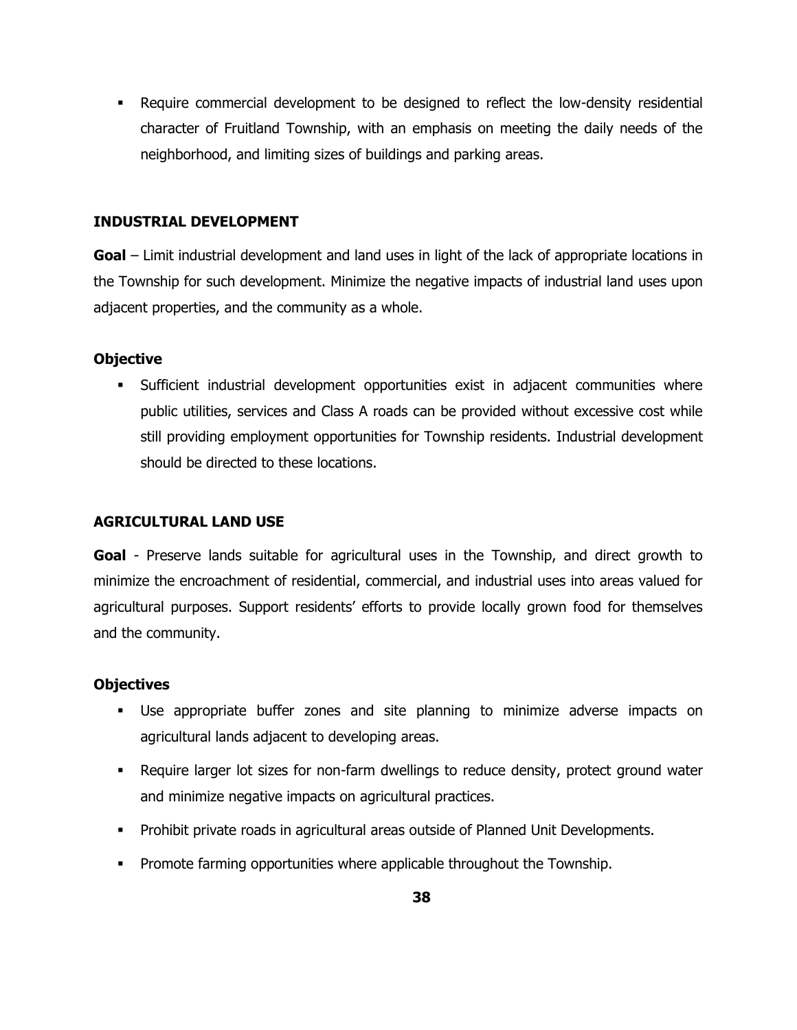- Require commercial development to be designed to reflect the low-density residential character of Fruitland Township, with an emphasis on meeting the daily needs of the neighborhood, and limiting sizes of buildings and parking areas.

## INDUSTRIAL DEVELOPMENT

**Goal** – Limit industrial development and land uses in light of the lack of appropriate locations in the Township for such development. Minimize the negative impacts of industrial land uses upon adjacent properties, and the community as a whole.

### Objective

- Sufficient industrial development opportunities exist in adjacent communities where public utilities, services and Class A roads can be provided without excessive cost while still providing employment opportunities for Township residents. Industrial development should be directed to these locations.

## AGRICULTURAL LAND USE

**Goal** - Preserve lands suitable for agricultural uses in the Township, and direct growth to minimize the encroachment of residential, commercial, and industrial uses into areas valued for agricultural purposes. Support residents' efforts to provide locally grown food for themselves and the community.

### Objectives

- Use appropriate buffer zones and site planning to minimize adverse impacts on agricultural lands adjacent to developing areas.
- Require larger lot sizes for non-farm dwellings to reduce density, protect ground water and minimize negative impacts on agricultural practices.
- Prohibit private roads in agricultural areas outside of Planned Unit Developments.
- Promote farming opportunities where applicable throughout the Township.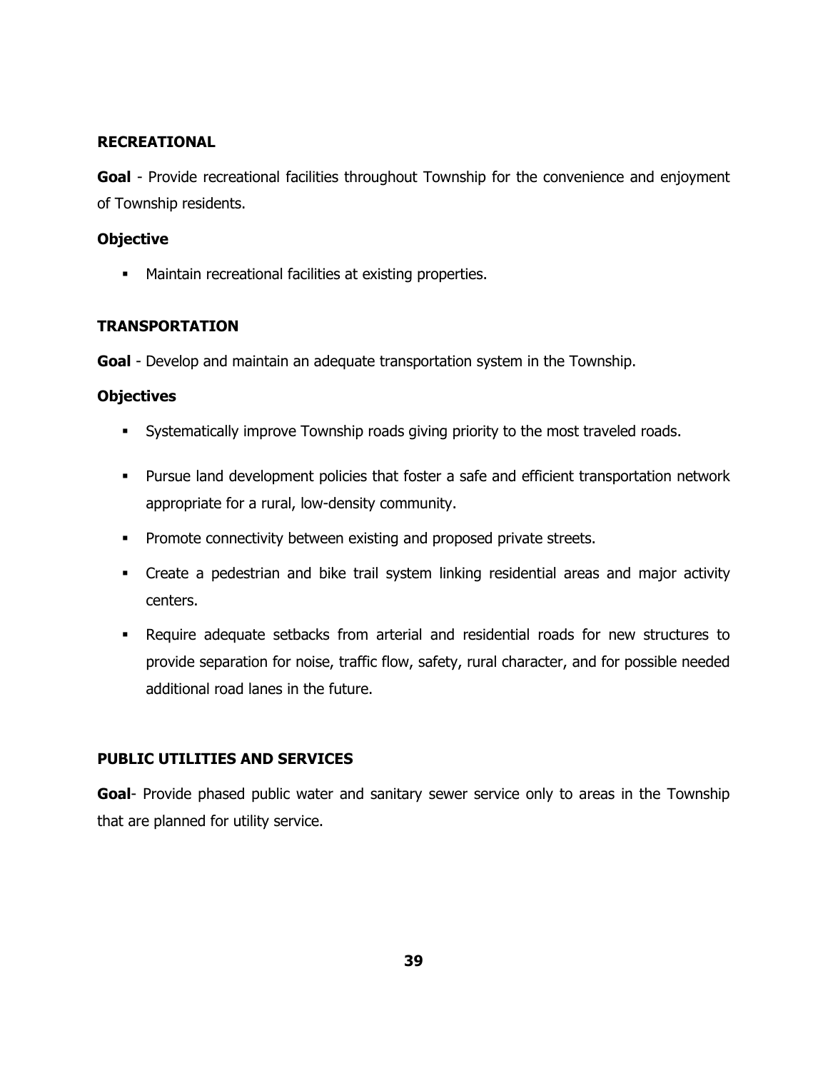### RECREATIONAL

**Goal** - Provide recreational facilities throughout Township for the convenience and enjoyment of Township residents.

**Objective**

- Maintain recreational facilities at existing properties.

### TRANSPORTATION

**Goal** - Develop and maintain an adequate transportation system in the Township.

**Objectives**

- Systematically improve Township roads giving priority to the most traveled roads.
- Pursue land development policies that foster a safe and efficient transportation network appropriate for a rural, low-density community.
- Promote connectivity between existing and proposed private streets.
- Create a pedestrian and bike trail system linking residential areas and major activity centers.
- Require adequate setbacks from arterial and residential roads for new structures to provide separation for noise, traffic flow, safety, rural character, and for possible needed additional road lanes in the future.

### PUBLIC UTILITIES AND SERVICES

**Goal**- Provide phased public water and sanitary sewer service only to areas in the Township that are planned for utility service.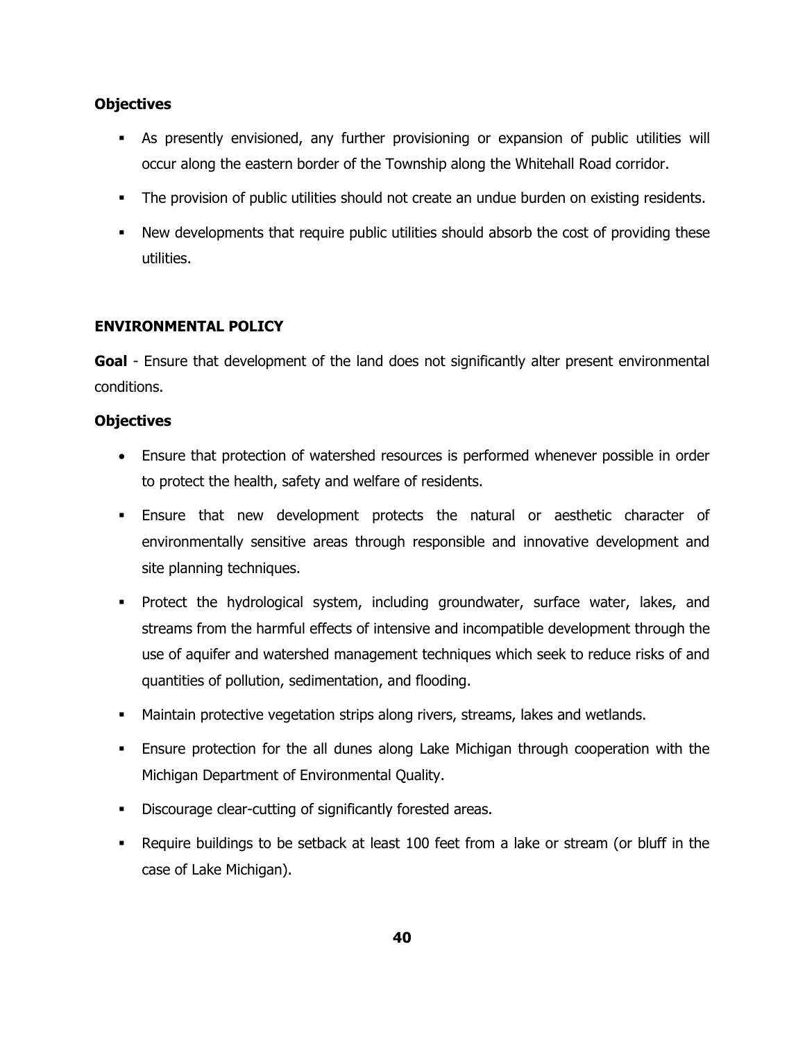**Objectives**

- As presently envisioned, any further provisioning or expansion of public utilities will occur along the eastern border of the Township along the Whitehall Road corridor.
- The provision of public utilities should not create an undue burden on existing residents.
- New developments that require public utilities should absorb the cost of providing these utilities.

**ENVIRONMENTAL POLICY**

**Goal** - Ensure that development of the land does not significantly alter present environmental conditions.

**Objectives**

- Ensure that protection of watershed resources is performed whenever possible in order to protect the health, safety and welfare of residents.
- Ensure that new development protects the natural or aesthetic character of environmentally sensitive areas through responsible and innovative development and site planning techniques.
- Protect the hydrological system, including groundwater, surface water, lakes, and streams from the harmful effects of intensive and incompatible development through the use of aquifer and watershed management techniques which seek to reduce risks of and quantities of pollution, sedimentation, and flooding.
- Maintain protective vegetation strips along rivers, streams, lakes and wetlands.
- Ensure protection for the all dunes along Lake Michigan through cooperation with the Michigan Department of Environmental Quality.
- Discourage clear-cutting of significantly forested areas.
- Require buildings to be setback at least 100 feet from a lake or stream (or bluff in the case of Lake Michigan).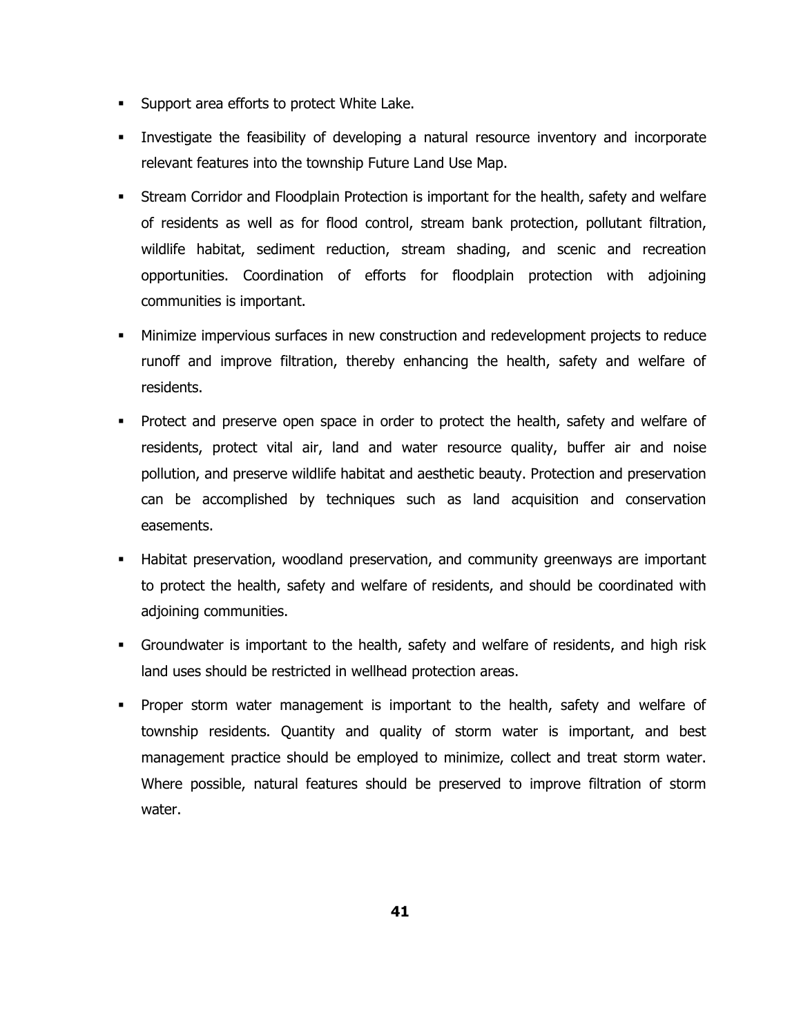- Support area efforts to protect White Lake.
- Investigate the feasibility of developing a natural resource inventory and incorporate relevant features into the township Future Land Use Map.
- Stream Corridor and Floodplain Protection is important for the health, safety and welfare of residents as well as for flood control, stream bank protection, pollutant filtration, wildlife habitat, sediment reduction, stream shading, and scenic and recreation opportunities. Coordination of efforts for floodplain protection with adjoining communities is important.
- Minimize impervious surfaces in new construction and redevelopment projects to reduce runoff and improve filtration, thereby enhancing the health, safety and welfare of residents.
- Protect and preserve open space in order to protect the health, safety and welfare of residents, protect vital air, land and water resource quality, buffer air and noise pollution, and preserve wildlife habitat and aesthetic beauty. Protection and preservation can be accomplished by techniques such as land acquisition and conservation easements.
- Habitat preservation, woodland preservation, and community greenways are important to protect the health, safety and welfare of residents, and should be coordinated with adjoining communities.
- Groundwater is important to the health, safety and welfare of residents, and high risk land uses should be restricted in wellhead protection areas.
- Proper storm water management is important to the health, safety and welfare of township residents. Quantity and quality of storm water is important, and best management practice should be employed to minimize, collect and treat storm water. Where possible, natural features should be preserved to improve filtration of storm water.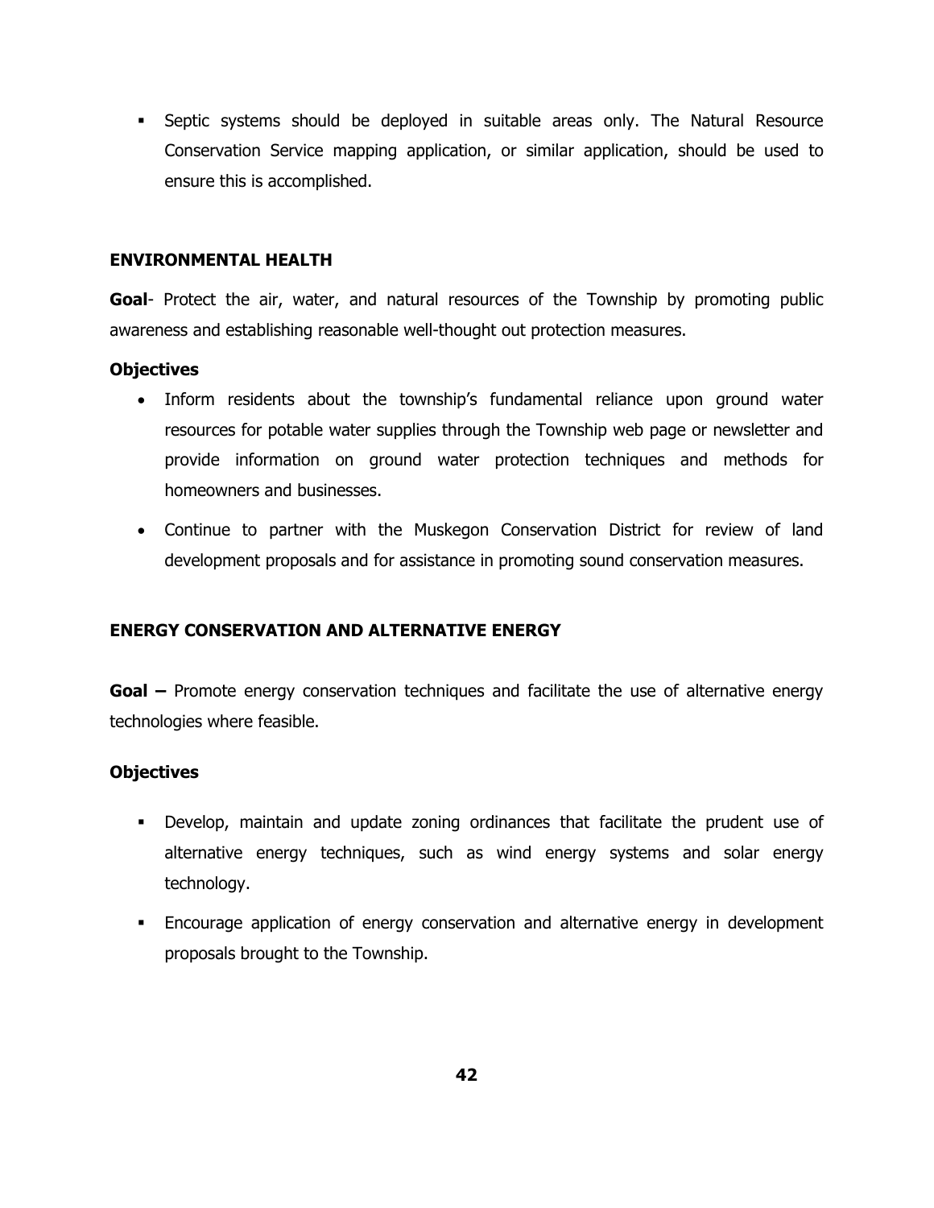- Septic systems should be deployed in suitable areas only. The Natural Resource Conservation Service mapping application, or similar application, should be used to ensure this is accomplished.

### ENVIRONMENTAL HEALTH

**Goal**- Protect the air, water, and natural resources of the Township by promoting public awareness and establishing reasonable well-thought out protection measures.

**Objectives**

- Inform residents about the township's fundamental reliance upon ground water resources for potable water supplies through the Township web page or newsletter and provide information on ground water protection techniques and methods for homeowners and businesses.
- Continue to partner with the Muskegon Conservation District for review of land development proposals and for assistance in promoting sound conservation measures.

### ENERGY CONSERVATION AND ALTERNATIVE ENERGY

**Goal –** Promote energy conservation techniques and facilitate the use of alternative energy technologies where feasible.

**Objectives**

- Develop, maintain and update zoning ordinances that facilitate the prudent use of alternative energy techniques, such as wind energy systems and solar energy technology.
- Encourage application of energy conservation and alternative energy in development proposals brought to the Township.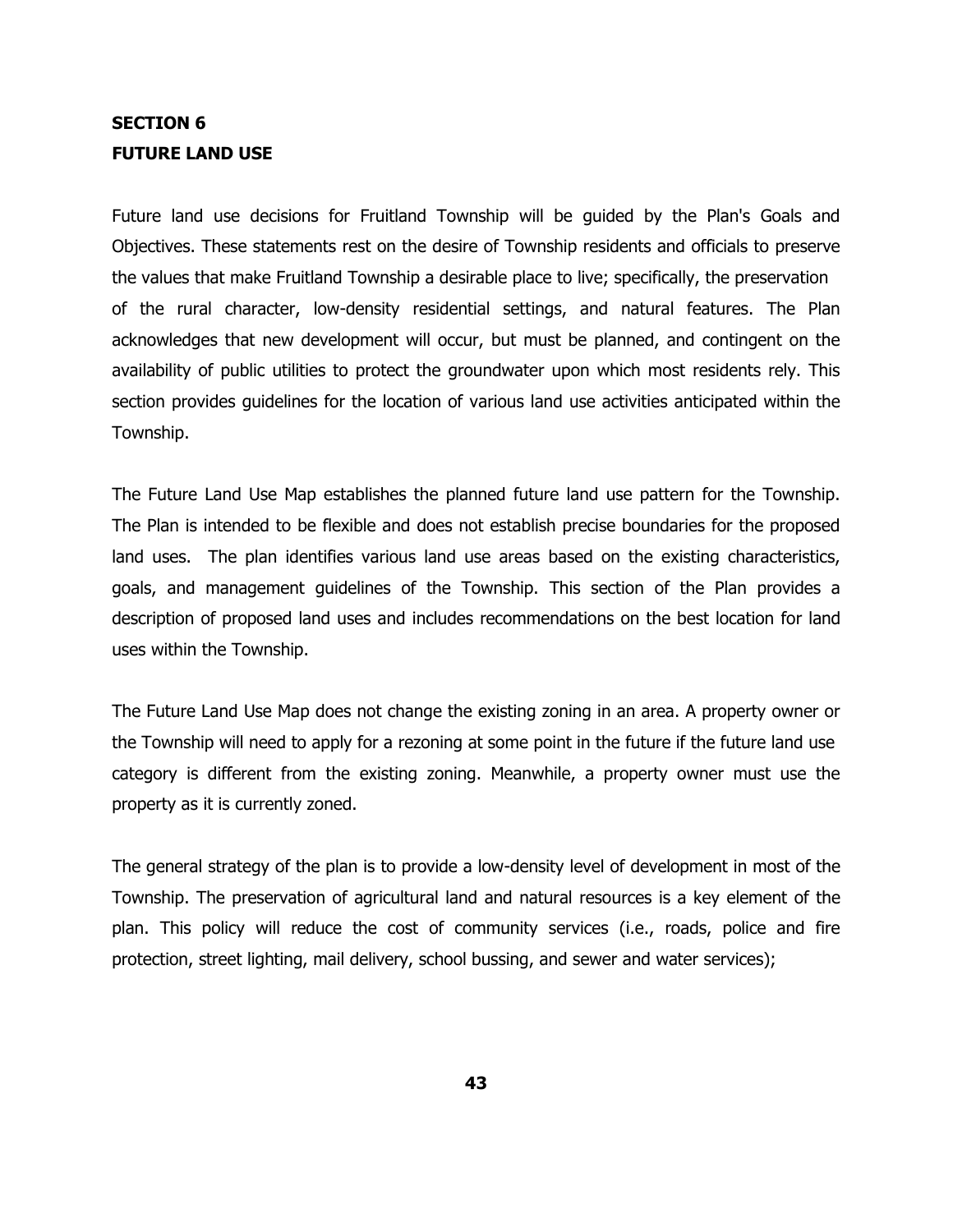## SECTION 6
## FUTURE LAND USE

Future land use decisions for Fruitland Township will be guided by the Plan's Goals and Objectives. These statements rest on the desire of Township residents and officials to preserve the values that make Fruitland Township a desirable place to live; specifically, the preservation of the rural character, low-density residential settings, and natural features. The Plan acknowledges that new development will occur, but must be planned, and contingent on the availability of public utilities to protect the groundwater upon which most residents rely. This section provides guidelines for the location of various land use activities anticipated within the Township.

The Future Land Use Map establishes the planned future land use pattern for the Township. The Plan is intended to be flexible and does not establish precise boundaries for the proposed land uses. The plan identifies various land use areas based on the existing characteristics, goals, and management guidelines of the Township. This section of the Plan provides a description of proposed land uses and includes recommendations on the best location for land uses within the Township.

The Future Land Use Map does not change the existing zoning in an area. A property owner or the Township will need to apply for a rezoning at some point in the future if the future land use category is different from the existing zoning. Meanwhile, a property owner must use the property as it is currently zoned.

The general strategy of the plan is to provide a low-density level of development in most of the Township. The preservation of agricultural land and natural resources is a key element of the plan. This policy will reduce the cost of community services (i.e., roads, police and fire protection, street lighting, mail delivery, school bussing, and sewer and water services);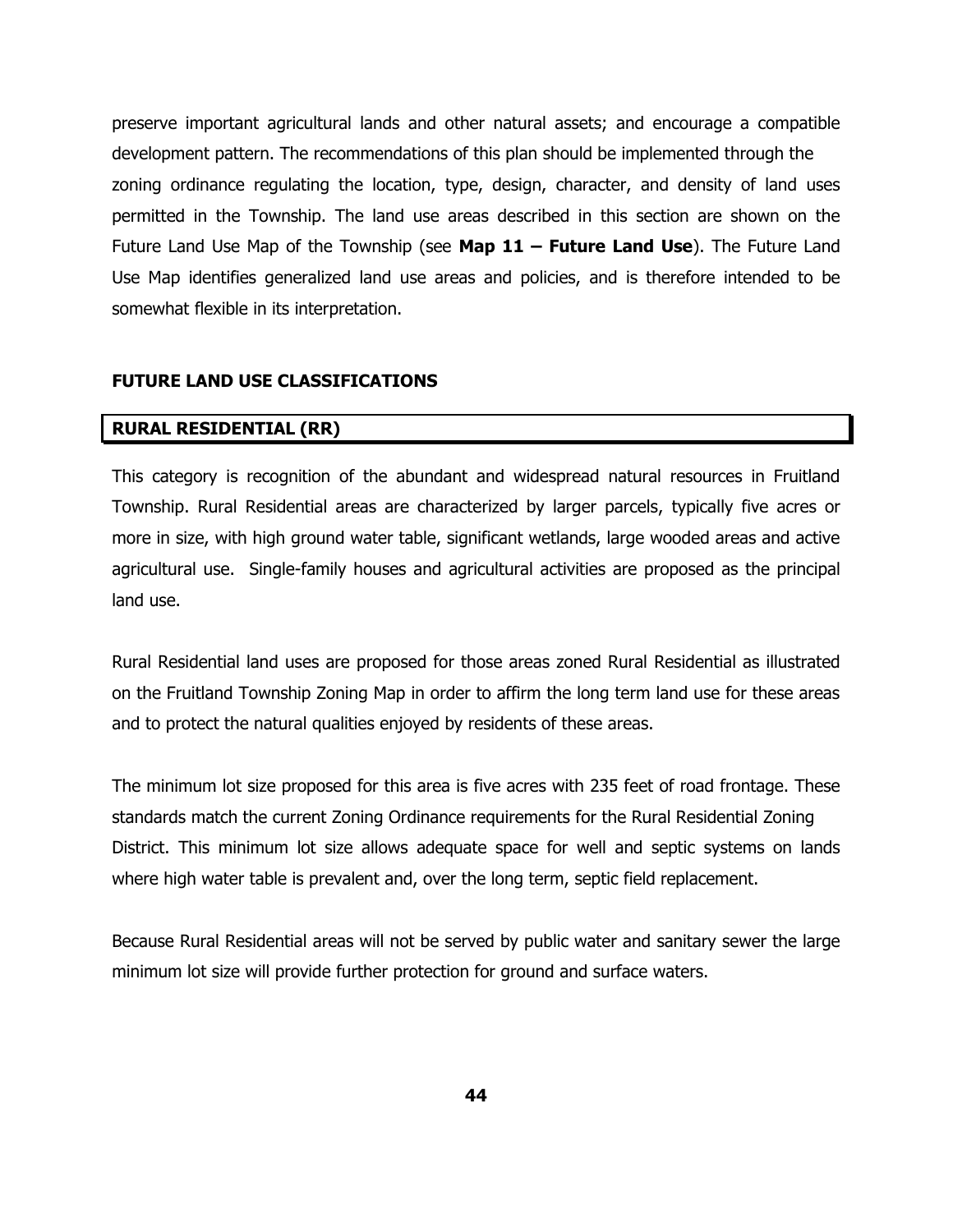preserve important agricultural lands and other natural assets; and encourage a compatible development pattern. The recommendations of this plan should be implemented through the zoning ordinance regulating the location, type, design, character, and density of land uses permitted in the Township. The land use areas described in this section are shown on the Future Land Use Map of the Township (see **Map 11 – Future Land Use**). The Future Land Use Map identifies generalized land use areas and policies, and is therefore intended to be somewhat flexible in its interpretation.

## FUTURE LAND USE CLASSIFICATIONS

### RURAL RESIDENTIAL (RR)

This category is recognition of the abundant and widespread natural resources in Fruitland Township. Rural Residential areas are characterized by larger parcels, typically five acres or more in size, with high ground water table, significant wetlands, large wooded areas and active agricultural use. Single-family houses and agricultural activities are proposed as the principal land use.

Rural Residential land uses are proposed for those areas zoned Rural Residential as illustrated on the Fruitland Township Zoning Map in order to affirm the long term land use for these areas and to protect the natural qualities enjoyed by residents of these areas.

The minimum lot size proposed for this area is five acres with 235 feet of road frontage. These standards match the current Zoning Ordinance requirements for the Rural Residential Zoning District. This minimum lot size allows adequate space for well and septic systems on lands where high water table is prevalent and, over the long term, septic field replacement.

Because Rural Residential areas will not be served by public water and sanitary sewer the large minimum lot size will provide further protection for ground and surface waters.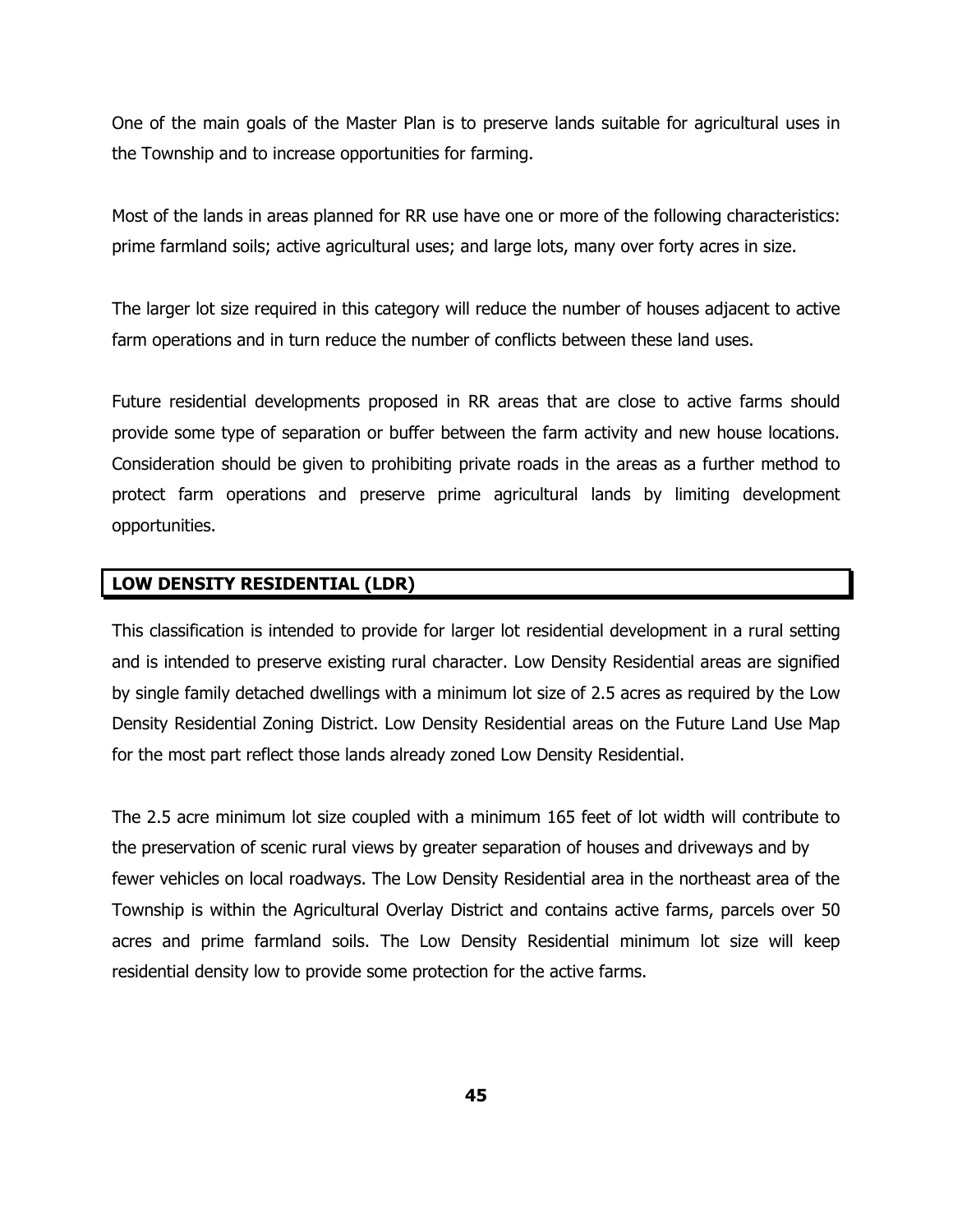One of the main goals of the Master Plan is to preserve lands suitable for agricultural uses in the Township and to increase opportunities for farming.

Most of the lands in areas planned for RR use have one or more of the following characteristics: prime farmland soils; active agricultural uses; and large lots, many over forty acres in size.

The larger lot size required in this category will reduce the number of houses adjacent to active farm operations and in turn reduce the number of conflicts between these land uses.

Future residential developments proposed in RR areas that are close to active farms should provide some type of separation or buffer between the farm activity and new house locations. Consideration should be given to prohibiting private roads in the areas as a further method to protect farm operations and preserve prime agricultural lands by limiting development opportunities.

## LOW DENSITY RESIDENTIAL (LDR)

This classification is intended to provide for larger lot residential development in a rural setting and is intended to preserve existing rural character. Low Density Residential areas are signified by single family detached dwellings with a minimum lot size of 2.5 acres as required by the Low Density Residential Zoning District. Low Density Residential areas on the Future Land Use Map for the most part reflect those lands already zoned Low Density Residential.

The 2.5 acre minimum lot size coupled with a minimum 165 feet of lot width will contribute to the preservation of scenic rural views by greater separation of houses and driveways and by fewer vehicles on local roadways. The Low Density Residential area in the northeast area of the Township is within the Agricultural Overlay District and contains active farms, parcels over 50 acres and prime farmland soils. The Low Density Residential minimum lot size will keep residential density low to provide some protection for the active farms.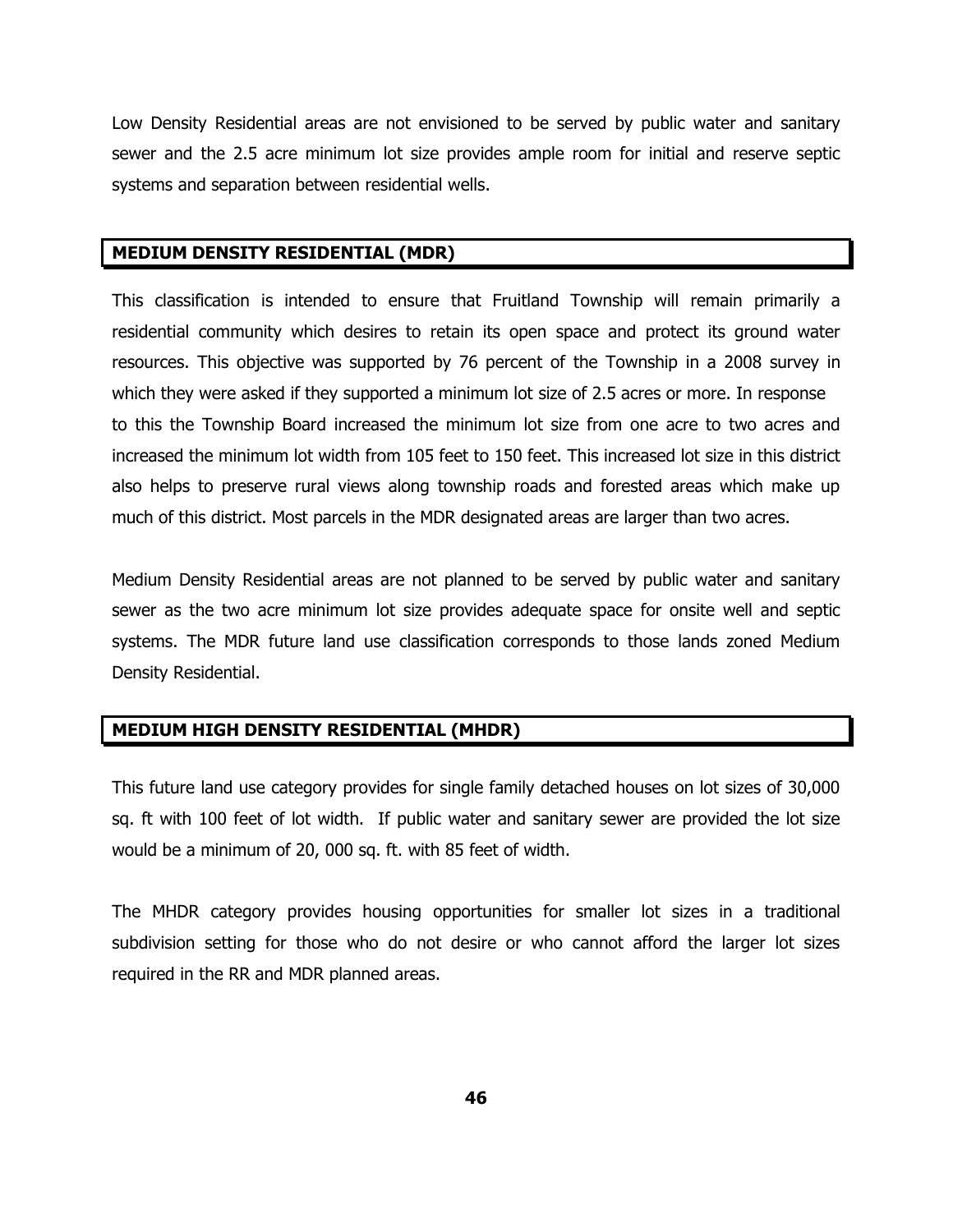Low Density Residential areas are not envisioned to be served by public water and sanitary sewer and the 2.5 acre minimum lot size provides ample room for initial and reserve septic systems and separation between residential wells.

## MEDIUM DENSITY RESIDENTIAL (MDR)

This classification is intended to ensure that Fruitland Township will remain primarily a residential community which desires to retain its open space and protect its ground water resources. This objective was supported by 76 percent of the Township in a 2008 survey in which they were asked if they supported a minimum lot size of 2.5 acres or more. In response to this the Township Board increased the minimum lot size from one acre to two acres and increased the minimum lot width from 105 feet to 150 feet. This increased lot size in this district also helps to preserve rural views along township roads and forested areas which make up much of this district. Most parcels in the MDR designated areas are larger than two acres.

Medium Density Residential areas are not planned to be served by public water and sanitary sewer as the two acre minimum lot size provides adequate space for onsite well and septic systems. The MDR future land use classification corresponds to those lands zoned Medium Density Residential.

## MEDIUM HIGH DENSITY RESIDENTIAL (MHDR)

This future land use category provides for single family detached houses on lot sizes of 30,000 sq. ft with 100 feet of lot width. If public water and sanitary sewer are provided the lot size would be a minimum of 20, 000 sq. ft. with 85 feet of width.

The MHDR category provides housing opportunities for smaller lot sizes in a traditional subdivision setting for those who do not desire or who cannot afford the larger lot sizes required in the RR and MDR planned areas.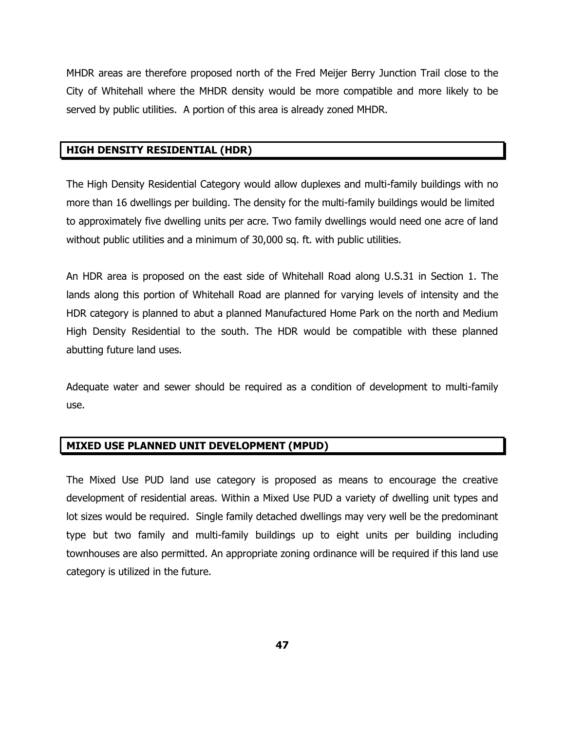MHDR areas are therefore proposed north of the Fred Meijer Berry Junction Trail close to the City of Whitehall where the MHDR density would be more compatible and more likely to be served by public utilities. A portion of this area is already zoned MHDR.

## HIGH DENSITY RESIDENTIAL (HDR)

The High Density Residential Category would allow duplexes and multi-family buildings with no more than 16 dwellings per building. The density for the multi-family buildings would be limited to approximately five dwelling units per acre. Two family dwellings would need one acre of land without public utilities and a minimum of 30,000 sq. ft. with public utilities.

An HDR area is proposed on the east side of Whitehall Road along U.S.31 in Section 1. The lands along this portion of Whitehall Road are planned for varying levels of intensity and the HDR category is planned to abut a planned Manufactured Home Park on the north and Medium High Density Residential to the south. The HDR would be compatible with these planned abutting future land uses.

Adequate water and sewer should be required as a condition of development to multi-family use.

## MIXED USE PLANNED UNIT DEVELOPMENT (MPUD)

The Mixed Use PUD land use category is proposed as means to encourage the creative development of residential areas. Within a Mixed Use PUD a variety of dwelling unit types and lot sizes would be required. Single family detached dwellings may very well be the predominant type but two family and multi-family buildings up to eight units per building including townhouses are also permitted. An appropriate zoning ordinance will be required if this land use category is utilized in the future.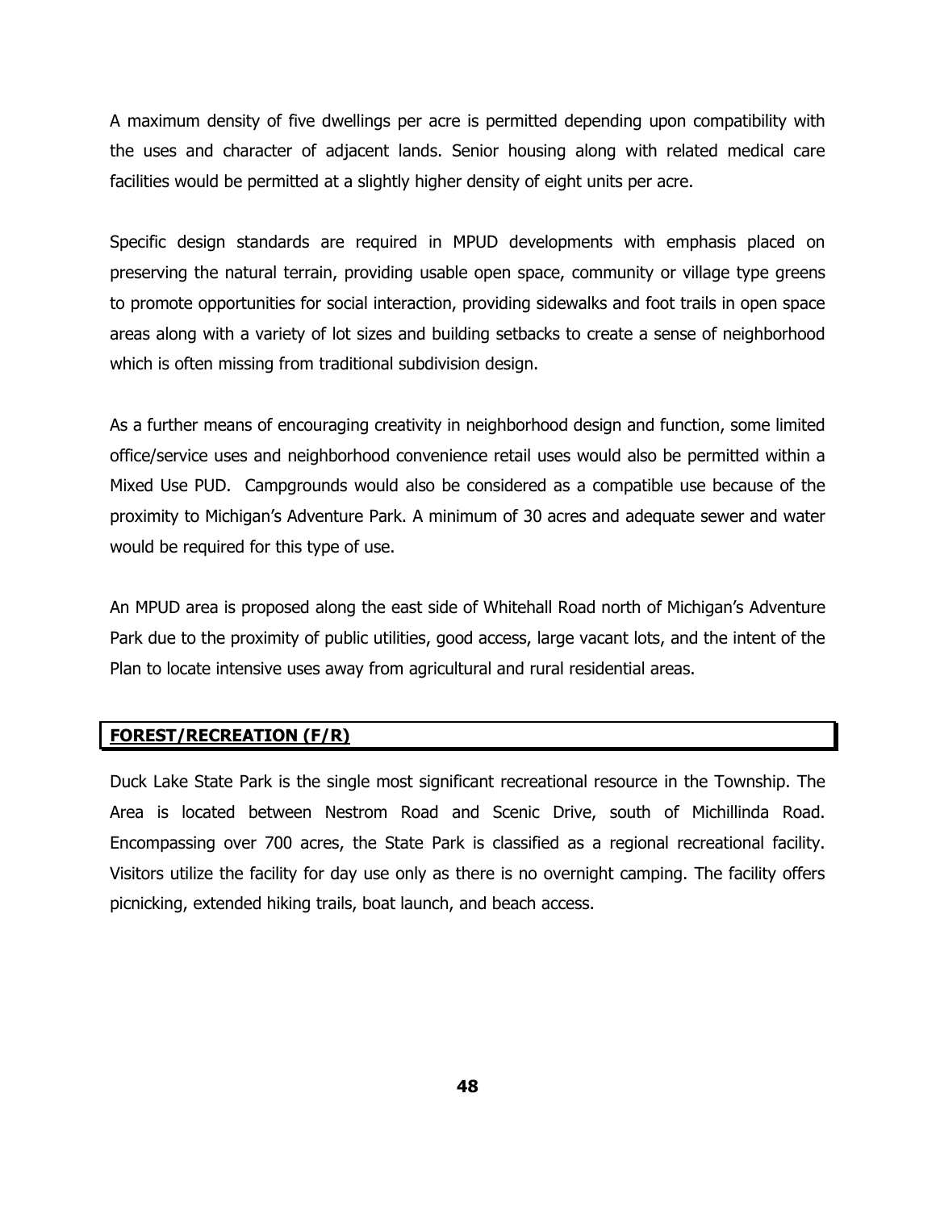A maximum density of five dwellings per acre is permitted depending upon compatibility with the uses and character of adjacent lands. Senior housing along with related medical care facilities would be permitted at a slightly higher density of eight units per acre.

Specific design standards are required in MPUD developments with emphasis placed on preserving the natural terrain, providing usable open space, community or village type greens to promote opportunities for social interaction, providing sidewalks and foot trails in open space areas along with a variety of lot sizes and building setbacks to create a sense of neighborhood which is often missing from traditional subdivision design.

As a further means of encouraging creativity in neighborhood design and function, some limited office/service uses and neighborhood convenience retail uses would also be permitted within a Mixed Use PUD. Campgrounds would also be considered as a compatible use because of the proximity to Michigan's Adventure Park. A minimum of 30 acres and adequate sewer and water would be required for this type of use.

An MPUD area is proposed along the east side of Whitehall Road north of Michigan's Adventure Park due to the proximity of public utilities, good access, large vacant lots, and the intent of the Plan to locate intensive uses away from agricultural and rural residential areas.

## FOREST/RECREATION (F/R)

Duck Lake State Park is the single most significant recreational resource in the Township. The Area is located between Nestrom Road and Scenic Drive, south of Michillinda Road. Encompassing over 700 acres, the State Park is classified as a regional recreational facility. Visitors utilize the facility for day use only as there is no overnight camping. The facility offers picnicking, extended hiking trails, boat launch, and beach access.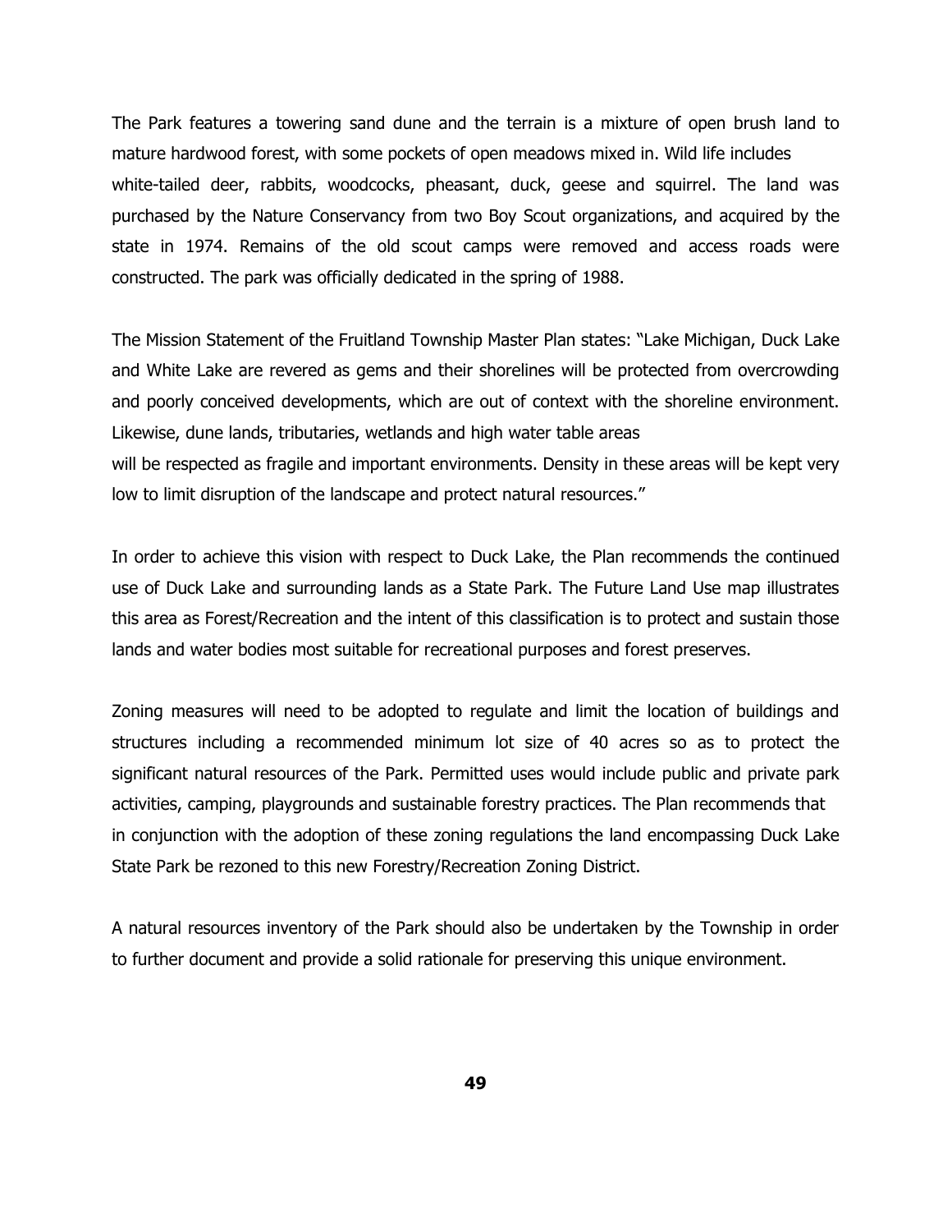The Park features a towering sand dune and the terrain is a mixture of open brush land to mature hardwood forest, with some pockets of open meadows mixed in. Wild life includes white-tailed deer, rabbits, woodcocks, pheasant, duck, geese and squirrel. The land was purchased by the Nature Conservancy from two Boy Scout organizations, and acquired by the state in 1974. Remains of the old scout camps were removed and access roads were constructed. The park was officially dedicated in the spring of 1988.

The Mission Statement of the Fruitland Township Master Plan states: "Lake Michigan, Duck Lake and White Lake are revered as gems and their shorelines will be protected from overcrowding and poorly conceived developments, which are out of context with the shoreline environment. Likewise, dune lands, tributaries, wetlands and high water table areas will be respected as fragile and important environments. Density in these areas will be kept very low to limit disruption of the landscape and protect natural resources."

In order to achieve this vision with respect to Duck Lake, the Plan recommends the continued use of Duck Lake and surrounding lands as a State Park. The Future Land Use map illustrates this area as Forest/Recreation and the intent of this classification is to protect and sustain those lands and water bodies most suitable for recreational purposes and forest preserves.

Zoning measures will need to be adopted to regulate and limit the location of buildings and structures including a recommended minimum lot size of 40 acres so as to protect the significant natural resources of the Park. Permitted uses would include public and private park activities, camping, playgrounds and sustainable forestry practices. The Plan recommends that in conjunction with the adoption of these zoning regulations the land encompassing Duck Lake State Park be rezoned to this new Forestry/Recreation Zoning District.

A natural resources inventory of the Park should also be undertaken by the Township in order to further document and provide a solid rationale for preserving this unique environment.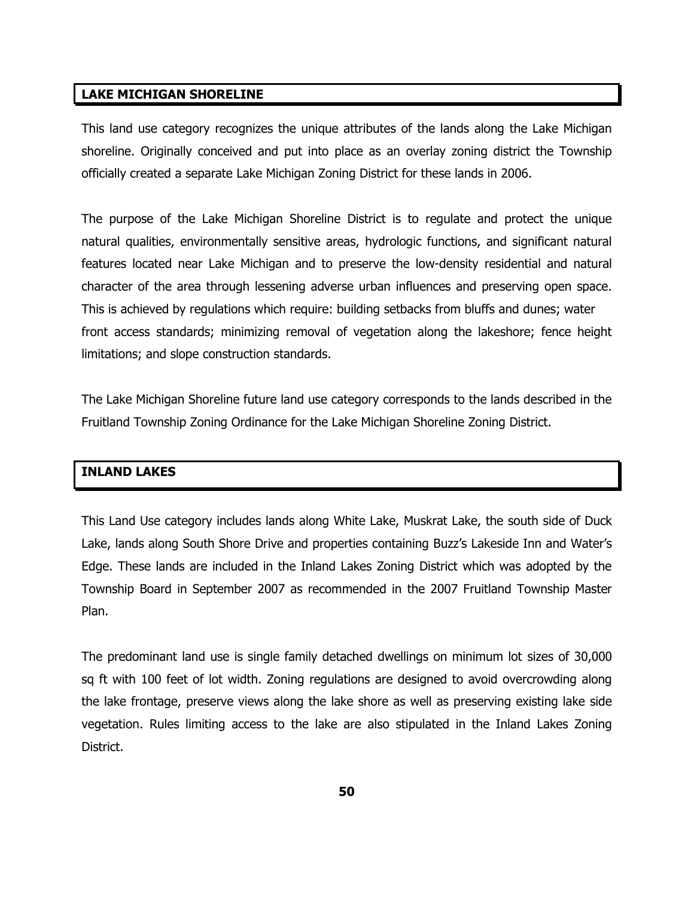## LAKE MICHIGAN SHORELINE

This land use category recognizes the unique attributes of the lands along the Lake Michigan shoreline. Originally conceived and put into place as an overlay zoning district the Township officially created a separate Lake Michigan Zoning District for these lands in 2006.

The purpose of the Lake Michigan Shoreline District is to regulate and protect the unique natural qualities, environmentally sensitive areas, hydrologic functions, and significant natural features located near Lake Michigan and to preserve the low-density residential and natural character of the area through lessening adverse urban influences and preserving open space. This is achieved by regulations which require: building setbacks from bluffs and dunes; water front access standards; minimizing removal of vegetation along the lakeshore; fence height limitations; and slope construction standards.

The Lake Michigan Shoreline future land use category corresponds to the lands described in the Fruitland Township Zoning Ordinance for the Lake Michigan Shoreline Zoning District.

## INLAND LAKES

This Land Use category includes lands along White Lake, Muskrat Lake, the south side of Duck Lake, lands along South Shore Drive and properties containing Buzz's Lakeside Inn and Water's Edge. These lands are included in the Inland Lakes Zoning District which was adopted by the Township Board in September 2007 as recommended in the 2007 Fruitland Township Master Plan.

The predominant land use is single family detached dwellings on minimum lot sizes of 30,000 sq ft with 100 feet of lot width. Zoning regulations are designed to avoid overcrowding along the lake frontage, preserve views along the lake shore as well as preserving existing lake side vegetation. Rules limiting access to the lake are also stipulated in the Inland Lakes Zoning District.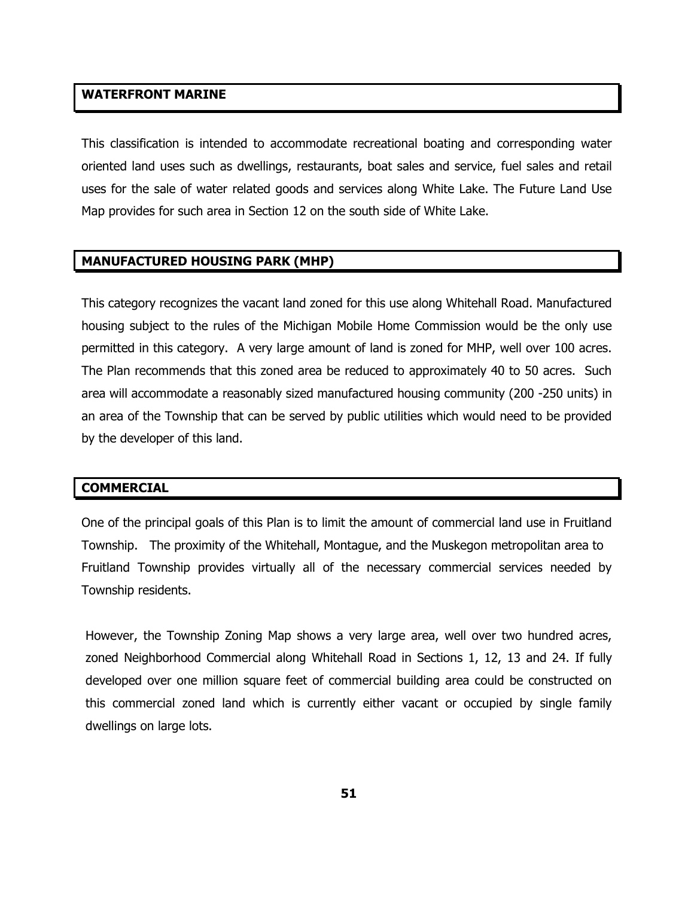## WATERFRONT MARINE

This classification is intended to accommodate recreational boating and corresponding water oriented land uses such as dwellings, restaurants, boat sales and service, fuel sales and retail uses for the sale of water related goods and services along White Lake. The Future Land Use Map provides for such area in Section 12 on the south side of White Lake.

## MANUFACTURED HOUSING PARK (MHP)

This category recognizes the vacant land zoned for this use along Whitehall Road. Manufactured housing subject to the rules of the Michigan Mobile Home Commission would be the only use permitted in this category. A very large amount of land is zoned for MHP, well over 100 acres. The Plan recommends that this zoned area be reduced to approximately 40 to 50 acres. Such area will accommodate a reasonably sized manufactured housing community (200 -250 units) in an area of the Township that can be served by public utilities which would need to be provided by the developer of this land.

## COMMERCIAL

One of the principal goals of this Plan is to limit the amount of commercial land use in Fruitland Township. The proximity of the Whitehall, Montague, and the Muskegon metropolitan area to Fruitland Township provides virtually all of the necessary commercial services needed by Township residents.

However, the Township Zoning Map shows a very large area, well over two hundred acres, zoned Neighborhood Commercial along Whitehall Road in Sections 1, 12, 13 and 24. If fully developed over one million square feet of commercial building area could be constructed on this commercial zoned land which is currently either vacant or occupied by single family dwellings on large lots.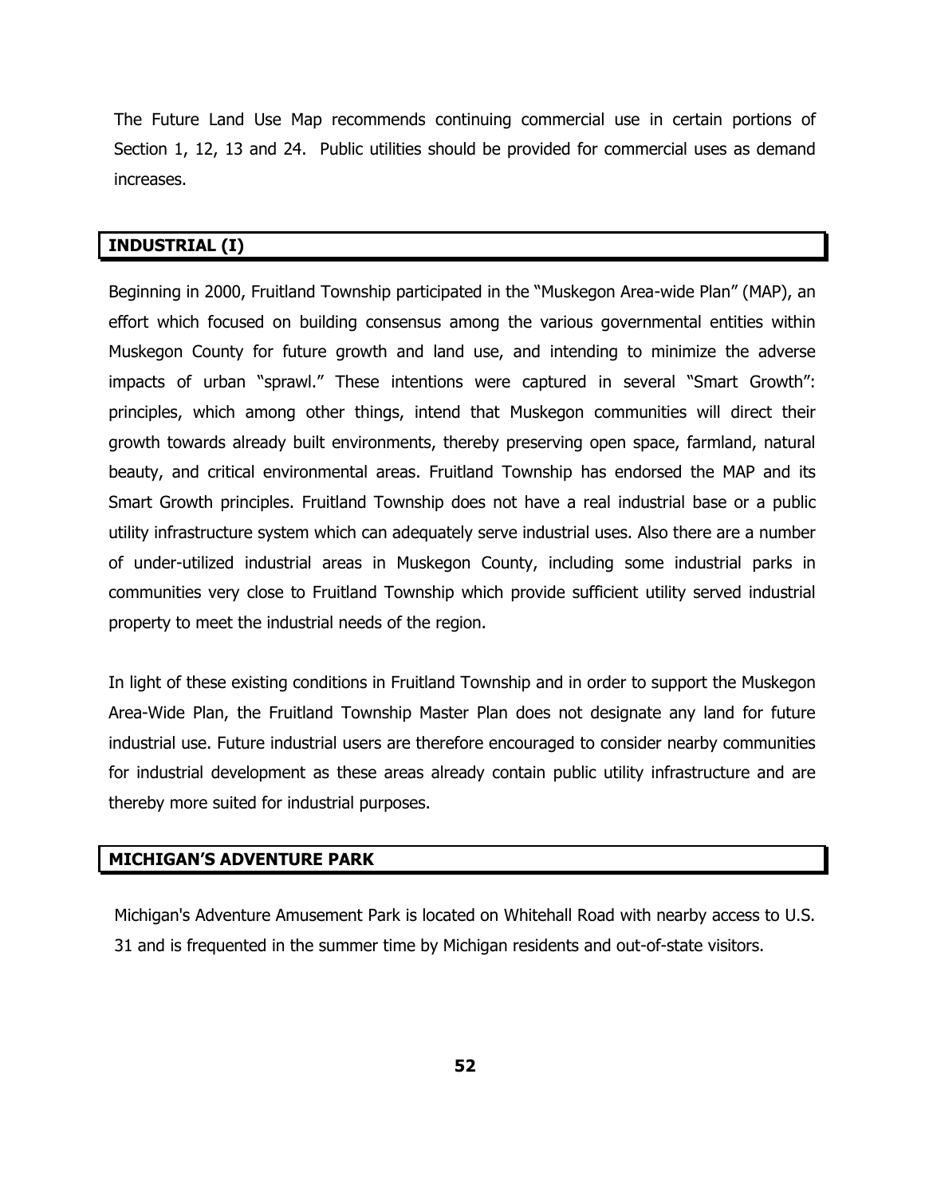The Future Land Use Map recommends continuing commercial use in certain portions of Section 1, 12, 13 and 24. Public utilities should be provided for commercial uses as demand increases.

## INDUSTRIAL (I)

Beginning in 2000, Fruitland Township participated in the "Muskegon Area-wide Plan" (MAP), an effort which focused on building consensus among the various governmental entities within Muskegon County for future growth and land use, and intending to minimize the adverse impacts of urban "sprawl." These intentions were captured in several "Smart Growth": principles, which among other things, intend that Muskegon communities will direct their growth towards already built environments, thereby preserving open space, farmland, natural beauty, and critical environmental areas. Fruitland Township has endorsed the MAP and its Smart Growth principles. Fruitland Township does not have a real industrial base or a public utility infrastructure system which can adequately serve industrial uses. Also there are a number of under-utilized industrial areas in Muskegon County, including some industrial parks in communities very close to Fruitland Township which provide sufficient utility served industrial property to meet the industrial needs of the region.

In light of these existing conditions in Fruitland Township and in order to support the Muskegon Area-Wide Plan, the Fruitland Township Master Plan does not designate any land for future industrial use. Future industrial users are therefore encouraged to consider nearby communities for industrial development as these areas already contain public utility infrastructure and are thereby more suited for industrial purposes.

## MICHIGAN'S ADVENTURE PARK

Michigan's Adventure Amusement Park is located on Whitehall Road with nearby access to U.S. 31 and is frequented in the summer time by Michigan residents and out-of-state visitors.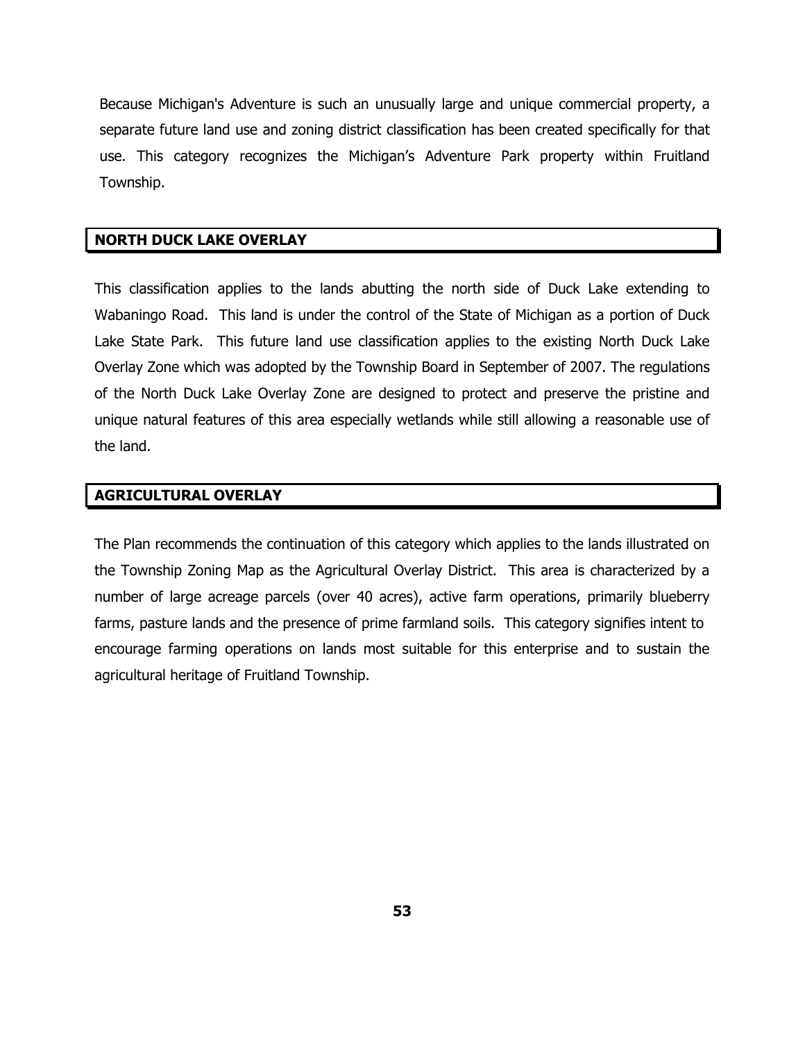Because Michigan's Adventure is such an unusually large and unique commercial property, a separate future land use and zoning district classification has been created specifically for that use. This category recognizes the Michigan's Adventure Park property within Fruitland Township.

## NORTH DUCK LAKE OVERLAY

This classification applies to the lands abutting the north side of Duck Lake extending to Wabaningo Road. This land is under the control of the State of Michigan as a portion of Duck Lake State Park. This future land use classification applies to the existing North Duck Lake Overlay Zone which was adopted by the Township Board in September of 2007. The regulations of the North Duck Lake Overlay Zone are designed to protect and preserve the pristine and unique natural features of this area especially wetlands while still allowing a reasonable use of the land.

## AGRICULTURAL OVERLAY

The Plan recommends the continuation of this category which applies to the lands illustrated on the Township Zoning Map as the Agricultural Overlay District. This area is characterized by a number of large acreage parcels (over 40 acres), active farm operations, primarily blueberry farms, pasture lands and the presence of prime farmland soils. This category signifies intent to encourage farming operations on lands most suitable for this enterprise and to sustain the agricultural heritage of Fruitland Township.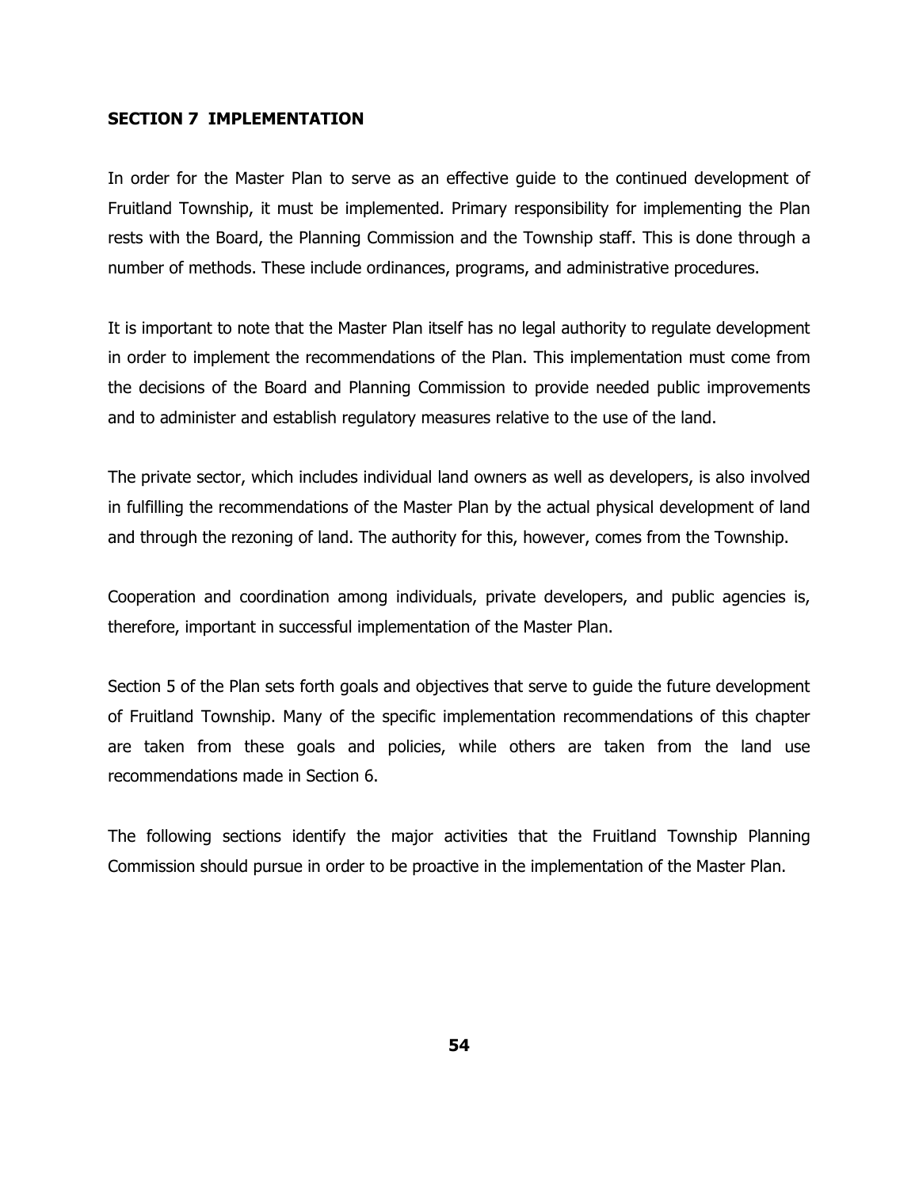## SECTION 7 IMPLEMENTATION

In order for the Master Plan to serve as an effective guide to the continued development of Fruitland Township, it must be implemented. Primary responsibility for implementing the Plan rests with the Board, the Planning Commission and the Township staff. This is done through a number of methods. These include ordinances, programs, and administrative procedures.

It is important to note that the Master Plan itself has no legal authority to regulate development in order to implement the recommendations of the Plan. This implementation must come from the decisions of the Board and Planning Commission to provide needed public improvements and to administer and establish regulatory measures relative to the use of the land.

The private sector, which includes individual land owners as well as developers, is also involved in fulfilling the recommendations of the Master Plan by the actual physical development of land and through the rezoning of land. The authority for this, however, comes from the Township.

Cooperation and coordination among individuals, private developers, and public agencies is, therefore, important in successful implementation of the Master Plan.

Section 5 of the Plan sets forth goals and objectives that serve to guide the future development of Fruitland Township. Many of the specific implementation recommendations of this chapter are taken from these goals and policies, while others are taken from the land use recommendations made in Section 6.

The following sections identify the major activities that the Fruitland Township Planning Commission should pursue in order to be proactive in the implementation of the Master Plan.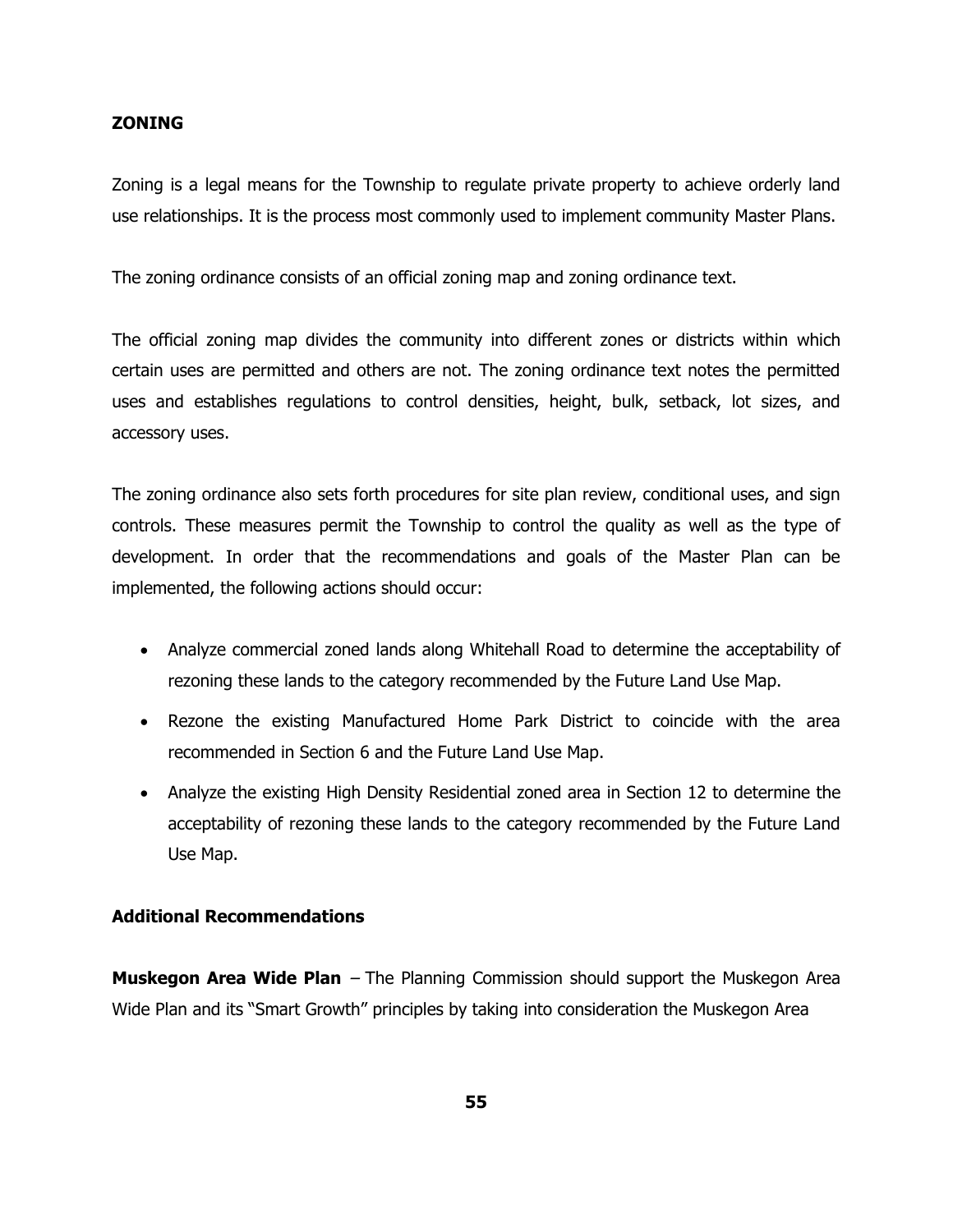## ZONING

Zoning is a legal means for the Township to regulate private property to achieve orderly land use relationships. It is the process most commonly used to implement community Master Plans.

The zoning ordinance consists of an official zoning map and zoning ordinance text.

The official zoning map divides the community into different zones or districts within which certain uses are permitted and others are not. The zoning ordinance text notes the permitted uses and establishes regulations to control densities, height, bulk, setback, lot sizes, and accessory uses.

The zoning ordinance also sets forth procedures for site plan review, conditional uses, and sign controls. These measures permit the Township to control the quality as well as the type of development. In order that the recommendations and goals of the Master Plan can be implemented, the following actions should occur:

- Analyze commercial zoned lands along Whitehall Road to determine the acceptability of rezoning these lands to the category recommended by the Future Land Use Map.
- Rezone the existing Manufactured Home Park District to coincide with the area recommended in Section 6 and the Future Land Use Map.
- Analyze the existing High Density Residential zoned area in Section 12 to determine the acceptability of rezoning these lands to the category recommended by the Future Land Use Map.

### Additional Recommendations

**Muskegon Area Wide Plan** – The Planning Commission should support the Muskegon Area Wide Plan and its "Smart Growth" principles by taking into consideration the Muskegon Area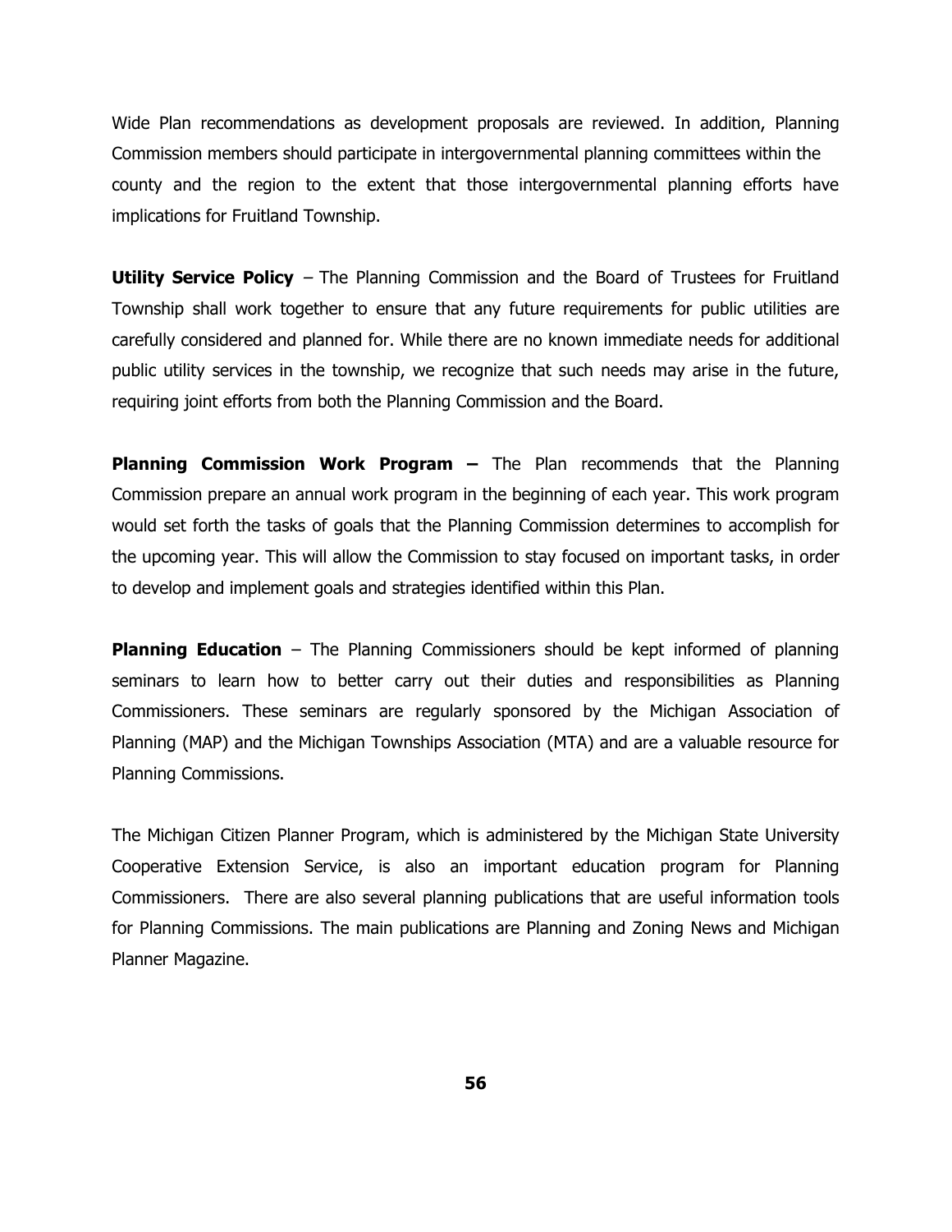Wide Plan recommendations as development proposals are reviewed. In addition, Planning Commission members should participate in intergovernmental planning committees within the county and the region to the extent that those intergovernmental planning efforts have implications for Fruitland Township.

**Utility Service Policy** – The Planning Commission and the Board of Trustees for Fruitland Township shall work together to ensure that any future requirements for public utilities are carefully considered and planned for. While there are no known immediate needs for additional public utility services in the township, we recognize that such needs may arise in the future, requiring joint efforts from both the Planning Commission and the Board.

**Planning Commission Work Program –** The Plan recommends that the Planning Commission prepare an annual work program in the beginning of each year. This work program would set forth the tasks of goals that the Planning Commission determines to accomplish for the upcoming year. This will allow the Commission to stay focused on important tasks, in order to develop and implement goals and strategies identified within this Plan.

**Planning Education** – The Planning Commissioners should be kept informed of planning seminars to learn how to better carry out their duties and responsibilities as Planning Commissioners. These seminars are regularly sponsored by the Michigan Association of Planning (MAP) and the Michigan Townships Association (MTA) and are a valuable resource for Planning Commissions.

The Michigan Citizen Planner Program, which is administered by the Michigan State University Cooperative Extension Service, is also an important education program for Planning Commissioners. There are also several planning publications that are useful information tools for Planning Commissions. The main publications are Planning and Zoning News and Michigan Planner Magazine.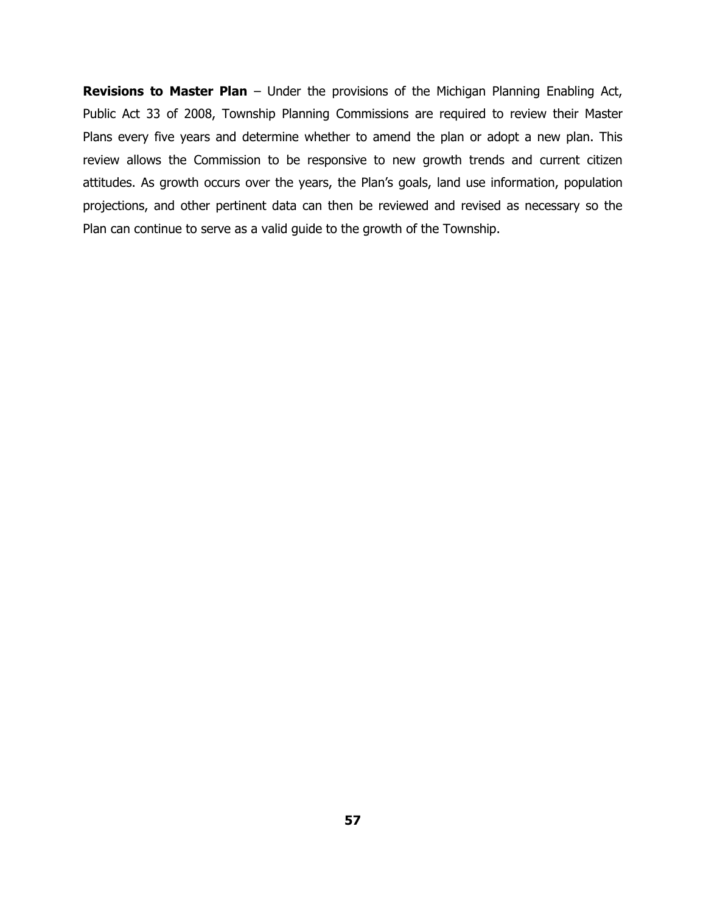**Revisions to Master Plan** – Under the provisions of the Michigan Planning Enabling Act, Public Act 33 of 2008, Township Planning Commissions are required to review their Master Plans every five years and determine whether to amend the plan or adopt a new plan. This review allows the Commission to be responsive to new growth trends and current citizen attitudes. As growth occurs over the years, the Plan's goals, land use information, population projections, and other pertinent data can then be reviewed and revised as necessary so the Plan can continue to serve as a valid guide to the growth of the Township.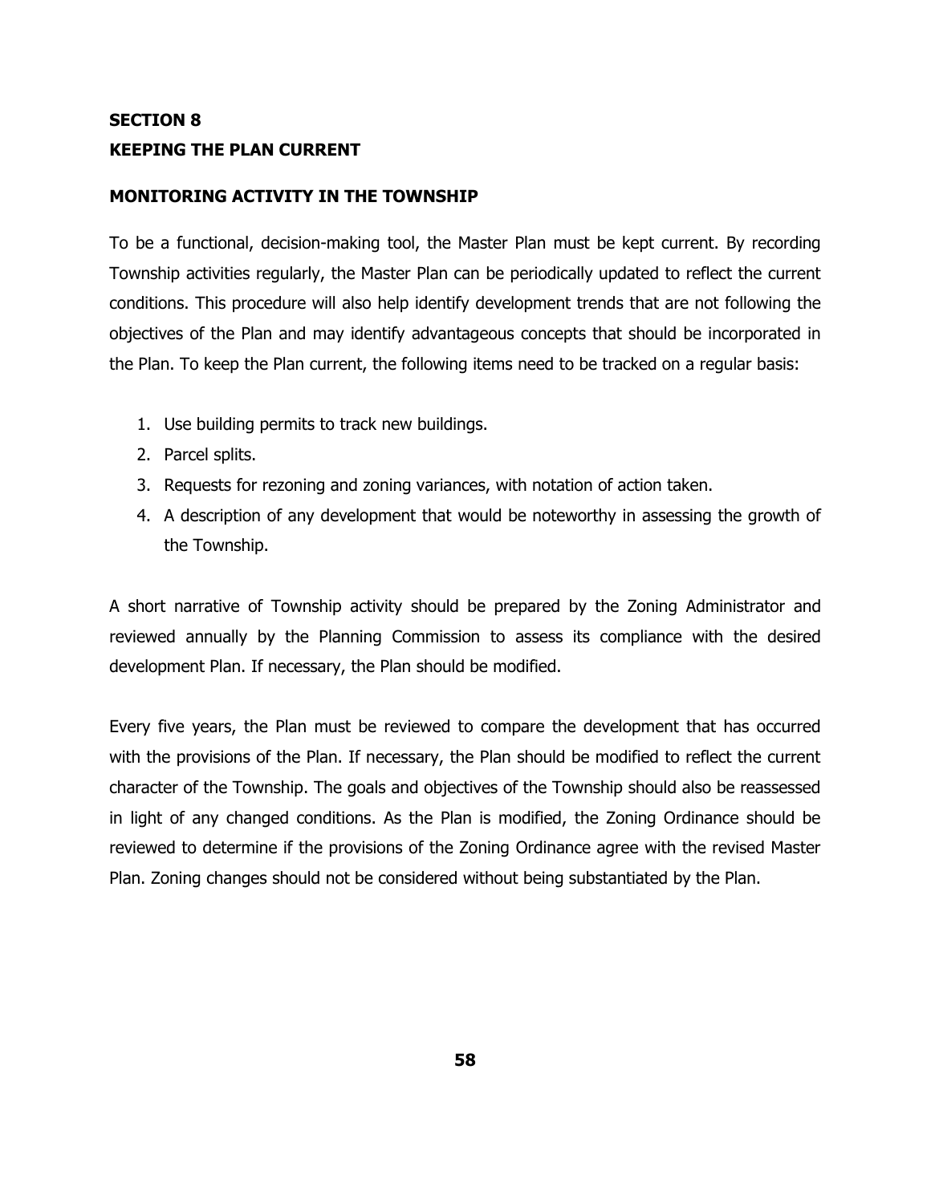# SECTION 8
# KEEPING THE PLAN CURRENT

## MONITORING ACTIVITY IN THE TOWNSHIP

To be a functional, decision-making tool, the Master Plan must be kept current. By recording Township activities regularly, the Master Plan can be periodically updated to reflect the current conditions. This procedure will also help identify development trends that are not following the objectives of the Plan and may identify advantageous concepts that should be incorporated in the Plan. To keep the Plan current, the following items need to be tracked on a regular basis:

1. Use building permits to track new buildings.
2. Parcel splits.
3. Requests for rezoning and zoning variances, with notation of action taken.
4. A description of any development that would be noteworthy in assessing the growth of the Township.

A short narrative of Township activity should be prepared by the Zoning Administrator and reviewed annually by the Planning Commission to assess its compliance with the desired development Plan. If necessary, the Plan should be modified.

Every five years, the Plan must be reviewed to compare the development that has occurred with the provisions of the Plan. If necessary, the Plan should be modified to reflect the current character of the Township. The goals and objectives of the Township should also be reassessed in light of any changed conditions. As the Plan is modified, the Zoning Ordinance should be reviewed to determine if the provisions of the Zoning Ordinance agree with the revised Master Plan. Zoning changes should not be considered without being substantiated by the Plan.